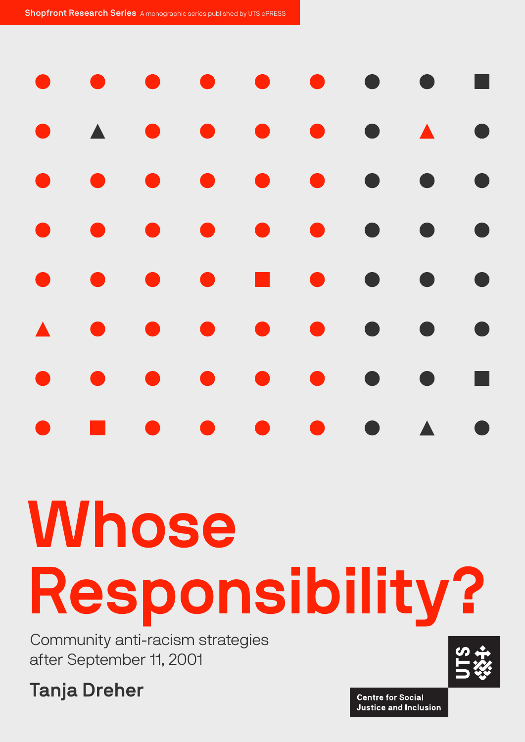**Shopfront Research Series** A monographic series published by UTS ePRESS

# Whose Responsibility?

Community anti-racism strategies after September 11, 2001

**Tanja Dreher**

UTS

Centre for Social Justice and Inclusion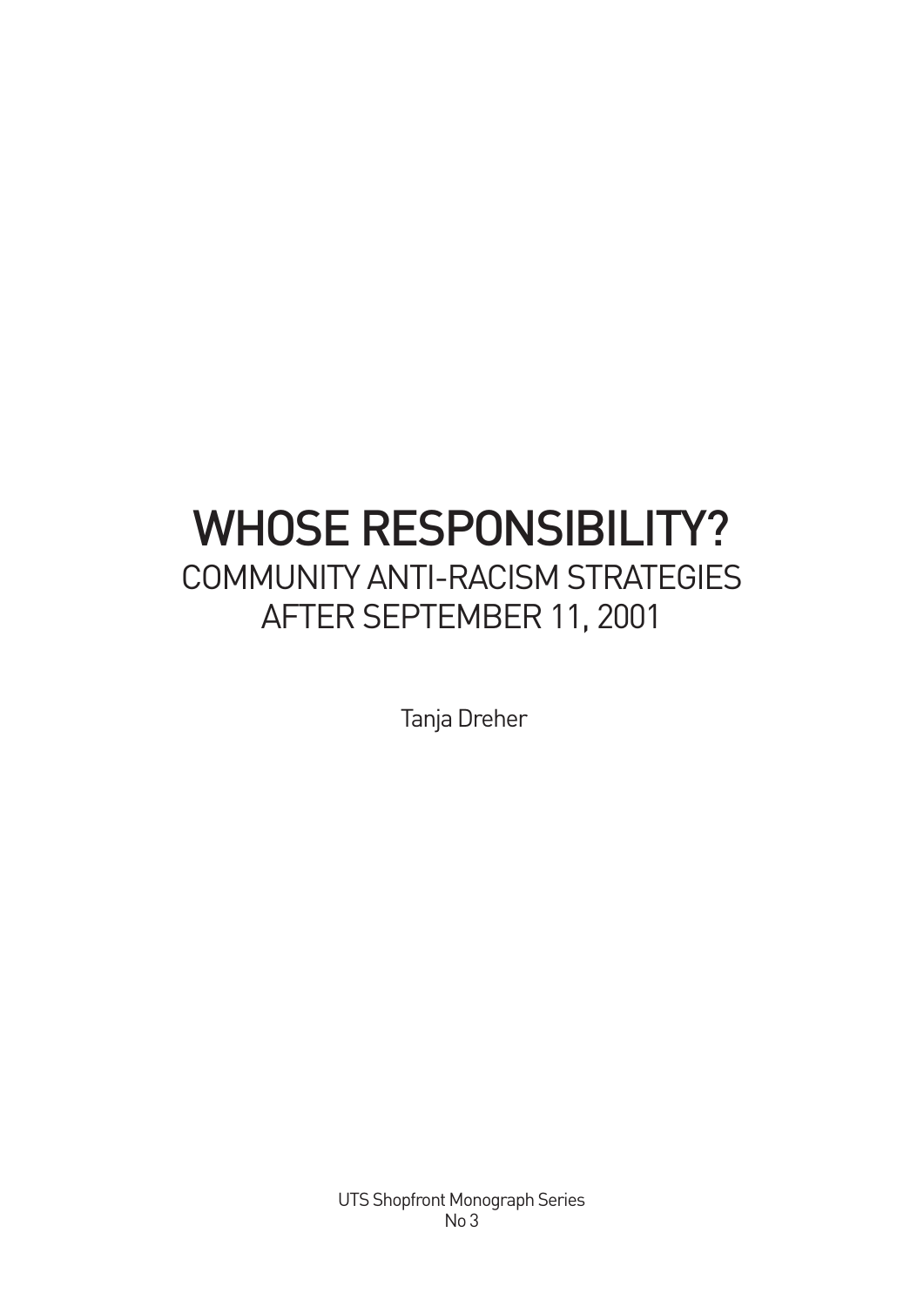# WHOSE RESPONSIBILITY?

## COMMUNITY ANTI-RACISM STRATEGIES AFTER SEPTEMBER 11, 2001

Tanja Dreher

UTS Shopfront Monograph Series
No 3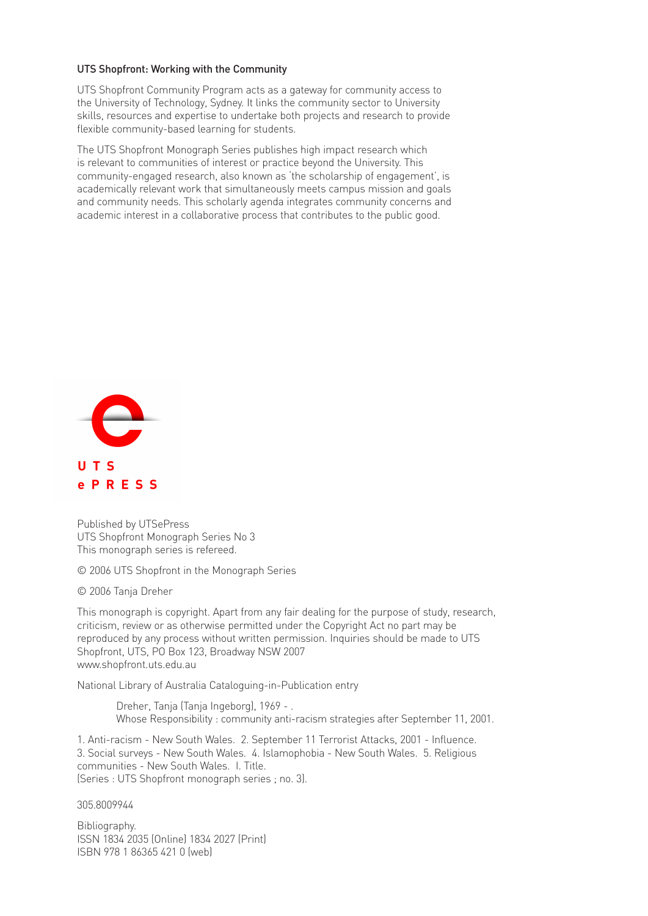## UTS Shopfront: Working with the Community

UTS Shopfront Community Program acts as a gateway for community access to the University of Technology, Sydney. It links the community sector to University skills, resources and expertise to undertake both projects and research to provide flexible community-based learning for students.

The UTS Shopfront Monograph Series publishes high impact research which is relevant to communities of interest or practice beyond the University. This community-engaged research, also known as 'the scholarship of engagement', is academically relevant work that simultaneously meets campus mission and goals and community needs. This scholarly agenda integrates community concerns and academic interest in a collaborative process that contributes to the public good.

**UTS ePRESS**

Published by UTSePress
UTS Shopfront Monograph Series No 3
This monograph series is refereed.

© 2006 UTS Shopfront in the Monograph Series

© 2006 Tanja Dreher

This monograph is copyright. Apart from any fair dealing for the purpose of study, research, criticism, review or as otherwise permitted under the Copyright Act no part may be reproduced by any process without written permission. Inquiries should be made to UTS Shopfront, UTS, PO Box 123, Broadway NSW 2007
www.shopfront.uts.edu.au

National Library of Australia Cataloguing-in-Publication entry

Dreher, Tanja (Tanja Ingeborg), 1969 - .
Whose Responsibility : community anti-racism strategies after September 11, 2001.

1. Anti-racism - New South Wales. 2. September 11 Terrorist Attacks, 2001 - Influence. 3. Social surveys - New South Wales. 4. Islamophobia - New South Wales. 5. Religious communities - New South Wales. I. Title.
(Series : UTS Shopfront monograph series ; no. 3).

305.8009944

Bibliography.
ISSN 1834 2035 (Online) 1834 2027 (Print)
ISBN 978 1 86365 421 0 (web)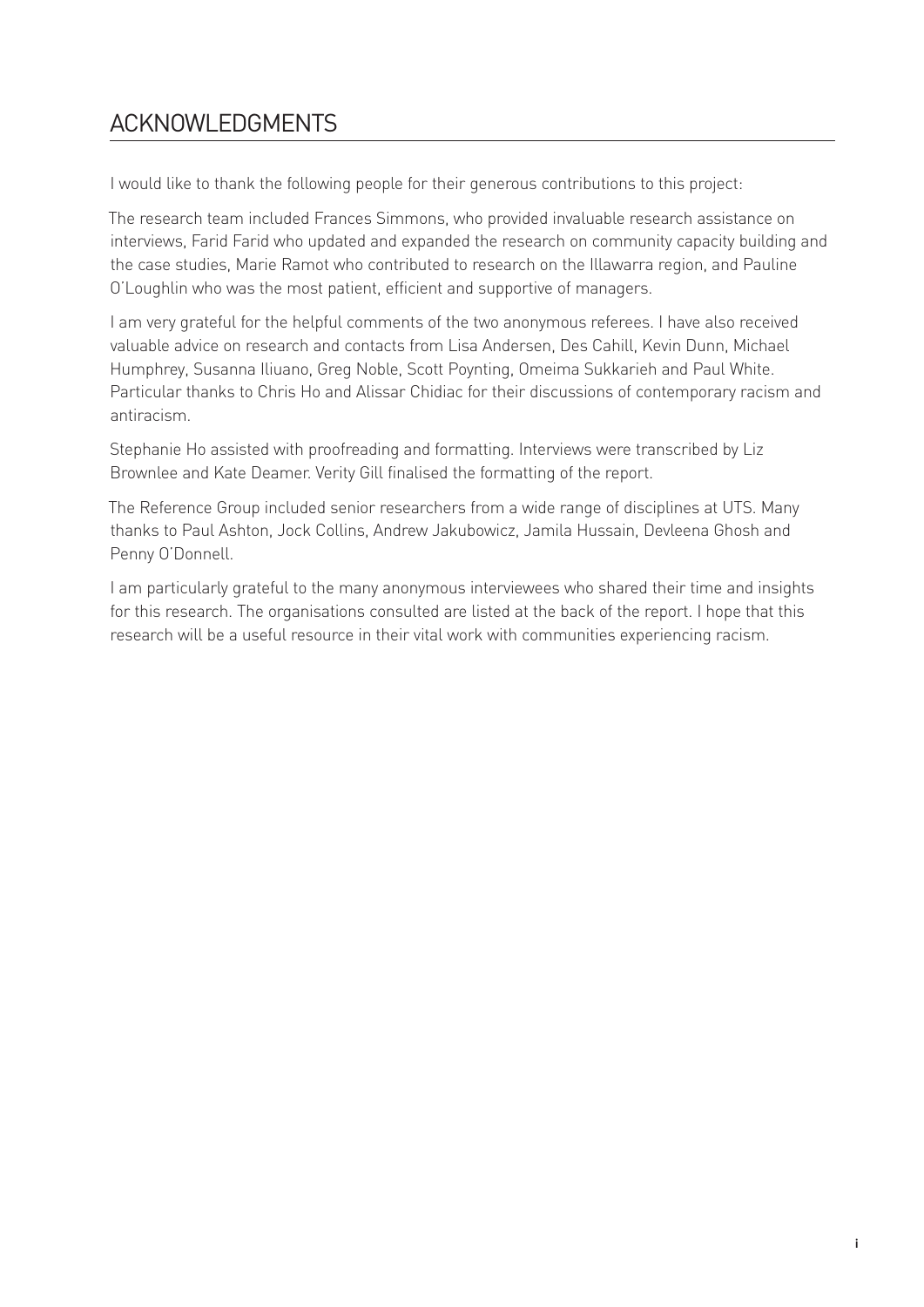# ACKNOWLEDGMENTS

I would like to thank the following people for their generous contributions to this project:

The research team included Frances Simmons, who provided invaluable research assistance on interviews, Farid Farid who updated and expanded the research on community capacity building and the case studies, Marie Ramot who contributed to research on the Illawarra region, and Pauline O'Loughlin who was the most patient, efficient and supportive of managers.

I am very grateful for the helpful comments of the two anonymous referees. I have also received valuable advice on research and contacts from Lisa Andersen, Des Cahill, Kevin Dunn, Michael Humphrey, Susanna Iliuano, Greg Noble, Scott Poynting, Omeima Sukkarieh and Paul White. Particular thanks to Chris Ho and Alissar Chidiac for their discussions of contemporary racism and antiracism.

Stephanie Ho assisted with proofreading and formatting. Interviews were transcribed by Liz Brownlee and Kate Deamer. Verity Gill finalised the formatting of the report.

The Reference Group included senior researchers from a wide range of disciplines at UTS. Many thanks to Paul Ashton, Jock Collins, Andrew Jakubowicz, Jamila Hussain, Devleena Ghosh and Penny O'Donnell.

I am particularly grateful to the many anonymous interviewees who shared their time and insights for this research. The organisations consulted are listed at the back of the report. I hope that this research will be a useful resource in their vital work with communities experiencing racism.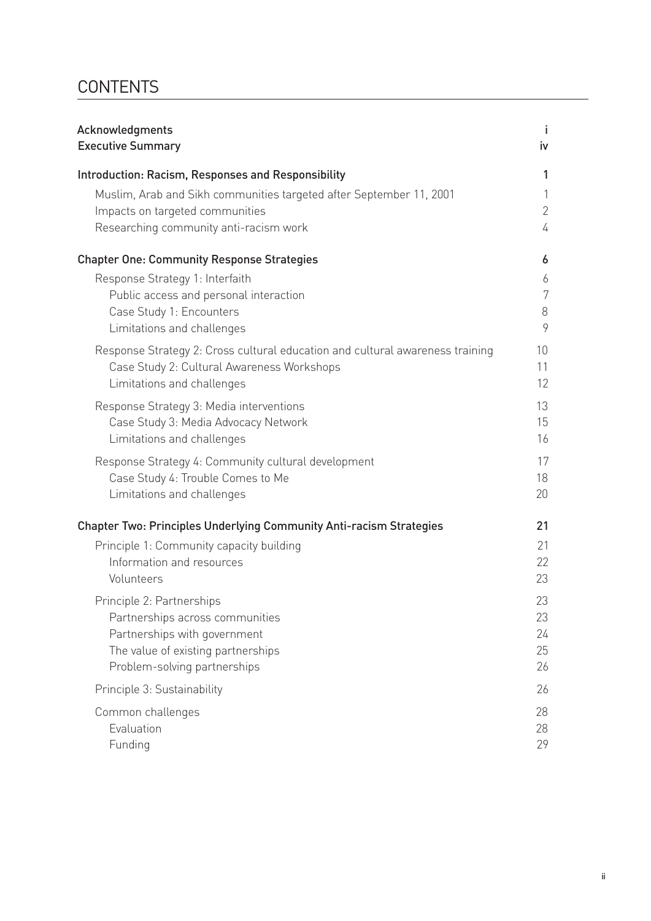# CONTENTS

| | |
|---|---|
| **Acknowledgments** | **i** |
| **Executive Summary** | **iv** |
| **Introduction: Racism, Responses and Responsibility** | **1** |
| Muslim, Arab and Sikh communities targeted after September 11, 2001 | 1 |
| Impacts on targeted communities | 2 |
| Researching community anti-racism work | 4 |
| **Chapter One: Community Response Strategies** | **6** |
| Response Strategy 1: Interfaith | 6 |
| Public access and personal interaction | 7 |
| Case Study 1: Encounters | 8 |
| Limitations and challenges | 9 |
| Response Strategy 2: Cross cultural education and cultural awareness training | 10 |
| Case Study 2: Cultural Awareness Workshops | 11 |
| Limitations and challenges | 12 |
| Response Strategy 3: Media interventions | 13 |
| Case Study 3: Media Advocacy Network | 15 |
| Limitations and challenges | 16 |
| Response Strategy 4: Community cultural development | 17 |
| Case Study 4: Trouble Comes to Me | 18 |
| Limitations and challenges | 20 |
| **Chapter Two: Principles Underlying Community Anti-racism Strategies** | **21** |
| Principle 1: Community capacity building | 21 |
| Information and resources | 22 |
| Volunteers | 23 |
| Principle 2: Partnerships | 23 |
| Partnerships across communities | 23 |
| Partnerships with government | 24 |
| The value of existing partnerships | 25 |
| Problem-solving partnerships | 26 |
| Principle 3: Sustainability | 26 |
| Common challenges | 28 |
| Evaluation | 28 |
| Funding | 29 |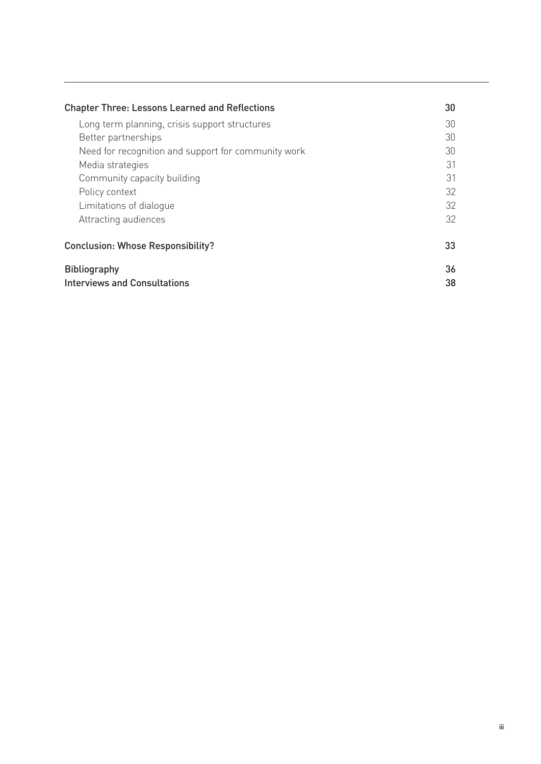| | |
|---|---|
| **Chapter Three: Lessons Learned and Reflections** | **30** |
| Long term planning, crisis support structures | 30 |
| Better partnerships | 30 |
| Need for recognition and support for community work | 30 |
| Media strategies | 31 |
| Community capacity building | 31 |
| Policy context | 32 |
| Limitations of dialogue | 32 |
| Attracting audiences | 32 |
| **Conclusion: Whose Responsibility?** | **33** |
| **Bibliography** | **36** |
| **Interviews and Consultations** | **38** |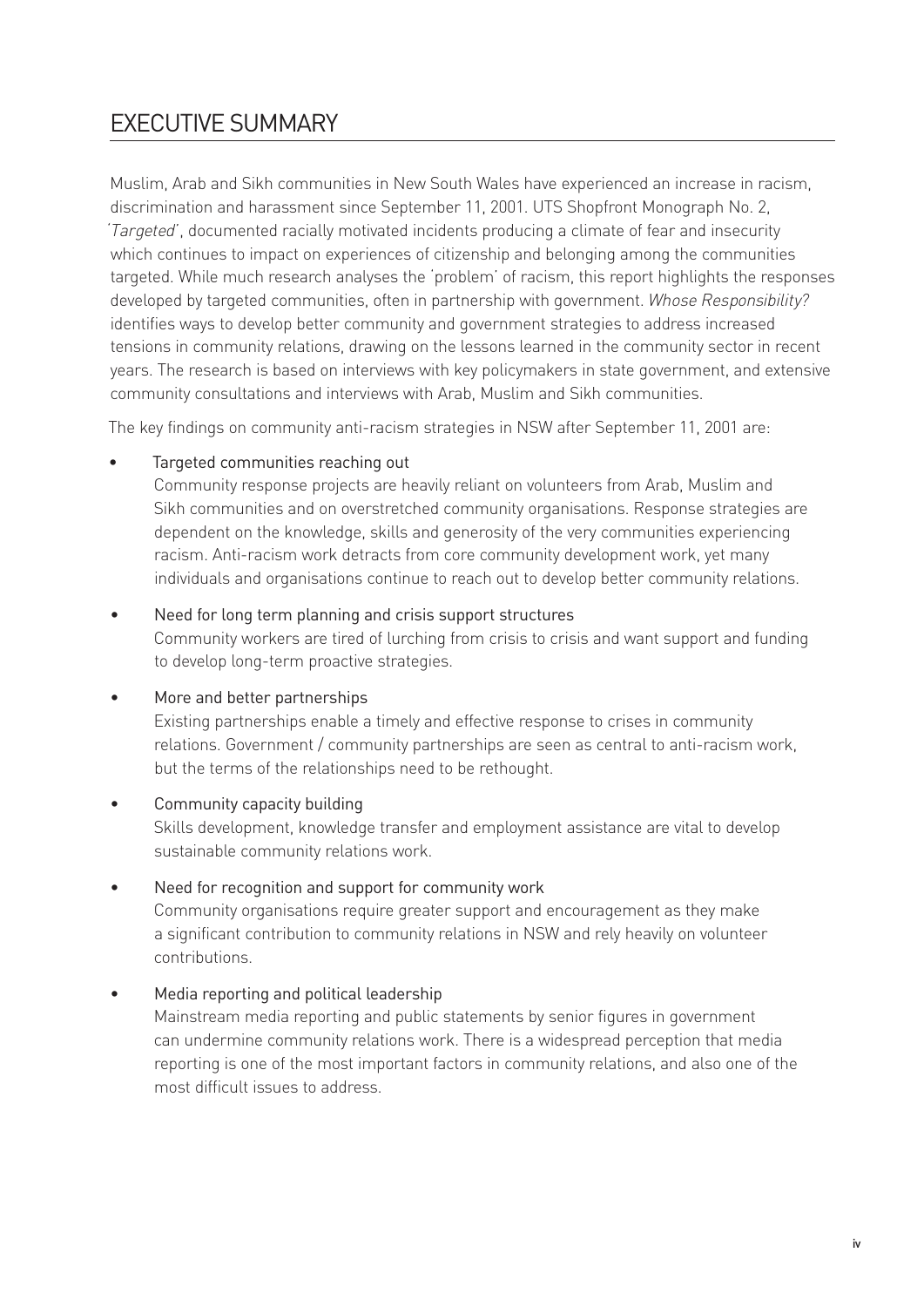# EXECUTIVE SUMMARY

Muslim, Arab and Sikh communities in New South Wales have experienced an increase in racism, discrimination and harassment since September 11, 2001. UTS Shopfront Monograph No. 2, '*Targeted*', documented racially motivated incidents producing a climate of fear and insecurity which continues to impact on experiences of citizenship and belonging among the communities targeted. While much research analyses the 'problem' of racism, this report highlights the responses developed by targeted communities, often in partnership with government. *Whose Responsibility?* identifies ways to develop better community and government strategies to address increased tensions in community relations, drawing on the lessons learned in the community sector in recent years. The research is based on interviews with key policymakers in state government, and extensive community consultations and interviews with Arab, Muslim and Sikh communities.

The key findings on community anti-racism strategies in NSW after September 11, 2001 are:

- Targeted communities reaching out
  Community response projects are heavily reliant on volunteers from Arab, Muslim and Sikh communities and on overstretched community organisations. Response strategies are dependent on the knowledge, skills and generosity of the very communities experiencing racism. Anti-racism work detracts from core community development work, yet many individuals and organisations continue to reach out to develop better community relations.

- Need for long term planning and crisis support structures
  Community workers are tired of lurching from crisis to crisis and want support and funding to develop long-term proactive strategies.

- More and better partnerships
  Existing partnerships enable a timely and effective response to crises in community relations. Government / community partnerships are seen as central to anti-racism work, but the terms of the relationships need to be rethought.

- Community capacity building
  Skills development, knowledge transfer and employment assistance are vital to develop sustainable community relations work.

- Need for recognition and support for community work
  Community organisations require greater support and encouragement as they make a significant contribution to community relations in NSW and rely heavily on volunteer contributions.

- Media reporting and political leadership
  Mainstream media reporting and public statements by senior figures in government can undermine community relations work. There is a widespread perception that media reporting is one of the most important factors in community relations, and also one of the most difficult issues to address.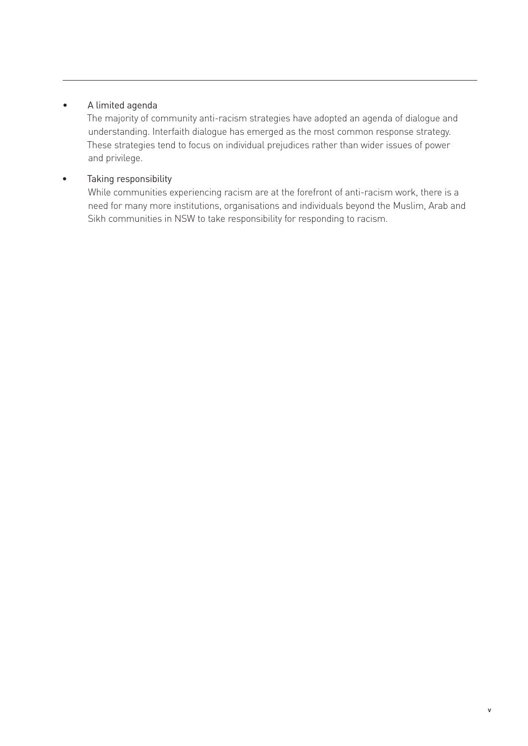- A limited agenda

  The majority of community anti-racism strategies have adopted an agenda of dialogue and understanding. Interfaith dialogue has emerged as the most common response strategy. These strategies tend to focus on individual prejudices rather than wider issues of power and privilege.

- Taking responsibility

  While communities experiencing racism are at the forefront of anti-racism work, there is a need for many more institutions, organisations and individuals beyond the Muslim, Arab and Sikh communities in NSW to take responsibility for responding to racism.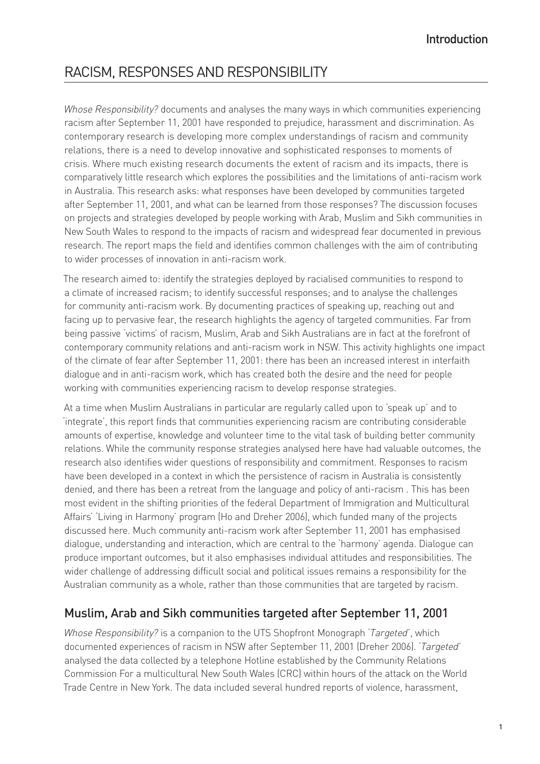# RACISM, RESPONSES AND RESPONSIBILITY

*Whose Responsibility?* documents and analyses the many ways in which communities experiencing racism after September 11, 2001 have responded to prejudice, harassment and discrimination. As contemporary research is developing more complex understandings of racism and community relations, there is a need to develop innovative and sophisticated responses to moments of crisis. Where much existing research documents the extent of racism and its impacts, there is comparatively little research which explores the possibilities and the limitations of anti-racism work in Australia. This research asks: what responses have been developed by communities targeted after September 11, 2001, and what can be learned from those responses? The discussion focuses on projects and strategies developed by people working with Arab, Muslim and Sikh communities in New South Wales to respond to the impacts of racism and widespread fear documented in previous research. The report maps the field and identifies common challenges with the aim of contributing to wider processes of innovation in anti-racism work.

The research aimed to: identify the strategies deployed by racialised communities to respond to a climate of increased racism; to identify successful responses; and to analyse the challenges for community anti-racism work. By documenting practices of speaking up, reaching out and facing up to pervasive fear, the research highlights the agency of targeted communities. Far from being passive 'victims' of racism, Muslim, Arab and Sikh Australians are in fact at the forefront of contemporary community relations and anti-racism work in NSW. This activity highlights one impact of the climate of fear after September 11, 2001: there has been an increased interest in interfaith dialogue and in anti-racism work, which has created both the desire and the need for people working with communities experiencing racism to develop response strategies.

At a time when Muslim Australians in particular are regularly called upon to 'speak up' and to 'integrate', this report finds that communities experiencing racism are contributing considerable amounts of expertise, knowledge and volunteer time to the vital task of building better community relations. While the community response strategies analysed here have had valuable outcomes, the research also identifies wider questions of responsibility and commitment. Responses to racism have been developed in a context in which the persistence of racism in Australia is consistently denied, and there has been a retreat from the language and policy of anti-racism . This has been most evident in the shifting priorities of the federal Department of Immigration and Multicultural Affairs' 'Living in Harmony' program (Ho and Dreher 2006), which funded many of the projects discussed here. Much community anti-racism work after September 11, 2001 has emphasised dialogue, understanding and interaction, which are central to the 'harmony' agenda. Dialogue can produce important outcomes, but it also emphasises individual attitudes and responsibilities. The wider challenge of addressing difficult social and political issues remains a responsibility for the Australian community as a whole, rather than those communities that are targeted by racism.

## Muslim, Arab and Sikh communities targeted after September 11, 2001

*Whose Responsibility?* is a companion to the UTS Shopfront Monograph '*Targeted*', which documented experiences of racism in NSW after September 11, 2001 (Dreher 2006). '*Targeted*' analysed the data collected by a telephone Hotline established by the Community Relations Commission For a multicultural New South Wales (CRC) within hours of the attack on the World Trade Centre in New York. The data included several hundred reports of violence, harassment,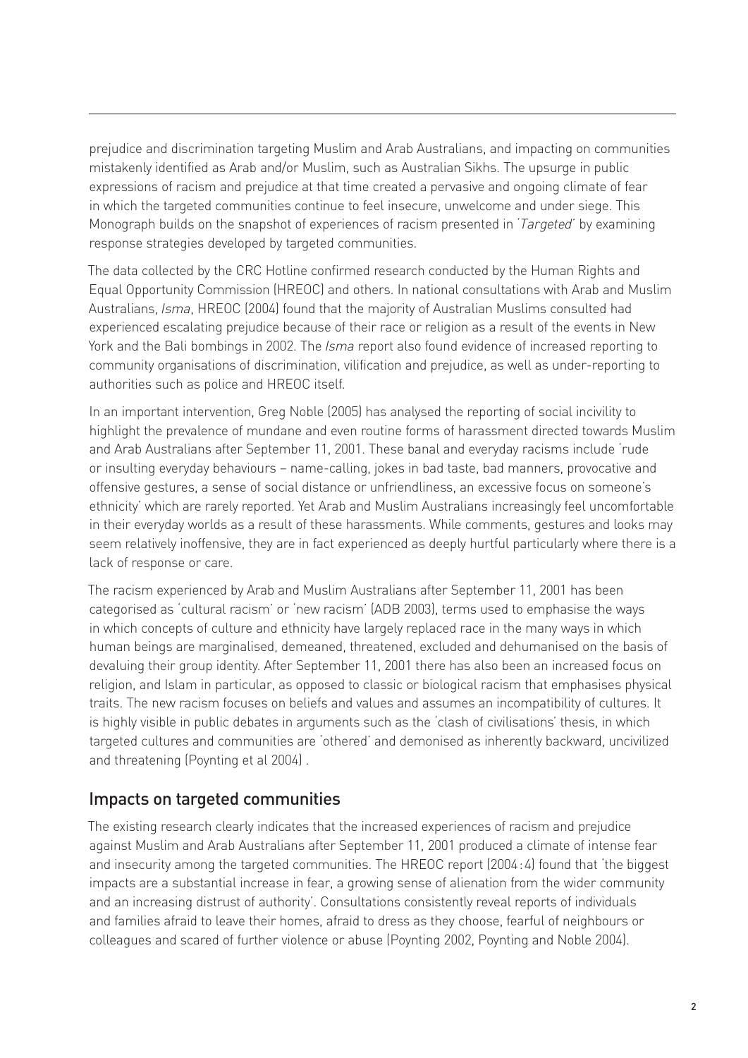prejudice and discrimination targeting Muslim and Arab Australians, and impacting on communities mistakenly identified as Arab and/or Muslim, such as Australian Sikhs. The upsurge in public expressions of racism and prejudice at that time created a pervasive and ongoing climate of fear in which the targeted communities continue to feel insecure, unwelcome and under siege. This Monograph builds on the snapshot of experiences of racism presented in '*Targeted*' by examining response strategies developed by targeted communities.

The data collected by the CRC Hotline confirmed research conducted by the Human Rights and Equal Opportunity Commission (HREOC) and others. In national consultations with Arab and Muslim Australians, *Isma*, HREOC (2004) found that the majority of Australian Muslims consulted had experienced escalating prejudice because of their race or religion as a result of the events in New York and the Bali bombings in 2002. The *Isma* report also found evidence of increased reporting to community organisations of discrimination, vilification and prejudice, as well as under-reporting to authorities such as police and HREOC itself.

In an important intervention, Greg Noble (2005) has analysed the reporting of social incivility to highlight the prevalence of mundane and even routine forms of harassment directed towards Muslim and Arab Australians after September 11, 2001. These banal and everyday racisms include 'rude or insulting everyday behaviours – name-calling, jokes in bad taste, bad manners, provocative and offensive gestures, a sense of social distance or unfriendliness, an excessive focus on someone's ethnicity' which are rarely reported. Yet Arab and Muslim Australians increasingly feel uncomfortable in their everyday worlds as a result of these harassments. While comments, gestures and looks may seem relatively inoffensive, they are in fact experienced as deeply hurtful particularly where there is a lack of response or care.

The racism experienced by Arab and Muslim Australians after September 11, 2001 has been categorised as 'cultural racism' or 'new racism' (ADB 2003), terms used to emphasise the ways in which concepts of culture and ethnicity have largely replaced race in the many ways in which human beings are marginalised, demeaned, threatened, excluded and dehumanised on the basis of devaluing their group identity. After September 11, 2001 there has also been an increased focus on religion, and Islam in particular, as opposed to classic or biological racism that emphasises physical traits. The new racism focuses on beliefs and values and assumes an incompatibility of cultures. It is highly visible in public debates in arguments such as the 'clash of civilisations' thesis, in which targeted cultures and communities are 'othered' and demonised as inherently backward, uncivilized and threatening (Poynting et al 2004) .

## Impacts on targeted communities

The existing research clearly indicates that the increased experiences of racism and prejudice against Muslim and Arab Australians after September 11, 2001 produced a climate of intense fear and insecurity among the targeted communities. The HREOC report (2004:4) found that 'the biggest impacts are a substantial increase in fear, a growing sense of alienation from the wider community and an increasing distrust of authority'. Consultations consistently reveal reports of individuals and families afraid to leave their homes, afraid to dress as they choose, fearful of neighbours or colleagues and scared of further violence or abuse (Poynting 2002, Poynting and Noble 2004).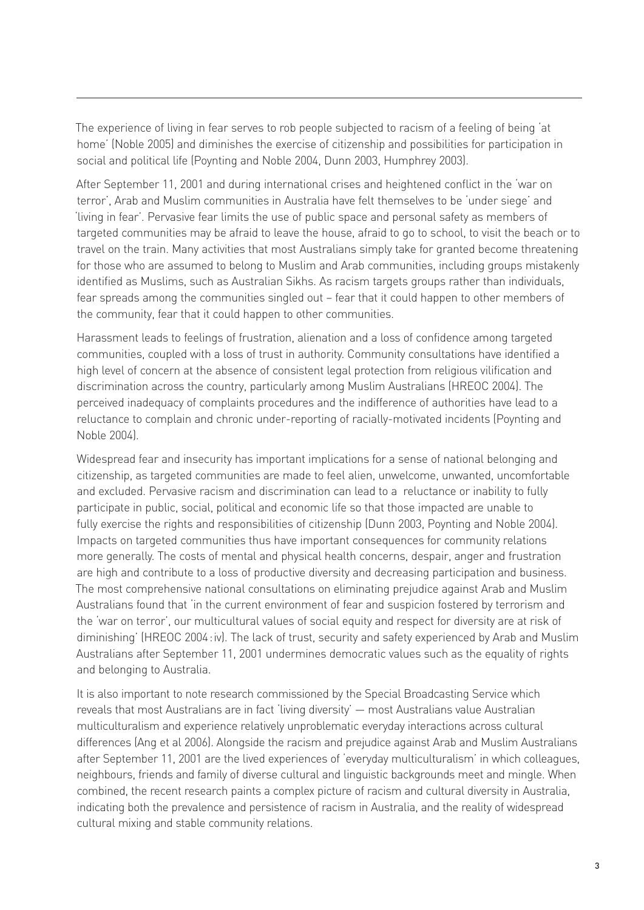The experience of living in fear serves to rob people subjected to racism of a feeling of being 'at home' (Noble 2005) and diminishes the exercise of citizenship and possibilities for participation in social and political life (Poynting and Noble 2004, Dunn 2003, Humphrey 2003).

After September 11, 2001 and during international crises and heightened conflict in the 'war on terror', Arab and Muslim communities in Australia have felt themselves to be 'under siege' and 'living in fear'. Pervasive fear limits the use of public space and personal safety as members of targeted communities may be afraid to leave the house, afraid to go to school, to visit the beach or to travel on the train. Many activities that most Australians simply take for granted become threatening for those who are assumed to belong to Muslim and Arab communities, including groups mistakenly identified as Muslims, such as Australian Sikhs. As racism targets groups rather than individuals, fear spreads among the communities singled out – fear that it could happen to other members of the community, fear that it could happen to other communities.

Harassment leads to feelings of frustration, alienation and a loss of confidence among targeted communities, coupled with a loss of trust in authority. Community consultations have identified a high level of concern at the absence of consistent legal protection from religious vilification and discrimination across the country, particularly among Muslim Australians (HREOC 2004). The perceived inadequacy of complaints procedures and the indifference of authorities have lead to a reluctance to complain and chronic under-reporting of racially-motivated incidents (Poynting and Noble 2004).

Widespread fear and insecurity has important implications for a sense of national belonging and citizenship, as targeted communities are made to feel alien, unwelcome, unwanted, uncomfortable and excluded. Pervasive racism and discrimination can lead to a reluctance or inability to fully participate in public, social, political and economic life so that those impacted are unable to fully exercise the rights and responsibilities of citizenship (Dunn 2003, Poynting and Noble 2004). Impacts on targeted communities thus have important consequences for community relations more generally. The costs of mental and physical health concerns, despair, anger and frustration are high and contribute to a loss of productive diversity and decreasing participation and business. The most comprehensive national consultations on eliminating prejudice against Arab and Muslim Australians found that 'in the current environment of fear and suspicion fostered by terrorism and the 'war on terror', our multicultural values of social equity and respect for diversity are at risk of diminishing' (HREOC 2004: iv). The lack of trust, security and safety experienced by Arab and Muslim Australians after September 11, 2001 undermines democratic values such as the equality of rights and belonging to Australia.

It is also important to note research commissioned by the Special Broadcasting Service which reveals that most Australians are in fact 'living diversity' — most Australians value Australian multiculturalism and experience relatively unproblematic everyday interactions across cultural differences (Ang et al 2006). Alongside the racism and prejudice against Arab and Muslim Australians after September 11, 2001 are the lived experiences of 'everyday multiculturalism' in which colleagues, neighbours, friends and family of diverse cultural and linguistic backgrounds meet and mingle. When combined, the recent research paints a complex picture of racism and cultural diversity in Australia, indicating both the prevalence and persistence of racism in Australia, and the reality of widespread cultural mixing and stable community relations.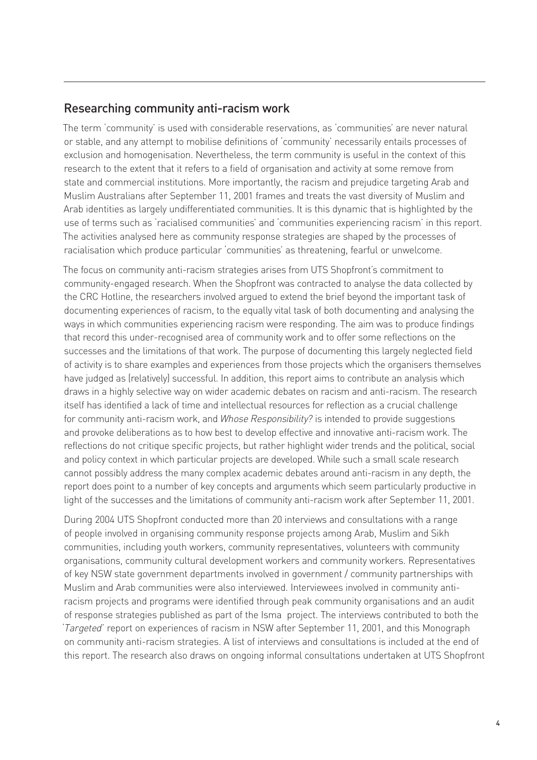## Researching community anti-racism work

The term 'community' is used with considerable reservations, as 'communities' are never natural or stable, and any attempt to mobilise definitions of 'community' necessarily entails processes of exclusion and homogenisation. Nevertheless, the term community is useful in the context of this research to the extent that it refers to a field of organisation and activity at some remove from state and commercial institutions. More importantly, the racism and prejudice targeting Arab and Muslim Australians after September 11, 2001 frames and treats the vast diversity of Muslim and Arab identities as largely undifferentiated communities. It is this dynamic that is highlighted by the use of terms such as 'racialised communities' and 'communities experiencing racism' in this report. The activities analysed here as community response strategies are shaped by the processes of racialisation which produce particular 'communities' as threatening, fearful or unwelcome.

The focus on community anti-racism strategies arises from UTS Shopfront's commitment to community-engaged research. When the Shopfront was contracted to analyse the data collected by the CRC Hotline, the researchers involved argued to extend the brief beyond the important task of documenting experiences of racism, to the equally vital task of both documenting and analysing the ways in which communities experiencing racism were responding. The aim was to produce findings that record this under-recognised area of community work and to offer some reflections on the successes and the limitations of that work. The purpose of documenting this largely neglected field of activity is to share examples and experiences from those projects which the organisers themselves have judged as (relatively) successful. In addition, this report aims to contribute an analysis which draws in a highly selective way on wider academic debates on racism and anti-racism. The research itself has identified a lack of time and intellectual resources for reflection as a crucial challenge for community anti-racism work, and *Whose Responsibility?* is intended to provide suggestions and provoke deliberations as to how best to develop effective and innovative anti-racism work. The reflections do not critique specific projects, but rather highlight wider trends and the political, social and policy context in which particular projects are developed. While such a small scale research cannot possibly address the many complex academic debates around anti-racism in any depth, the report does point to a number of key concepts and arguments which seem particularly productive in light of the successes and the limitations of community anti-racism work after September 11, 2001.

During 2004 UTS Shopfront conducted more than 20 interviews and consultations with a range of people involved in organising community response projects among Arab, Muslim and Sikh communities, including youth workers, community representatives, volunteers with community organisations, community cultural development workers and community workers. Representatives of key NSW state government departments involved in government / community partnerships with Muslim and Arab communities were also interviewed. Interviewees involved in community anti-racism projects and programs were identified through peak community organisations and an audit of response strategies published as part of the Isma project. The interviews contributed to both the '*Targeted*' report on experiences of racism in NSW after September 11, 2001, and this Monograph on community anti-racism strategies. A list of interviews and consultations is included at the end of this report. The research also draws on ongoing informal consultations undertaken at UTS Shopfront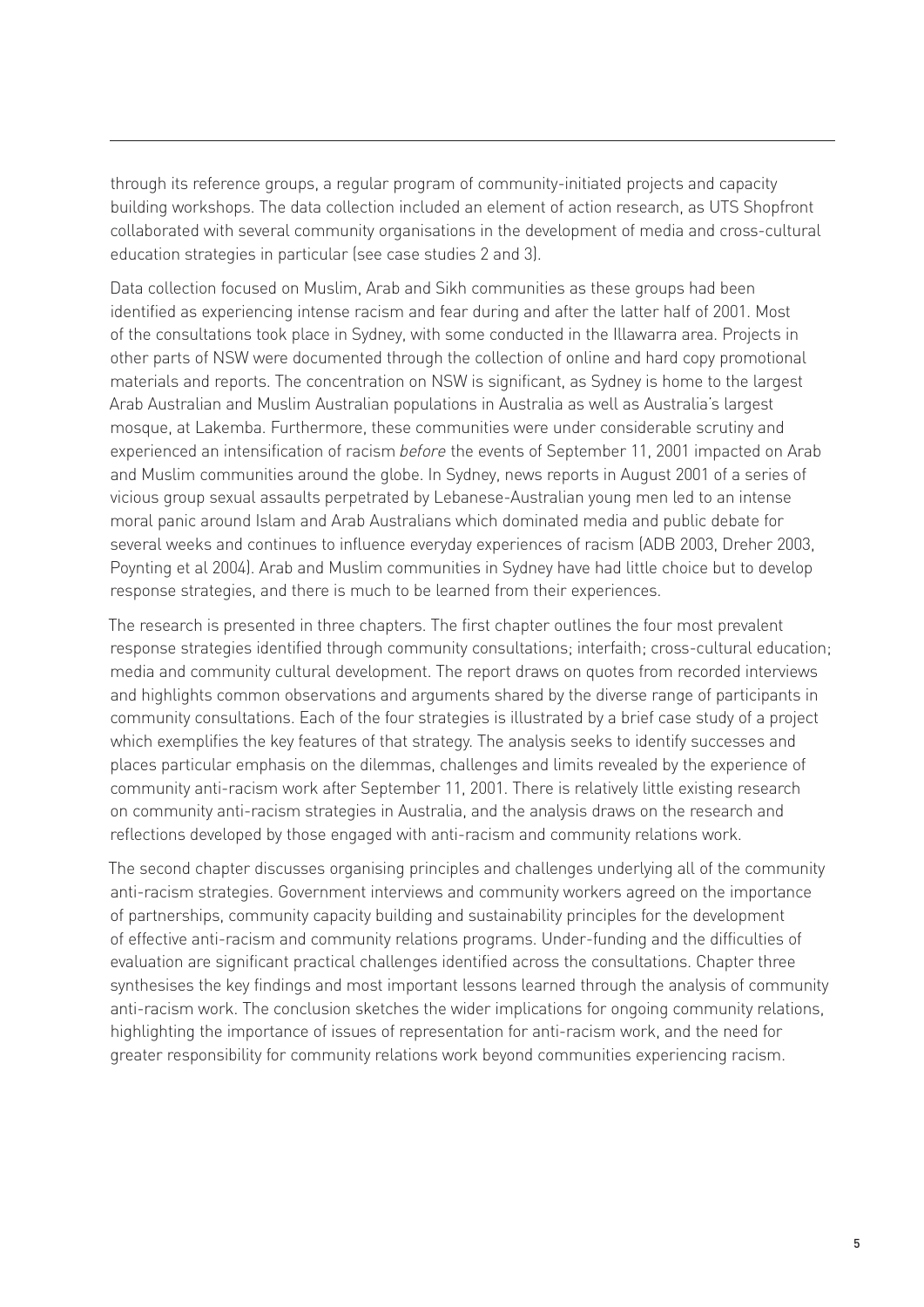through its reference groups, a regular program of community-initiated projects and capacity building workshops. The data collection included an element of action research, as UTS Shopfront collaborated with several community organisations in the development of media and cross-cultural education strategies in particular (see case studies 2 and 3).

Data collection focused on Muslim, Arab and Sikh communities as these groups had been identified as experiencing intense racism and fear during and after the latter half of 2001. Most of the consultations took place in Sydney, with some conducted in the Illawarra area. Projects in other parts of NSW were documented through the collection of online and hard copy promotional materials and reports. The concentration on NSW is significant, as Sydney is home to the largest Arab Australian and Muslim Australian populations in Australia as well as Australia's largest mosque, at Lakemba. Furthermore, these communities were under considerable scrutiny and experienced an intensification of racism *before* the events of September 11, 2001 impacted on Arab and Muslim communities around the globe. In Sydney, news reports in August 2001 of a series of vicious group sexual assaults perpetrated by Lebanese-Australian young men led to an intense moral panic around Islam and Arab Australians which dominated media and public debate for several weeks and continues to influence everyday experiences of racism (ADB 2003, Dreher 2003, Poynting et al 2004). Arab and Muslim communities in Sydney have had little choice but to develop response strategies, and there is much to be learned from their experiences.

The research is presented in three chapters. The first chapter outlines the four most prevalent response strategies identified through community consultations; interfaith; cross-cultural education; media and community cultural development. The report draws on quotes from recorded interviews and highlights common observations and arguments shared by the diverse range of participants in community consultations. Each of the four strategies is illustrated by a brief case study of a project which exemplifies the key features of that strategy. The analysis seeks to identify successes and places particular emphasis on the dilemmas, challenges and limits revealed by the experience of community anti-racism work after September 11, 2001. There is relatively little existing research on community anti-racism strategies in Australia, and the analysis draws on the research and reflections developed by those engaged with anti-racism and community relations work.

The second chapter discusses organising principles and challenges underlying all of the community anti-racism strategies. Government interviews and community workers agreed on the importance of partnerships, community capacity building and sustainability principles for the development of effective anti-racism and community relations programs. Under-funding and the difficulties of evaluation are significant practical challenges identified across the consultations. Chapter three synthesises the key findings and most important lessons learned through the analysis of community anti-racism work. The conclusion sketches the wider implications for ongoing community relations, highlighting the importance of issues of representation for anti-racism work, and the need for greater responsibility for community relations work beyond communities experiencing racism.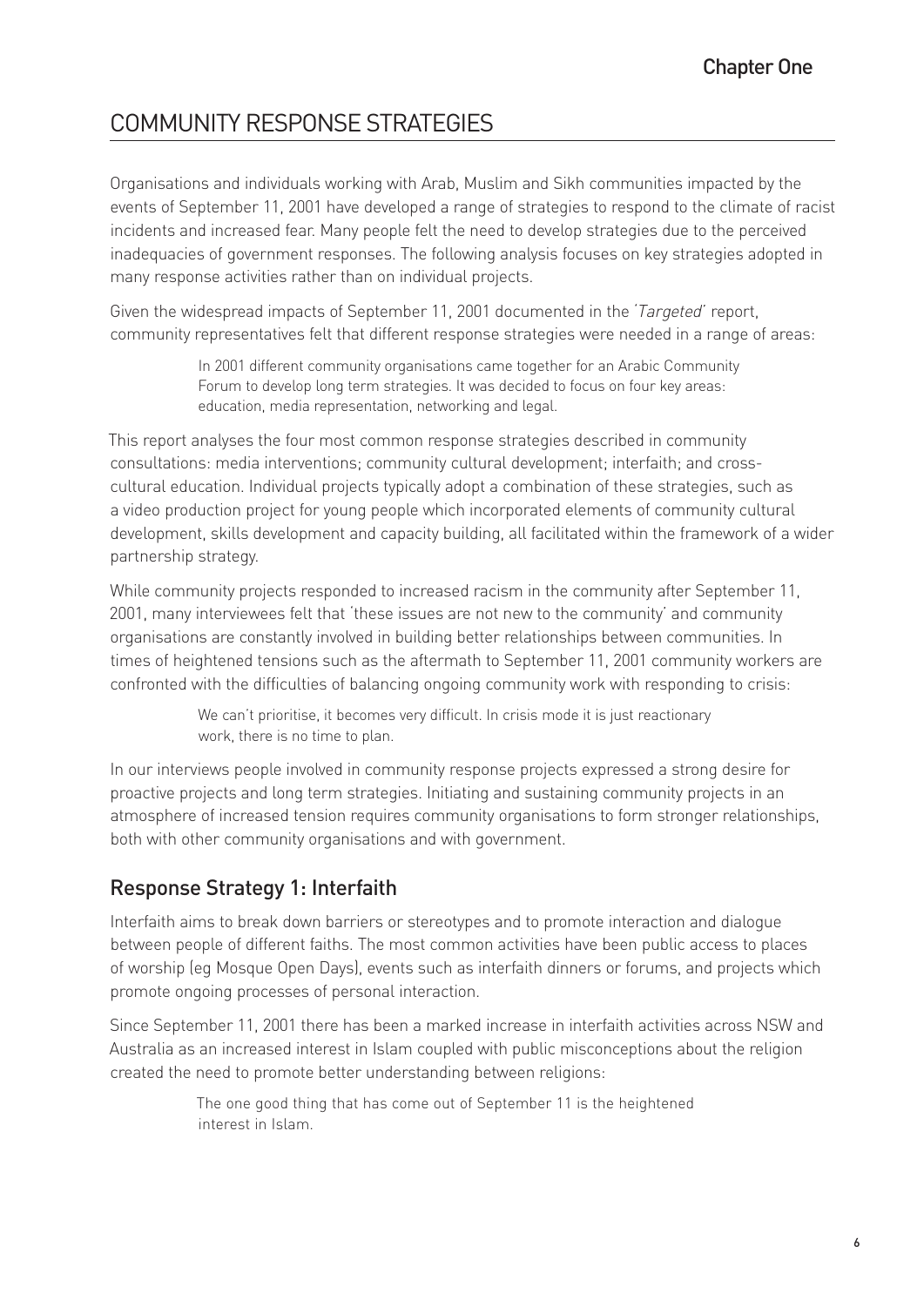# COMMUNITY RESPONSE STRATEGIES

Organisations and individuals working with Arab, Muslim and Sikh communities impacted by the events of September 11, 2001 have developed a range of strategies to respond to the climate of racist incidents and increased fear. Many people felt the need to develop strategies due to the perceived inadequacies of government responses. The following analysis focuses on key strategies adopted in many response activities rather than on individual projects.

Given the widespread impacts of September 11, 2001 documented in the '*Targeted*' report, community representatives felt that different response strategies were needed in a range of areas:

> In 2001 different community organisations came together for an Arabic Community Forum to develop long term strategies. It was decided to focus on four key areas: education, media representation, networking and legal.

This report analyses the four most common response strategies described in community consultations: media interventions; community cultural development; interfaith; and cross-cultural education. Individual projects typically adopt a combination of these strategies, such as a video production project for young people which incorporated elements of community cultural development, skills development and capacity building, all facilitated within the framework of a wider partnership strategy.

While community projects responded to increased racism in the community after September 11, 2001, many interviewees felt that 'these issues are not new to the community' and community organisations are constantly involved in building better relationships between communities. In times of heightened tensions such as the aftermath to September 11, 2001 community workers are confronted with the difficulties of balancing ongoing community work with responding to crisis:

> We can't prioritise, it becomes very difficult. In crisis mode it is just reactionary work, there is no time to plan.

In our interviews people involved in community response projects expressed a strong desire for proactive projects and long term strategies. Initiating and sustaining community projects in an atmosphere of increased tension requires community organisations to form stronger relationships, both with other community organisations and with government.

## Response Strategy 1: Interfaith

Interfaith aims to break down barriers or stereotypes and to promote interaction and dialogue between people of different faiths. The most common activities have been public access to places of worship (eg Mosque Open Days), events such as interfaith dinners or forums, and projects which promote ongoing processes of personal interaction.

Since September 11, 2001 there has been a marked increase in interfaith activities across NSW and Australia as an increased interest in Islam coupled with public misconceptions about the religion created the need to promote better understanding between religions:

> The one good thing that has come out of September 11 is the heightened interest in Islam.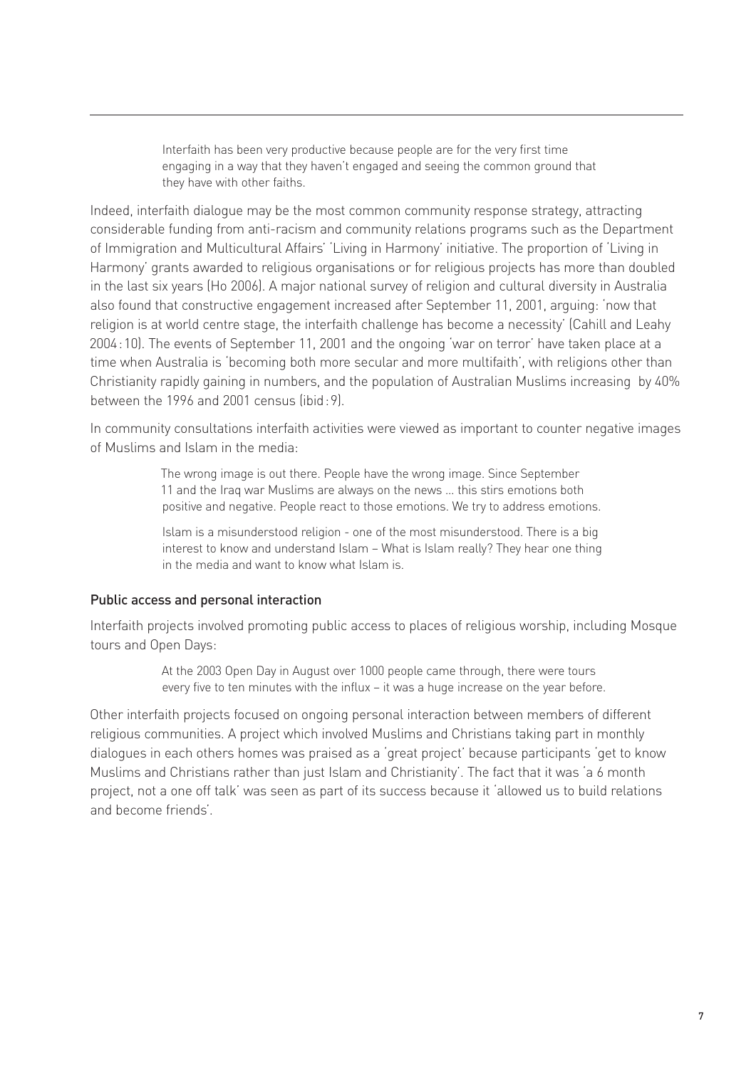> Interfaith has been very productive because people are for the very first time engaging in a way that they haven't engaged and seeing the common ground that they have with other faiths.

Indeed, interfaith dialogue may be the most common community response strategy, attracting considerable funding from anti-racism and community relations programs such as the Department of Immigration and Multicultural Affairs' 'Living in Harmony' initiative. The proportion of 'Living in Harmony' grants awarded to religious organisations or for religious projects has more than doubled in the last six years (Ho 2006). A major national survey of religion and cultural diversity in Australia also found that constructive engagement increased after September 11, 2001, arguing: 'now that religion is at world centre stage, the interfaith challenge has become a necessity' (Cahill and Leahy 2004 : 10). The events of September 11, 2001 and the ongoing 'war on terror' have taken place at a time when Australia is 'becoming both more secular and more multifaith', with religions other than Christianity rapidly gaining in numbers, and the population of Australian Muslims increasing by 40% between the 1996 and 2001 census (ibid : 9).

In community consultations interfaith activities were viewed as important to counter negative images of Muslims and Islam in the media:

> The wrong image is out there. People have the wrong image. Since September 11 and the Iraq war Muslims are always on the news ... this stirs emotions both positive and negative. People react to those emotions. We try to address emotions.

> Islam is a misunderstood religion - one of the most misunderstood. There is a big interest to know and understand Islam – What is Islam really? They hear one thing in the media and want to know what Islam is.

### Public access and personal interaction

Interfaith projects involved promoting public access to places of religious worship, including Mosque tours and Open Days:

> At the 2003 Open Day in August over 1000 people came through, there were tours every five to ten minutes with the influx – it was a huge increase on the year before.

Other interfaith projects focused on ongoing personal interaction between members of different religious communities. A project which involved Muslims and Christians taking part in monthly dialogues in each others homes was praised as a 'great project' because participants 'get to know Muslims and Christians rather than just Islam and Christianity'. The fact that it was 'a 6 month project, not a one off talk' was seen as part of its success because it 'allowed us to build relations and become friends'.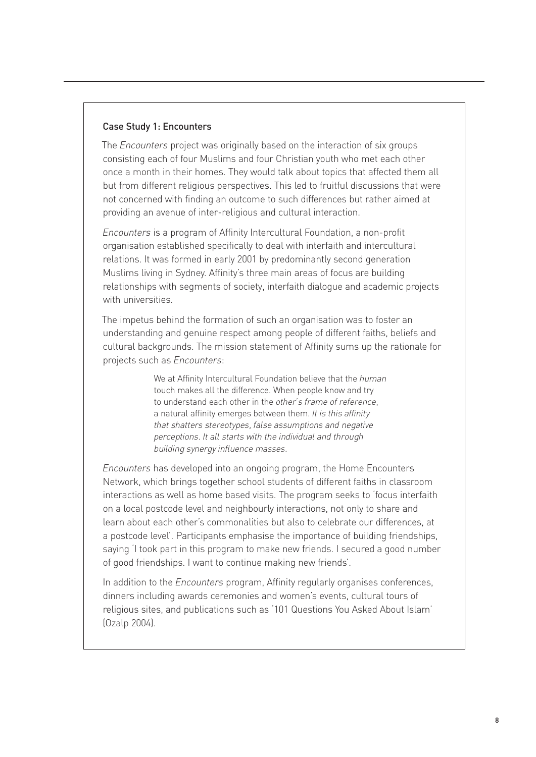### Case Study 1: Encounters

The *Encounters* project was originally based on the interaction of six groups consisting each of four Muslims and four Christian youth who met each other once a month in their homes. They would talk about topics that affected them all but from different religious perspectives. This led to fruitful discussions that were not concerned with finding an outcome to such differences but rather aimed at providing an avenue of inter-religious and cultural interaction.

*Encounters* is a program of Affinity Intercultural Foundation, a non-profit organisation established specifically to deal with interfaith and intercultural relations. It was formed in early 2001 by predominantly second generation Muslims living in Sydney. Affinity's three main areas of focus are building relationships with segments of society, interfaith dialogue and academic projects with universities.

The impetus behind the formation of such an organisation was to foster an understanding and genuine respect among people of different faiths, beliefs and cultural backgrounds. The mission statement of Affinity sums up the rationale for projects such as *Encounters*:

> We at Affinity Intercultural Foundation believe that the *human* touch makes all the difference. When people know and try to understand each other in the *other's frame of reference*, a natural affinity emerges between them. *It is this affinity that shatters stereotypes, false assumptions and negative perceptions. It all starts with the individual and through building synergy influence masses.*

*Encounters* has developed into an ongoing program, the Home Encounters Network, which brings together school students of different faiths in classroom interactions as well as home based visits. The program seeks to 'focus interfaith on a local postcode level and neighbourly interactions, not only to share and learn about each other's commonalities but also to celebrate our differences, at a postcode level'. Participants emphasise the importance of building friendships, saying 'I took part in this program to make new friends. I secured a good number of good friendships. I want to continue making new friends'.

In addition to the *Encounters* program, Affinity regularly organises conferences, dinners including awards ceremonies and women's events, cultural tours of religious sites, and publications such as '101 Questions You Asked About Islam' (Ozalp 2004).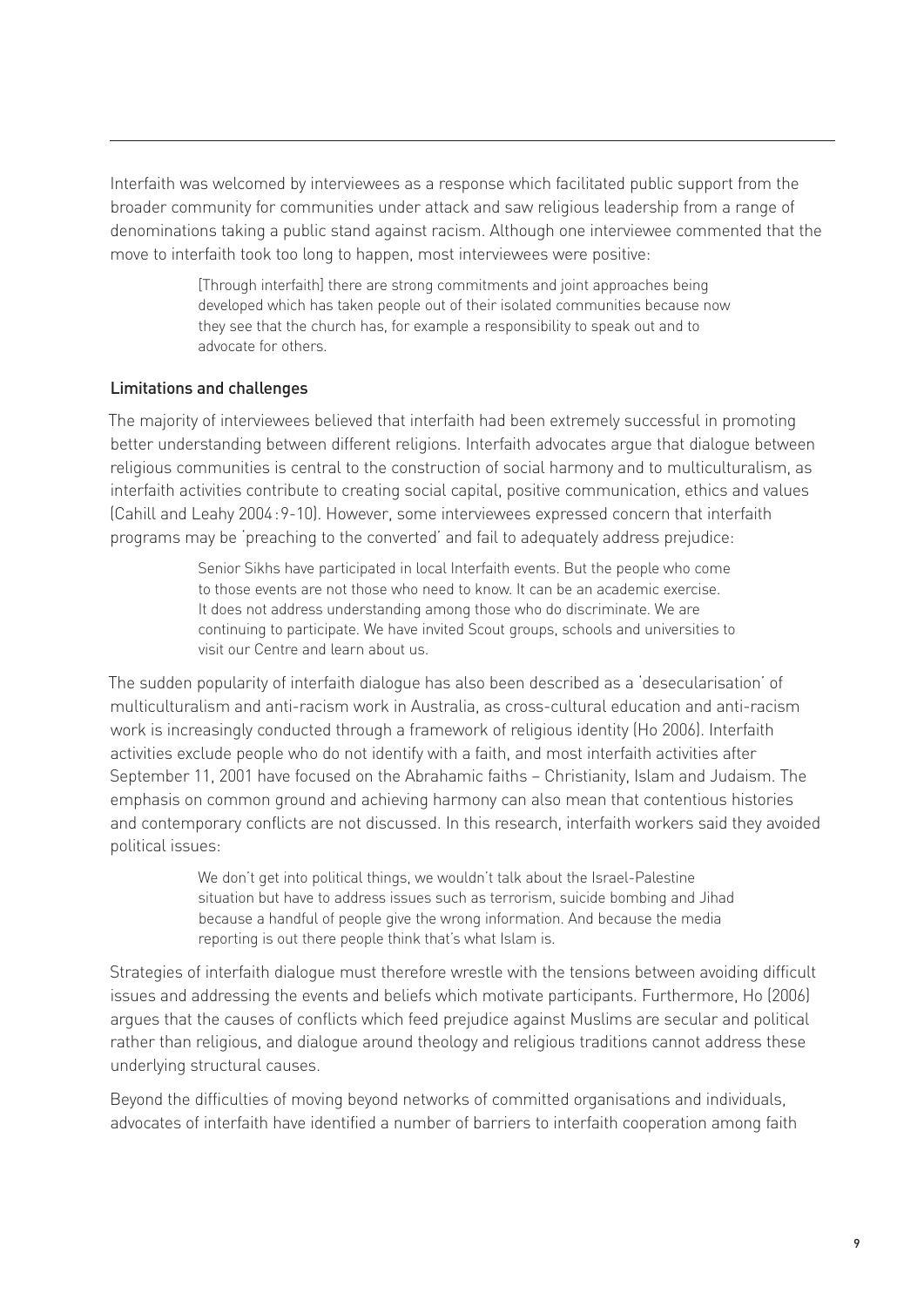Interfaith was welcomed by interviewees as a response which facilitated public support from the broader community for communities under attack and saw religious leadership from a range of denominations taking a public stand against racism. Although one interviewee commented that the move to interfaith took too long to happen, most interviewees were positive:

> [Through interfaith] there are strong commitments and joint approaches being developed which has taken people out of their isolated communities because now they see that the church has, for example a responsibility to speak out and to advocate for others.

### Limitations and challenges

The majority of interviewees believed that interfaith had been extremely successful in promoting better understanding between different religions. Interfaith advocates argue that dialogue between religious communities is central to the construction of social harmony and to multiculturalism, as interfaith activities contribute to creating social capital, positive communication, ethics and values (Cahill and Leahy 2004:9-10). However, some interviewees expressed concern that interfaith programs may be 'preaching to the converted' and fail to adequately address prejudice:

> Senior Sikhs have participated in local Interfaith events. But the people who come to those events are not those who need to know. It can be an academic exercise. It does not address understanding among those who do discriminate. We are continuing to participate. We have invited Scout groups, schools and universities to visit our Centre and learn about us.

The sudden popularity of interfaith dialogue has also been described as a 'desecularisation' of multiculturalism and anti-racism work in Australia, as cross-cultural education and anti-racism work is increasingly conducted through a framework of religious identity (Ho 2006). Interfaith activities exclude people who do not identify with a faith, and most interfaith activities after September 11, 2001 have focused on the Abrahamic faiths – Christianity, Islam and Judaism. The emphasis on common ground and achieving harmony can also mean that contentious histories and contemporary conflicts are not discussed. In this research, interfaith workers said they avoided political issues:

> We don't get into political things, we wouldn't talk about the Israel-Palestine situation but have to address issues such as terrorism, suicide bombing and Jihad because a handful of people give the wrong information. And because the media reporting is out there people think that's what Islam is.

Strategies of interfaith dialogue must therefore wrestle with the tensions between avoiding difficult issues and addressing the events and beliefs which motivate participants. Furthermore, Ho (2006) argues that the causes of conflicts which feed prejudice against Muslims are secular and political rather than religious, and dialogue around theology and religious traditions cannot address these underlying structural causes.

Beyond the difficulties of moving beyond networks of committed organisations and individuals, advocates of interfaith have identified a number of barriers to interfaith cooperation among faith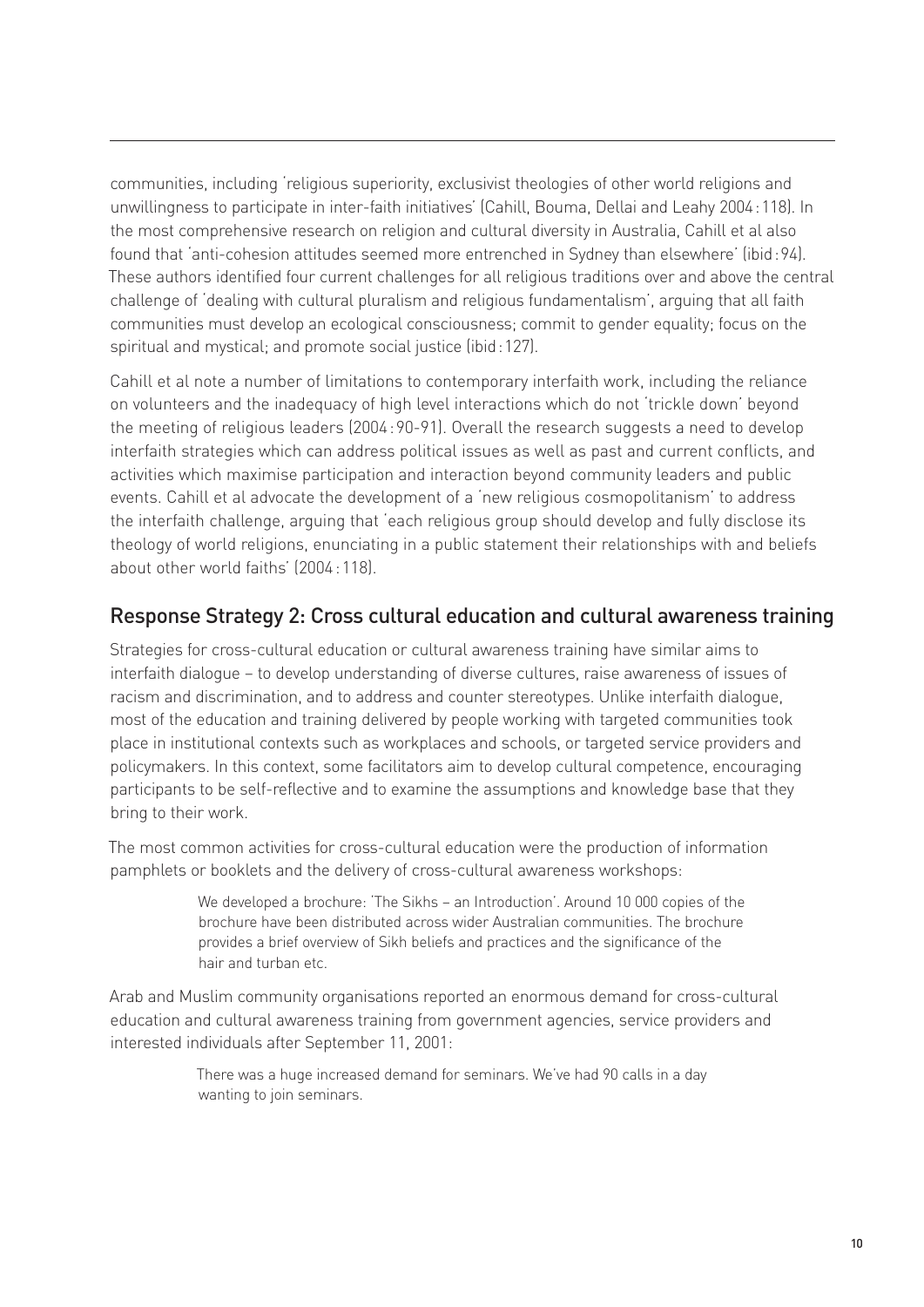communities, including 'religious superiority, exclusivist theologies of other world religions and unwillingness to participate in inter-faith initiatives' (Cahill, Bouma, Dellai and Leahy 2004 : 118). In the most comprehensive research on religion and cultural diversity in Australia, Cahill et al also found that 'anti-cohesion attitudes seemed more entrenched in Sydney than elsewhere' (ibid : 94). These authors identified four current challenges for all religious traditions over and above the central challenge of 'dealing with cultural pluralism and religious fundamentalism', arguing that all faith communities must develop an ecological consciousness; commit to gender equality; focus on the spiritual and mystical; and promote social justice (ibid : 127).

Cahill et al note a number of limitations to contemporary interfaith work, including the reliance on volunteers and the inadequacy of high level interactions which do not 'trickle down' beyond the meeting of religious leaders (2004 : 90-91). Overall the research suggests a need to develop interfaith strategies which can address political issues as well as past and current conflicts, and activities which maximise participation and interaction beyond community leaders and public events. Cahill et al advocate the development of a 'new religious cosmopolitanism' to address the interfaith challenge, arguing that 'each religious group should develop and fully disclose its theology of world religions, enunciating in a public statement their relationships with and beliefs about other world faiths' (2004 : 118).

## Response Strategy 2: Cross cultural education and cultural awareness training

Strategies for cross-cultural education or cultural awareness training have similar aims to interfaith dialogue – to develop understanding of diverse cultures, raise awareness of issues of racism and discrimination, and to address and counter stereotypes. Unlike interfaith dialogue, most of the education and training delivered by people working with targeted communities took place in institutional contexts such as workplaces and schools, or targeted service providers and policymakers. In this context, some facilitators aim to develop cultural competence, encouraging participants to be self-reflective and to examine the assumptions and knowledge base that they bring to their work.

The most common activities for cross-cultural education were the production of information pamphlets or booklets and the delivery of cross-cultural awareness workshops:

> We developed a brochure: 'The Sikhs – an Introduction'. Around 10 000 copies of the brochure have been distributed across wider Australian communities. The brochure provides a brief overview of Sikh beliefs and practices and the significance of the hair and turban etc.

Arab and Muslim community organisations reported an enormous demand for cross-cultural education and cultural awareness training from government agencies, service providers and interested individuals after September 11, 2001:

> There was a huge increased demand for seminars. We've had 90 calls in a day wanting to join seminars.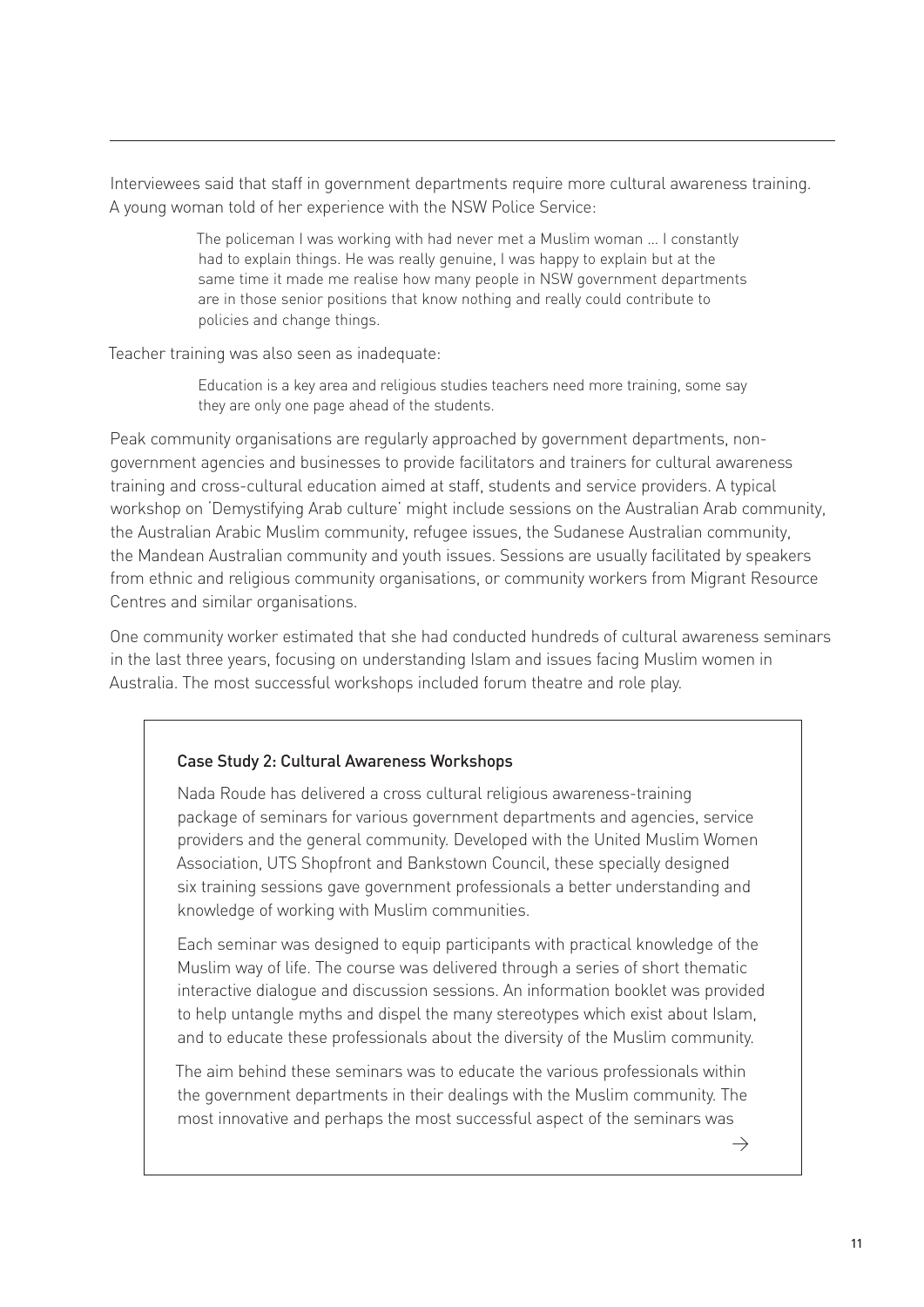Interviewees said that staff in government departments require more cultural awareness training. A young woman told of her experience with the NSW Police Service:

> The policeman I was working with had never met a Muslim woman … I constantly had to explain things. He was really genuine, I was happy to explain but at the same time it made me realise how many people in NSW government departments are in those senior positions that know nothing and really could contribute to policies and change things.

Teacher training was also seen as inadequate:

> Education is a key area and religious studies teachers need more training, some say they are only one page ahead of the students.

Peak community organisations are regularly approached by government departments, non-government agencies and businesses to provide facilitators and trainers for cultural awareness training and cross-cultural education aimed at staff, students and service providers. A typical workshop on 'Demystifying Arab culture' might include sessions on the Australian Arab community, the Australian Arabic Muslim community, refugee issues, the Sudanese Australian community, the Mandean Australian community and youth issues. Sessions are usually facilitated by speakers from ethnic and religious community organisations, or community workers from Migrant Resource Centres and similar organisations.

One community worker estimated that she had conducted hundreds of cultural awareness seminars in the last three years, focusing on understanding Islam and issues facing Muslim women in Australia. The most successful workshops included forum theatre and role play.

### Case Study 2: Cultural Awareness Workshops

Nada Roude has delivered a cross cultural religious awareness-training package of seminars for various government departments and agencies, service providers and the general community. Developed with the United Muslim Women Association, UTS Shopfront and Bankstown Council, these specially designed six training sessions gave government professionals a better understanding and knowledge of working with Muslim communities.

Each seminar was designed to equip participants with practical knowledge of the Muslim way of life. The course was delivered through a series of short thematic interactive dialogue and discussion sessions. An information booklet was provided to help untangle myths and dispel the many stereotypes which exist about Islam, and to educate these professionals about the diversity of the Muslim community.

The aim behind these seminars was to educate the various professionals within the government departments in their dealings with the Muslim community. The most innovative and perhaps the most successful aspect of the seminars was

→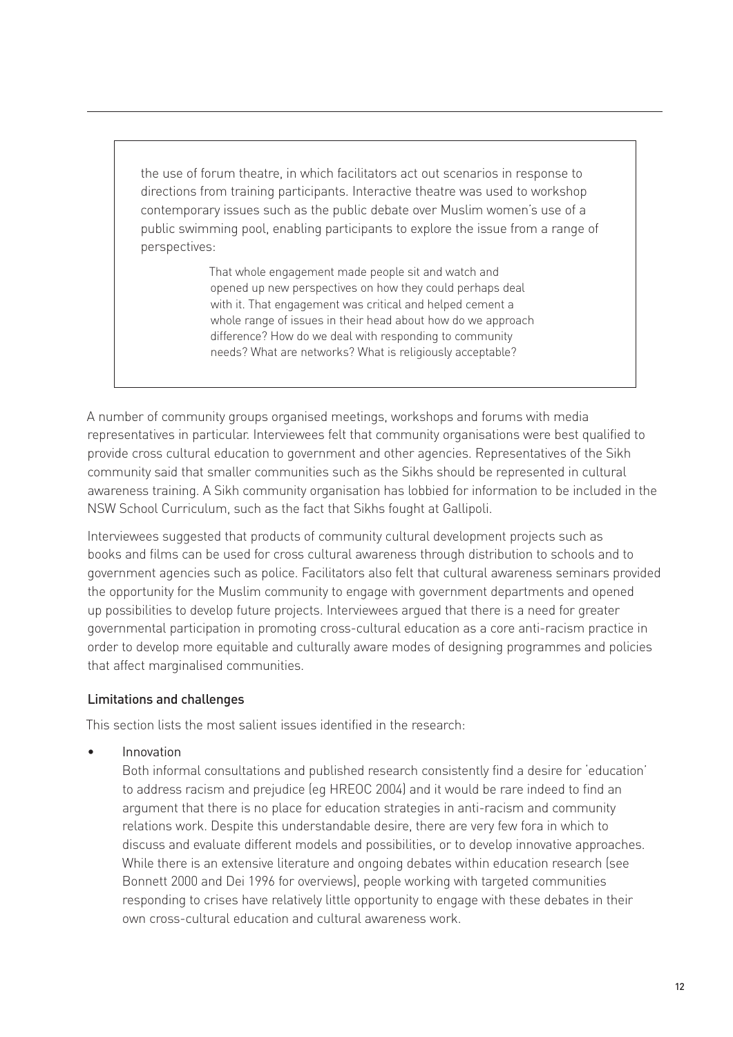the use of forum theatre, in which facilitators act out scenarios in response to directions from training participants. Interactive theatre was used to workshop contemporary issues such as the public debate over Muslim women's use of a public swimming pool, enabling participants to explore the issue from a range of perspectives:

> That whole engagement made people sit and watch and opened up new perspectives on how they could perhaps deal with it. That engagement was critical and helped cement a whole range of issues in their head about how do we approach difference? How do we deal with responding to community needs? What are networks? What is religiously acceptable?

A number of community groups organised meetings, workshops and forums with media representatives in particular. Interviewees felt that community organisations were best qualified to provide cross cultural education to government and other agencies. Representatives of the Sikh community said that smaller communities such as the Sikhs should be represented in cultural awareness training. A Sikh community organisation has lobbied for information to be included in the NSW School Curriculum, such as the fact that Sikhs fought at Gallipoli.

Interviewees suggested that products of community cultural development projects such as books and films can be used for cross cultural awareness through distribution to schools and to government agencies such as police. Facilitators also felt that cultural awareness seminars provided the opportunity for the Muslim community to engage with government departments and opened up possibilities to develop future projects. Interviewees argued that there is a need for greater governmental participation in promoting cross-cultural education as a core anti-racism practice in order to develop more equitable and culturally aware modes of designing programmes and policies that affect marginalised communities.

### Limitations and challenges

This section lists the most salient issues identified in the research:

- Innovation

  Both informal consultations and published research consistently find a desire for 'education' to address racism and prejudice (eg HREOC 2004) and it would be rare indeed to find an argument that there is no place for education strategies in anti-racism and community relations work. Despite this understandable desire, there are very few fora in which to discuss and evaluate different models and possibilities, or to develop innovative approaches. While there is an extensive literature and ongoing debates within education research (see Bonnett 2000 and Dei 1996 for overviews), people working with targeted communities responding to crises have relatively little opportunity to engage with these debates in their own cross-cultural education and cultural awareness work.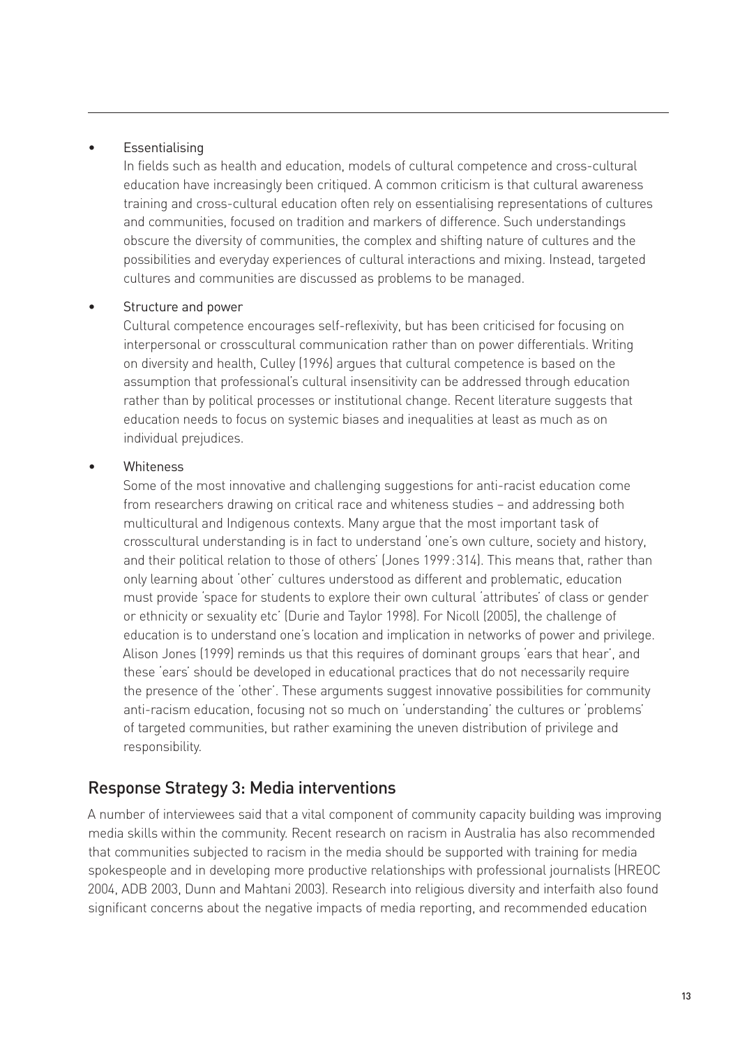- Essentialising

  In fields such as health and education, models of cultural competence and cross-cultural education have increasingly been critiqued. A common criticism is that cultural awareness training and cross-cultural education often rely on essentialising representations of cultures and communities, focused on tradition and markers of difference. Such understandings obscure the diversity of communities, the complex and shifting nature of cultures and the possibilities and everyday experiences of cultural interactions and mixing. Instead, targeted cultures and communities are discussed as problems to be managed.

- Structure and power

  Cultural competence encourages self-reflexivity, but has been criticised for focusing on interpersonal or crosscultural communication rather than on power differentials. Writing on diversity and health, Culley (1996) argues that cultural competence is based on the assumption that professional's cultural insensitivity can be addressed through education rather than by political processes or institutional change. Recent literature suggests that education needs to focus on systemic biases and inequalities at least as much as on individual prejudices.

- Whiteness

  Some of the most innovative and challenging suggestions for anti-racist education come from researchers drawing on critical race and whiteness studies – and addressing both multicultural and Indigenous contexts. Many argue that the most important task of crosscultural understanding is in fact to understand 'one's own culture, society and history, and their political relation to those of others' (Jones 1999:314). This means that, rather than only learning about 'other' cultures understood as different and problematic, education must provide 'space for students to explore their own cultural 'attributes' of class or gender or ethnicity or sexuality etc' (Durie and Taylor 1998). For Nicoll (2005), the challenge of education is to understand one's location and implication in networks of power and privilege. Alison Jones (1999) reminds us that this requires of dominant groups 'ears that hear', and these 'ears' should be developed in educational practices that do not necessarily require the presence of the 'other'. These arguments suggest innovative possibilities for community anti-racism education, focusing not so much on 'understanding' the cultures or 'problems' of targeted communities, but rather examining the uneven distribution of privilege and responsibility.

## Response Strategy 3: Media interventions

A number of interviewees said that a vital component of community capacity building was improving media skills within the community. Recent research on racism in Australia has also recommended that communities subjected to racism in the media should be supported with training for media spokespeople and in developing more productive relationships with professional journalists (HREOC 2004, ADB 2003, Dunn and Mahtani 2003). Research into religious diversity and interfaith also found significant concerns about the negative impacts of media reporting, and recommended education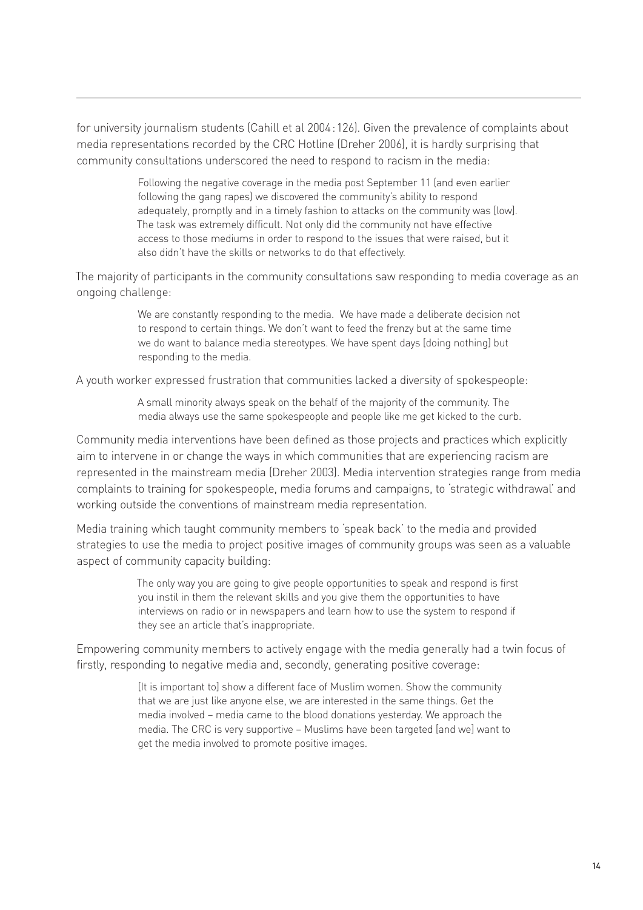for university journalism students (Cahill et al 2004: 126). Given the prevalence of complaints about media representations recorded by the CRC Hotline (Dreher 2006), it is hardly surprising that community consultations underscored the need to respond to racism in the media:

> Following the negative coverage in the media post September 11 (and even earlier following the gang rapes) we discovered the community's ability to respond adequately, promptly and in a timely fashion to attacks on the community was [low]. The task was extremely difficult. Not only did the community not have effective access to those mediums in order to respond to the issues that were raised, but it also didn't have the skills or networks to do that effectively.

The majority of participants in the community consultations saw responding to media coverage as an ongoing challenge:

> We are constantly responding to the media. We have made a deliberate decision not to respond to certain things. We don't want to feed the frenzy but at the same time we do want to balance media stereotypes. We have spent days [doing nothing] but responding to the media.

A youth worker expressed frustration that communities lacked a diversity of spokespeople:

> A small minority always speak on the behalf of the majority of the community. The media always use the same spokespeople and people like me get kicked to the curb.

Community media interventions have been defined as those projects and practices which explicitly aim to intervene in or change the ways in which communities that are experiencing racism are represented in the mainstream media (Dreher 2003). Media intervention strategies range from media complaints to training for spokespeople, media forums and campaigns, to 'strategic withdrawal' and working outside the conventions of mainstream media representation.

Media training which taught community members to 'speak back' to the media and provided strategies to use the media to project positive images of community groups was seen as a valuable aspect of community capacity building:

> The only way you are going to give people opportunities to speak and respond is first you instil in them the relevant skills and you give them the opportunities to have interviews on radio or in newspapers and learn how to use the system to respond if they see an article that's inappropriate.

Empowering community members to actively engage with the media generally had a twin focus of firstly, responding to negative media and, secondly, generating positive coverage:

> [It is important to] show a different face of Muslim women. Show the community that we are just like anyone else, we are interested in the same things. Get the media involved – media came to the blood donations yesterday. We approach the media. The CRC is very supportive – Muslims have been targeted [and we] want to get the media involved to promote positive images.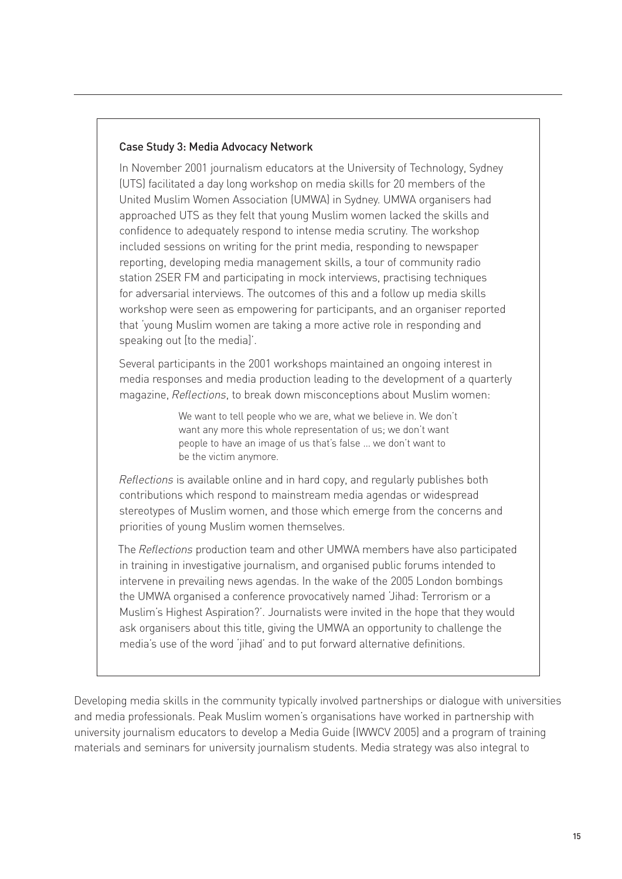### Case Study 3: Media Advocacy Network

In November 2001 journalism educators at the University of Technology, Sydney (UTS) facilitated a day long workshop on media skills for 20 members of the United Muslim Women Association (UMWA) in Sydney. UMWA organisers had approached UTS as they felt that young Muslim women lacked the skills and confidence to adequately respond to intense media scrutiny. The workshop included sessions on writing for the print media, responding to newspaper reporting, developing media management skills, a tour of community radio station 2SER FM and participating in mock interviews, practising techniques for adversarial interviews. The outcomes of this and a follow up media skills workshop were seen as empowering for participants, and an organiser reported that 'young Muslim women are taking a more active role in responding and speaking out [to the media]'.

Several participants in the 2001 workshops maintained an ongoing interest in media responses and media production leading to the development of a quarterly magazine, *Reflections*, to break down misconceptions about Muslim women:

> We want to tell people who we are, what we believe in. We don't want any more this whole representation of us; we don't want people to have an image of us that's false … we don't want to be the victim anymore.

*Reflections* is available online and in hard copy, and regularly publishes both contributions which respond to mainstream media agendas or widespread stereotypes of Muslim women, and those which emerge from the concerns and priorities of young Muslim women themselves.

The *Reflections* production team and other UMWA members have also participated in training in investigative journalism, and organised public forums intended to intervene in prevailing news agendas. In the wake of the 2005 London bombings the UMWA organised a conference provocatively named 'Jihad: Terrorism or a Muslim's Highest Aspiration?'. Journalists were invited in the hope that they would ask organisers about this title, giving the UMWA an opportunity to challenge the media's use of the word 'jihad' and to put forward alternative definitions.

Developing media skills in the community typically involved partnerships or dialogue with universities and media professionals. Peak Muslim women's organisations have worked in partnership with university journalism educators to develop a Media Guide (IWWCV 2005) and a program of training materials and seminars for university journalism students. Media strategy was also integral to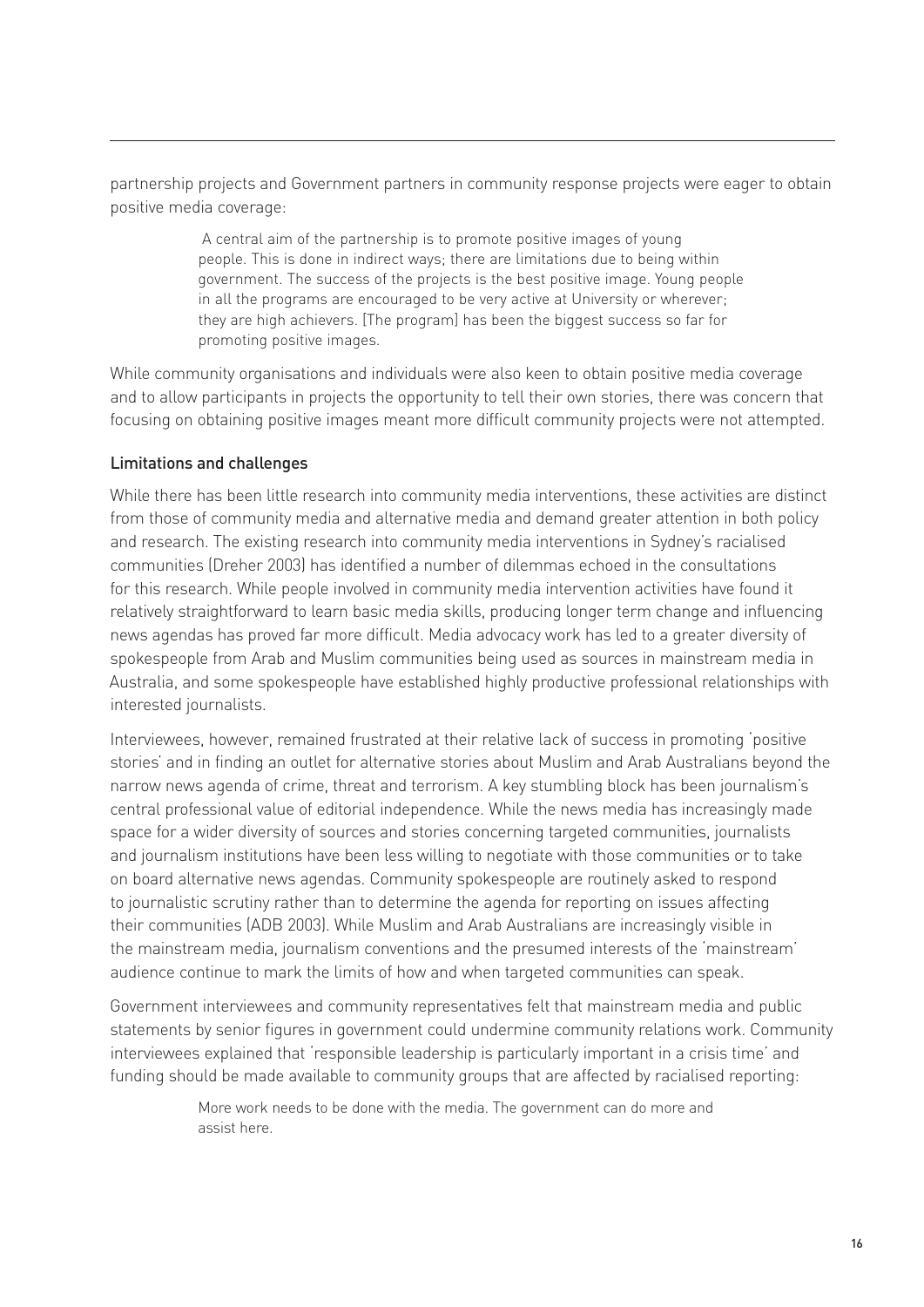partnership projects and Government partners in community response projects were eager to obtain positive media coverage:

> A central aim of the partnership is to promote positive images of young people. This is done in indirect ways; there are limitations due to being within government. The success of the projects is the best positive image. Young people in all the programs are encouraged to be very active at University or wherever; they are high achievers. [The program] has been the biggest success so far for promoting positive images.

While community organisations and individuals were also keen to obtain positive media coverage and to allow participants in projects the opportunity to tell their own stories, there was concern that focusing on obtaining positive images meant more difficult community projects were not attempted.

### Limitations and challenges

While there has been little research into community media interventions, these activities are distinct from those of community media and alternative media and demand greater attention in both policy and research. The existing research into community media interventions in Sydney's racialised communities (Dreher 2003) has identified a number of dilemmas echoed in the consultations for this research. While people involved in community media intervention activities have found it relatively straightforward to learn basic media skills, producing longer term change and influencing news agendas has proved far more difficult. Media advocacy work has led to a greater diversity of spokespeople from Arab and Muslim communities being used as sources in mainstream media in Australia, and some spokespeople have established highly productive professional relationships with interested journalists.

Interviewees, however, remained frustrated at their relative lack of success in promoting 'positive stories' and in finding an outlet for alternative stories about Muslim and Arab Australians beyond the narrow news agenda of crime, threat and terrorism. A key stumbling block has been journalism's central professional value of editorial independence. While the news media has increasingly made space for a wider diversity of sources and stories concerning targeted communities, journalists and journalism institutions have been less willing to negotiate with those communities or to take on board alternative news agendas. Community spokespeople are routinely asked to respond to journalistic scrutiny rather than to determine the agenda for reporting on issues affecting their communities (ADB 2003). While Muslim and Arab Australians are increasingly visible in the mainstream media, journalism conventions and the presumed interests of the 'mainstream' audience continue to mark the limits of how and when targeted communities can speak.

Government interviewees and community representatives felt that mainstream media and public statements by senior figures in government could undermine community relations work. Community interviewees explained that 'responsible leadership is particularly important in a crisis time' and funding should be made available to community groups that are affected by racialised reporting:

> More work needs to be done with the media. The government can do more and assist here.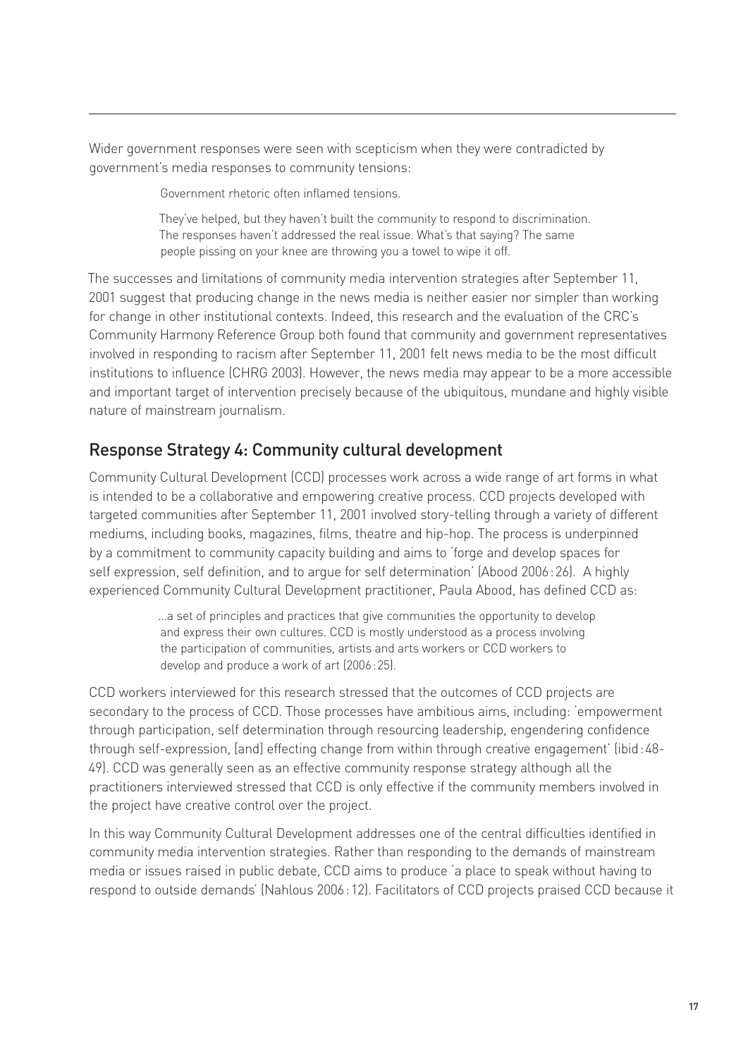Wider government responses were seen with scepticism when they were contradicted by government's media responses to community tensions:

> Government rhetoric often inflamed tensions.

> They've helped, but they haven't built the community to respond to discrimination. The responses haven't addressed the real issue. What's that saying? The same people pissing on your knee are throwing you a towel to wipe it off.

The successes and limitations of community media intervention strategies after September 11, 2001 suggest that producing change in the news media is neither easier nor simpler than working for change in other institutional contexts. Indeed, this research and the evaluation of the CRC's Community Harmony Reference Group both found that community and government representatives involved in responding to racism after September 11, 2001 felt news media to be the most difficult institutions to influence (CHRG 2003). However, the news media may appear to be a more accessible and important target of intervention precisely because of the ubiquitous, mundane and highly visible nature of mainstream journalism.

## Response Strategy 4: Community cultural development

Community Cultural Development (CCD) processes work across a wide range of art forms in what is intended to be a collaborative and empowering creative process. CCD projects developed with targeted communities after September 11, 2001 involved story-telling through a variety of different mediums, including books, magazines, films, theatre and hip-hop. The process is underpinned by a commitment to community capacity building and aims to 'forge and develop spaces for self expression, self definition, and to argue for self determination' (Abood 2006 : 26). A highly experienced Community Cultural Development practitioner, Paula Abood, has defined CCD as:

> ...a set of principles and practices that give communities the opportunity to develop and express their own cultures. CCD is mostly understood as a process involving the participation of communities, artists and arts workers or CCD workers to develop and produce a work of art (2006 : 25).

CCD workers interviewed for this research stressed that the outcomes of CCD projects are secondary to the process of CCD. Those processes have ambitious aims, including: 'empowerment through participation, self determination through resourcing leadership, engendering confidence through self-expression, [and] effecting change from within through creative engagement' (ibid : 48-49). CCD was generally seen as an effective community response strategy although all the practitioners interviewed stressed that CCD is only effective if the community members involved in the project have creative control over the project.

In this way Community Cultural Development addresses one of the central difficulties identified in community media intervention strategies. Rather than responding to the demands of mainstream media or issues raised in public debate, CCD aims to produce 'a place to speak without having to respond to outside demands' (Nahlous 2006 : 12). Facilitators of CCD projects praised CCD because it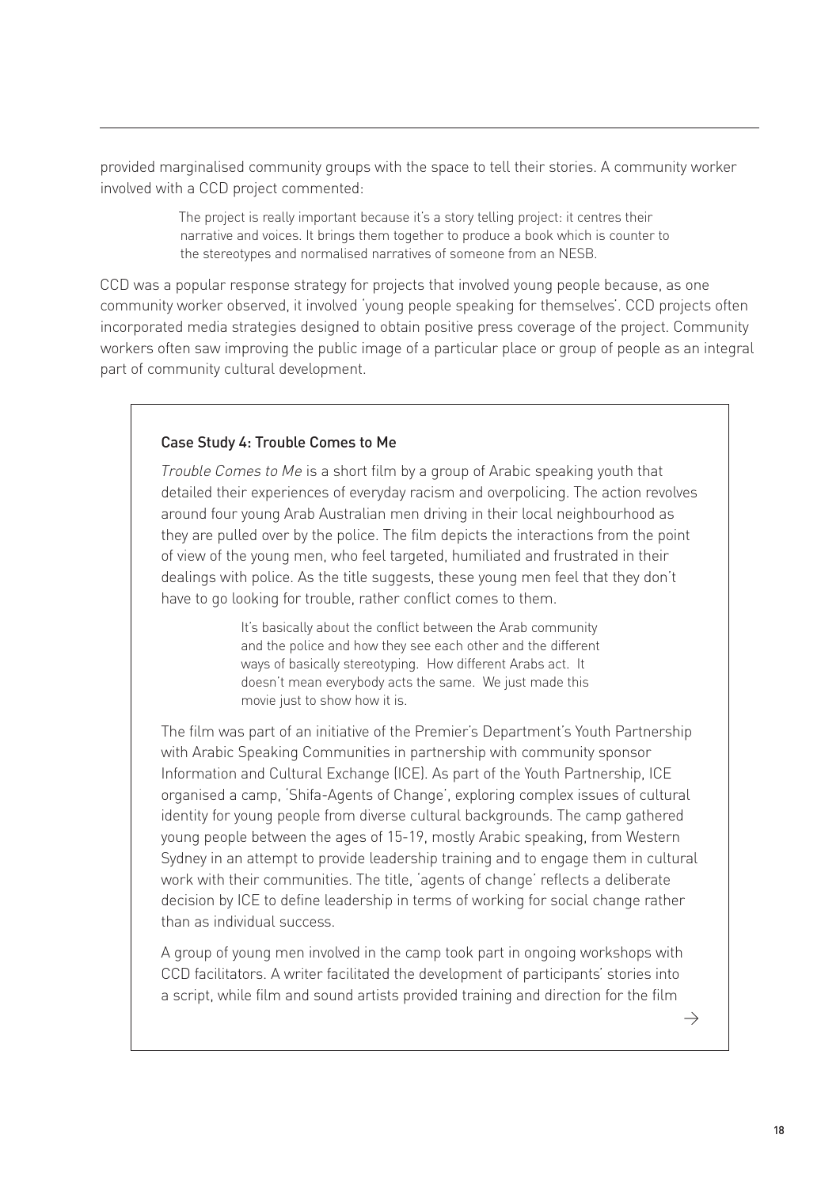provided marginalised community groups with the space to tell their stories. A community worker involved with a CCD project commented:

> The project is really important because it's a story telling project: it centres their narrative and voices. It brings them together to produce a book which is counter to the stereotypes and normalised narratives of someone from an NESB.

CCD was a popular response strategy for projects that involved young people because, as one community worker observed, it involved 'young people speaking for themselves'. CCD projects often incorporated media strategies designed to obtain positive press coverage of the project. Community workers often saw improving the public image of a particular place or group of people as an integral part of community cultural development.

### Case Study 4: Trouble Comes to Me

*Trouble Comes to Me* is a short film by a group of Arabic speaking youth that detailed their experiences of everyday racism and overpolicing. The action revolves around four young Arab Australian men driving in their local neighbourhood as they are pulled over by the police. The film depicts the interactions from the point of view of the young men, who feel targeted, humiliated and frustrated in their dealings with police. As the title suggests, these young men feel that they don't have to go looking for trouble, rather conflict comes to them.

> It's basically about the conflict between the Arab community and the police and how they see each other and the different ways of basically stereotyping. How different Arabs act. It doesn't mean everybody acts the same. We just made this movie just to show how it is.

The film was part of an initiative of the Premier's Department's Youth Partnership with Arabic Speaking Communities in partnership with community sponsor Information and Cultural Exchange (ICE). As part of the Youth Partnership, ICE organised a camp, 'Shifa-Agents of Change', exploring complex issues of cultural identity for young people from diverse cultural backgrounds. The camp gathered young people between the ages of 15-19, mostly Arabic speaking, from Western Sydney in an attempt to provide leadership training and to engage them in cultural work with their communities. The title, 'agents of change' reflects a deliberate decision by ICE to define leadership in terms of working for social change rather than as individual success.

A group of young men involved in the camp took part in ongoing workshops with CCD facilitators. A writer facilitated the development of participants' stories into a script, while film and sound artists provided training and direction for the film

→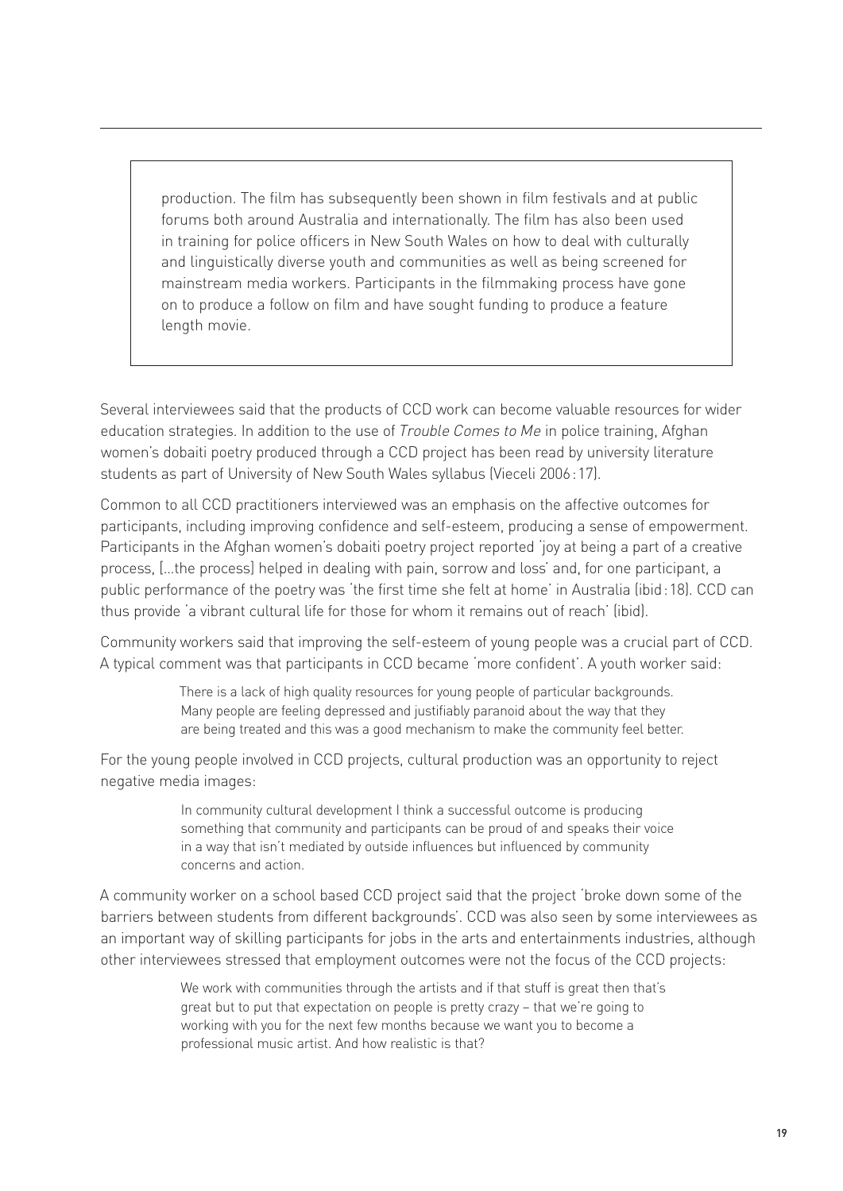production. The film has subsequently been shown in film festivals and at public forums both around Australia and internationally. The film has also been used in training for police officers in New South Wales on how to deal with culturally and linguistically diverse youth and communities as well as being screened for mainstream media workers. Participants in the filmmaking process have gone on to produce a follow on film and have sought funding to produce a feature length movie.

Several interviewees said that the products of CCD work can become valuable resources for wider education strategies. In addition to the use of *Trouble Comes to Me* in police training, Afghan women's dobaiti poetry produced through a CCD project has been read by university literature students as part of University of New South Wales syllabus (Vieceli 2006 : 17).

Common to all CCD practitioners interviewed was an emphasis on the affective outcomes for participants, including improving confidence and self-esteem, producing a sense of empowerment. Participants in the Afghan women's dobaiti poetry project reported 'joy at being a part of a creative process, [...the process] helped in dealing with pain, sorrow and loss' and, for one participant, a public performance of the poetry was 'the first time she felt at home' in Australia (ibid : 18). CCD can thus provide 'a vibrant cultural life for those for whom it remains out of reach' (ibid).

Community workers said that improving the self-esteem of young people was a crucial part of CCD. A typical comment was that participants in CCD became 'more confident'. A youth worker said:

> There is a lack of high quality resources for young people of particular backgrounds. Many people are feeling depressed and justifiably paranoid about the way that they are being treated and this was a good mechanism to make the community feel better.

For the young people involved in CCD projects, cultural production was an opportunity to reject negative media images:

> In community cultural development I think a successful outcome is producing something that community and participants can be proud of and speaks their voice in a way that isn't mediated by outside influences but influenced by community concerns and action.

A community worker on a school based CCD project said that the project 'broke down some of the barriers between students from different backgrounds'. CCD was also seen by some interviewees as an important way of skilling participants for jobs in the arts and entertainments industries, although other interviewees stressed that employment outcomes were not the focus of the CCD projects:

> We work with communities through the artists and if that stuff is great then that's great but to put that expectation on people is pretty crazy – that we're going to working with you for the next few months because we want you to become a professional music artist. And how realistic is that?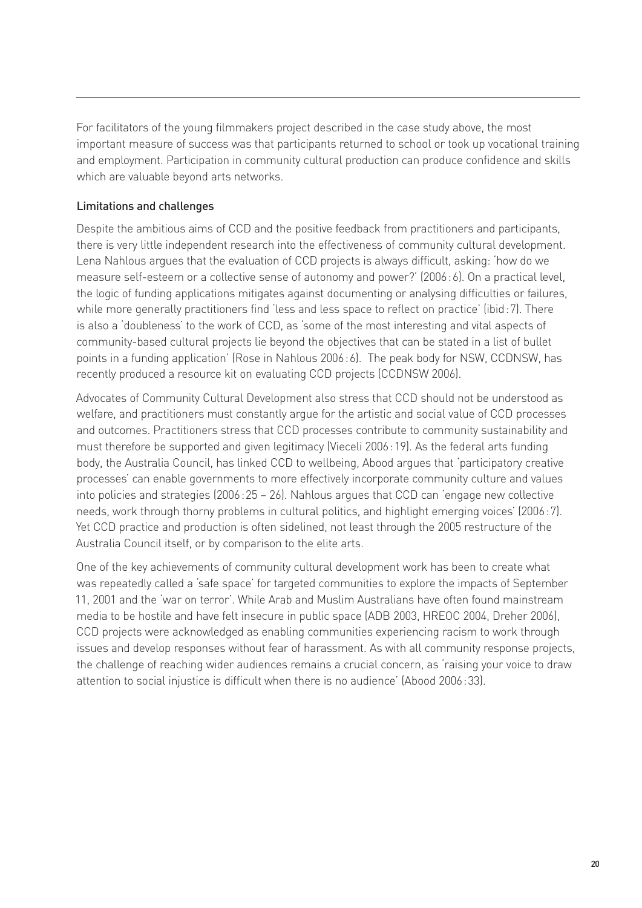For facilitators of the young filmmakers project described in the case study above, the most important measure of success was that participants returned to school or took up vocational training and employment. Participation in community cultural production can produce confidence and skills which are valuable beyond arts networks.

### Limitations and challenges

Despite the ambitious aims of CCD and the positive feedback from practitioners and participants, there is very little independent research into the effectiveness of community cultural development. Lena Nahlous argues that the evaluation of CCD projects is always difficult, asking: 'how do we measure self-esteem or a collective sense of autonomy and power?' (2006 : 6). On a practical level, the logic of funding applications mitigates against documenting or analysing difficulties or failures, while more generally practitioners find 'less and less space to reflect on practice' (ibid : 7). There is also a 'doubleness' to the work of CCD, as 'some of the most interesting and vital aspects of community-based cultural projects lie beyond the objectives that can be stated in a list of bullet points in a funding application' (Rose in Nahlous 2006 : 6). The peak body for NSW, CCDNSW, has recently produced a resource kit on evaluating CCD projects (CCDNSW 2006).

Advocates of Community Cultural Development also stress that CCD should not be understood as welfare, and practitioners must constantly argue for the artistic and social value of CCD processes and outcomes. Practitioners stress that CCD processes contribute to community sustainability and must therefore be supported and given legitimacy (Vieceli 2006 : 19). As the federal arts funding body, the Australia Council, has linked CCD to wellbeing, Abood argues that 'participatory creative processes' can enable governments to more effectively incorporate community culture and values into policies and strategies (2006 : 25 – 26). Nahlous argues that CCD can 'engage new collective needs, work through thorny problems in cultural politics, and highlight emerging voices' (2006 : 7). Yet CCD practice and production is often sidelined, not least through the 2005 restructure of the Australia Council itself, or by comparison to the elite arts.

One of the key achievements of community cultural development work has been to create what was repeatedly called a 'safe space' for targeted communities to explore the impacts of September 11, 2001 and the 'war on terror'. While Arab and Muslim Australians have often found mainstream media to be hostile and have felt insecure in public space (ADB 2003, HREOC 2004, Dreher 2006), CCD projects were acknowledged as enabling communities experiencing racism to work through issues and develop responses without fear of harassment. As with all community response projects, the challenge of reaching wider audiences remains a crucial concern, as 'raising your voice to draw attention to social injustice is difficult when there is no audience' (Abood 2006 : 33).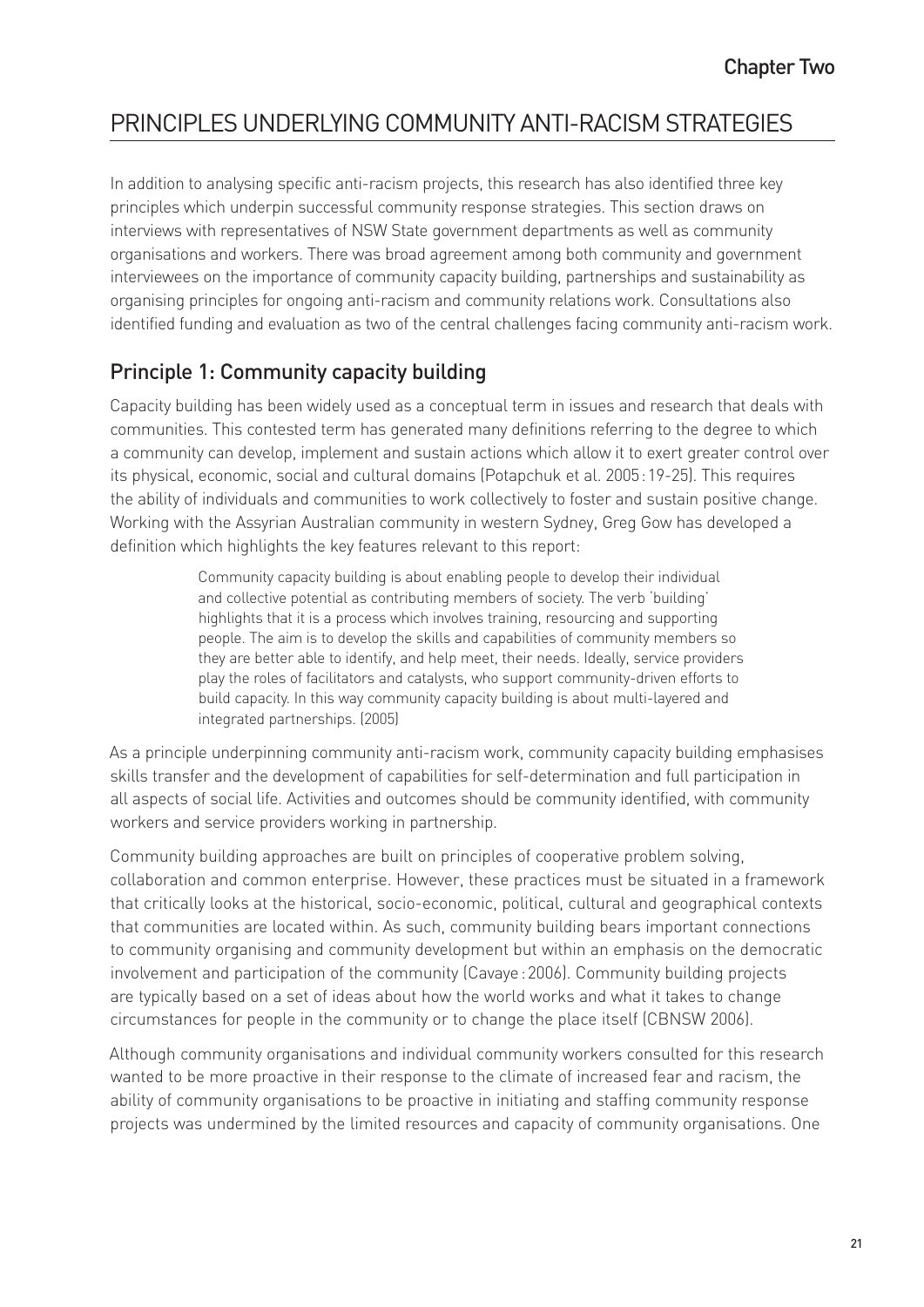# PRINCIPLES UNDERLYING COMMUNITY ANTI-RACISM STRATEGIES

In addition to analysing specific anti-racism projects, this research has also identified three key principles which underpin successful community response strategies. This section draws on interviews with representatives of NSW State government departments as well as community organisations and workers. There was broad agreement among both community and government interviewees on the importance of community capacity building, partnerships and sustainability as organising principles for ongoing anti-racism and community relations work. Consultations also identified funding and evaluation as two of the central challenges facing community anti-racism work.

## Principle 1: Community capacity building

Capacity building has been widely used as a conceptual term in issues and research that deals with communities. This contested term has generated many definitions referring to the degree to which a community can develop, implement and sustain actions which allow it to exert greater control over its physical, economic, social and cultural domains (Potapchuk et al. 2005 : 19-25). This requires the ability of individuals and communities to work collectively to foster and sustain positive change. Working with the Assyrian Australian community in western Sydney, Greg Gow has developed a definition which highlights the key features relevant to this report:

> Community capacity building is about enabling people to develop their individual and collective potential as contributing members of society. The verb 'building' highlights that it is a process which involves training, resourcing and supporting people. The aim is to develop the skills and capabilities of community members so they are better able to identify, and help meet, their needs. Ideally, service providers play the roles of facilitators and catalysts, who support community-driven efforts to build capacity. In this way community capacity building is about multi-layered and integrated partnerships. (2005)

As a principle underpinning community anti-racism work, community capacity building emphasises skills transfer and the development of capabilities for self-determination and full participation in all aspects of social life. Activities and outcomes should be community identified, with community workers and service providers working in partnership.

Community building approaches are built on principles of cooperative problem solving, collaboration and common enterprise. However, these practices must be situated in a framework that critically looks at the historical, socio-economic, political, cultural and geographical contexts that communities are located within. As such, community building bears important connections to community organising and community development but within an emphasis on the democratic involvement and participation of the community (Cavaye : 2006). Community building projects are typically based on a set of ideas about how the world works and what it takes to change circumstances for people in the community or to change the place itself (CBNSW 2006).

Although community organisations and individual community workers consulted for this research wanted to be more proactive in their response to the climate of increased fear and racism, the ability of community organisations to be proactive in initiating and staffing community response projects was undermined by the limited resources and capacity of community organisations. One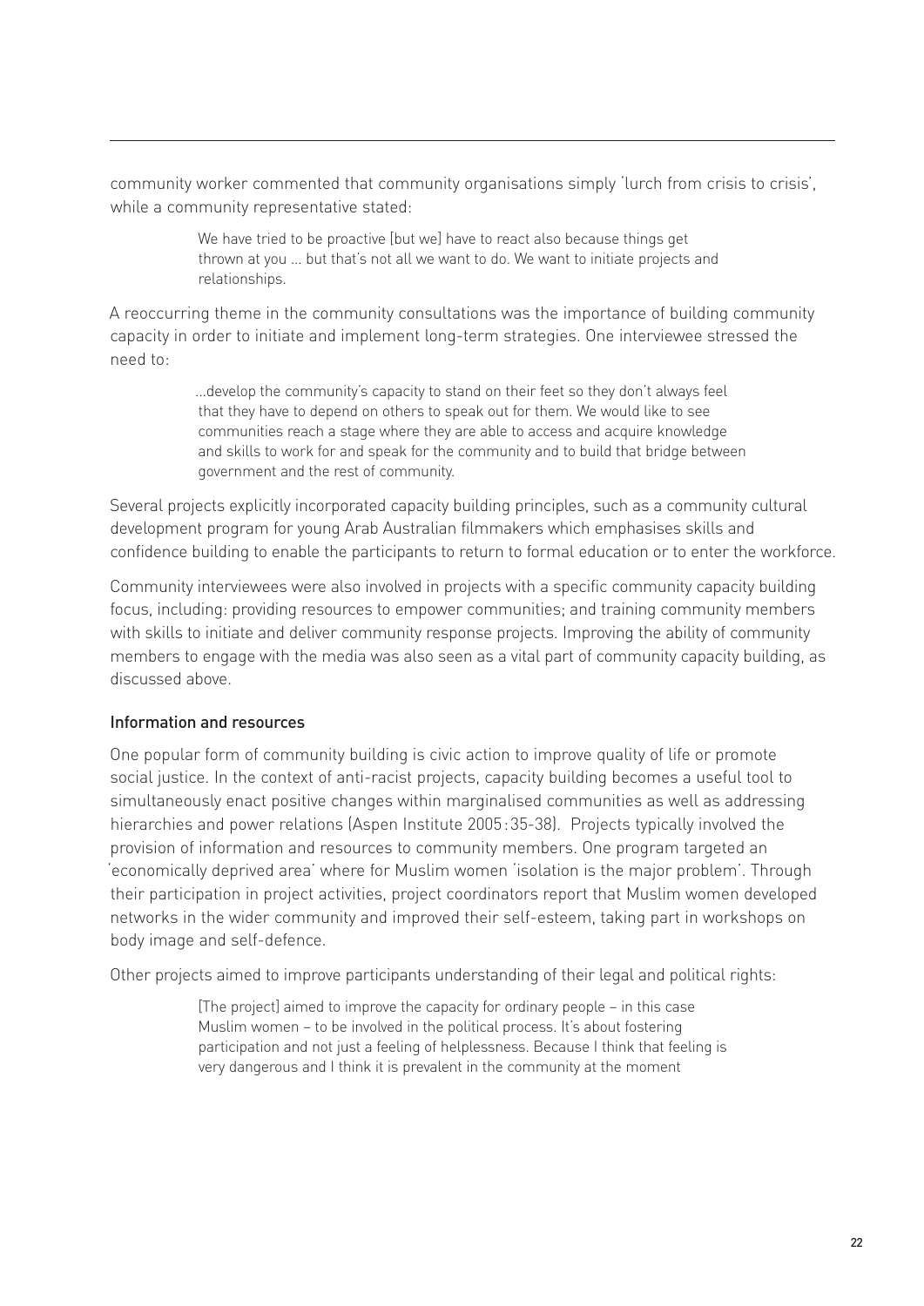community worker commented that community organisations simply 'lurch from crisis to crisis', while a community representative stated:

> We have tried to be proactive [but we] have to react also because things get thrown at you ... but that's not all we want to do. We want to initiate projects and relationships.

A reoccurring theme in the community consultations was the importance of building community capacity in order to initiate and implement long-term strategies. One interviewee stressed the need to:

> ...develop the community's capacity to stand on their feet so they don't always feel that they have to depend on others to speak out for them. We would like to see communities reach a stage where they are able to access and acquire knowledge and skills to work for and speak for the community and to build that bridge between government and the rest of community.

Several projects explicitly incorporated capacity building principles, such as a community cultural development program for young Arab Australian filmmakers which emphasises skills and confidence building to enable the participants to return to formal education or to enter the workforce.

Community interviewees were also involved in projects with a specific community capacity building focus, including: providing resources to empower communities; and training community members with skills to initiate and deliver community response projects. Improving the ability of community members to engage with the media was also seen as a vital part of community capacity building, as discussed above.

### Information and resources

One popular form of community building is civic action to improve quality of life or promote social justice. In the context of anti-racist projects, capacity building becomes a useful tool to simultaneously enact positive changes within marginalised communities as well as addressing hierarchies and power relations (Aspen Institute 2005:35-38). Projects typically involved the provision of information and resources to community members. One program targeted an 'economically deprived area' where for Muslim women 'isolation is the major problem'. Through their participation in project activities, project coordinators report that Muslim women developed networks in the wider community and improved their self-esteem, taking part in workshops on body image and self-defence.

Other projects aimed to improve participants understanding of their legal and political rights:

> [The project] aimed to improve the capacity for ordinary people – in this case Muslim women – to be involved in the political process. It's about fostering participation and not just a feeling of helplessness. Because I think that feeling is very dangerous and I think it is prevalent in the community at the moment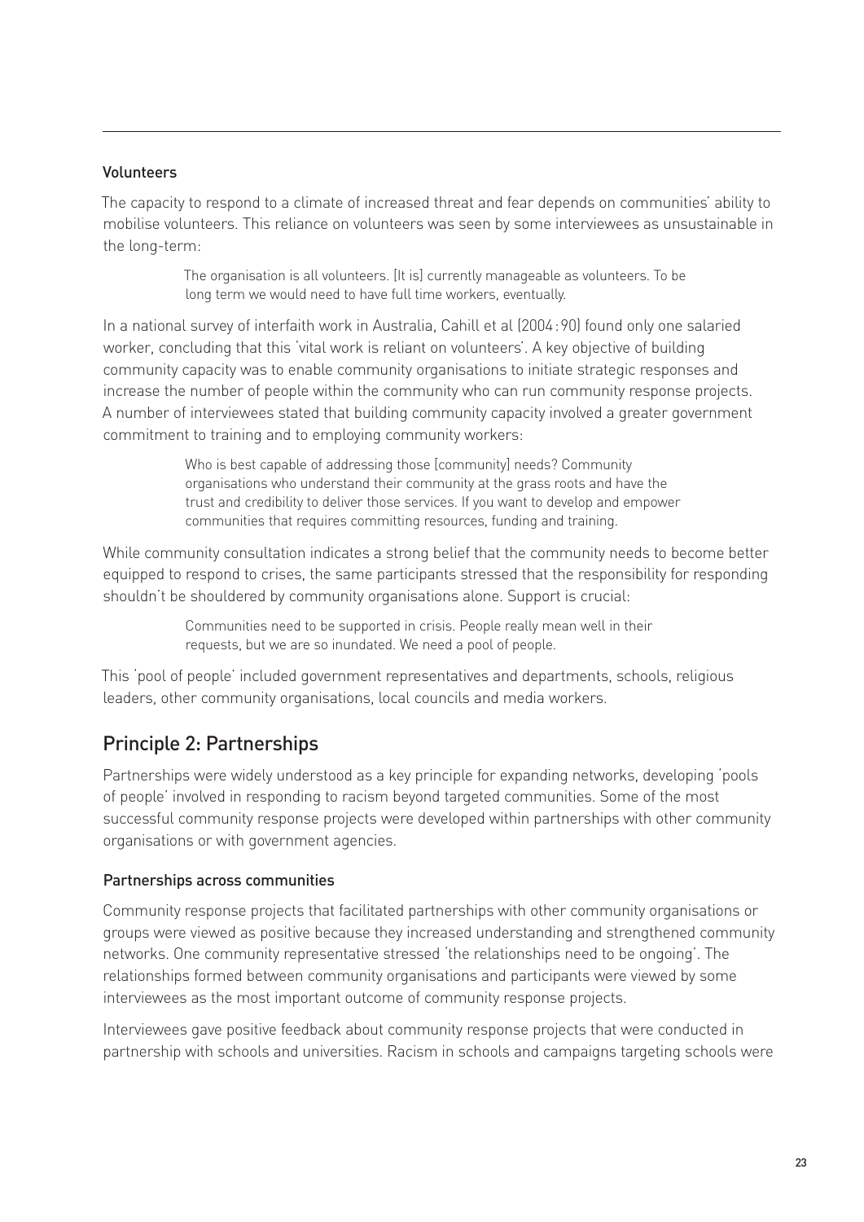### Volunteers

The capacity to respond to a climate of increased threat and fear depends on communities' ability to mobilise volunteers. This reliance on volunteers was seen by some interviewees as unsustainable in the long-term:

> The organisation is all volunteers. [It is] currently manageable as volunteers. To be long term we would need to have full time workers, eventually.

In a national survey of interfaith work in Australia, Cahill et al (2004:90) found only one salaried worker, concluding that this 'vital work is reliant on volunteers'. A key objective of building community capacity was to enable community organisations to initiate strategic responses and increase the number of people within the community who can run community response projects. A number of interviewees stated that building community capacity involved a greater government commitment to training and to employing community workers:

> Who is best capable of addressing those [community] needs? Community organisations who understand their community at the grass roots and have the trust and credibility to deliver those services. If you want to develop and empower communities that requires committing resources, funding and training.

While community consultation indicates a strong belief that the community needs to become better equipped to respond to crises, the same participants stressed that the responsibility for responding shouldn't be shouldered by community organisations alone. Support is crucial:

> Communities need to be supported in crisis. People really mean well in their requests, but we are so inundated. We need a pool of people.

This 'pool of people' included government representatives and departments, schools, religious leaders, other community organisations, local councils and media workers.

## Principle 2: Partnerships

Partnerships were widely understood as a key principle for expanding networks, developing 'pools of people' involved in responding to racism beyond targeted communities. Some of the most successful community response projects were developed within partnerships with other community organisations or with government agencies.

### Partnerships across communities

Community response projects that facilitated partnerships with other community organisations or groups were viewed as positive because they increased understanding and strengthened community networks. One community representative stressed 'the relationships need to be ongoing'. The relationships formed between community organisations and participants were viewed by some interviewees as the most important outcome of community response projects.

Interviewees gave positive feedback about community response projects that were conducted in partnership with schools and universities. Racism in schools and campaigns targeting schools were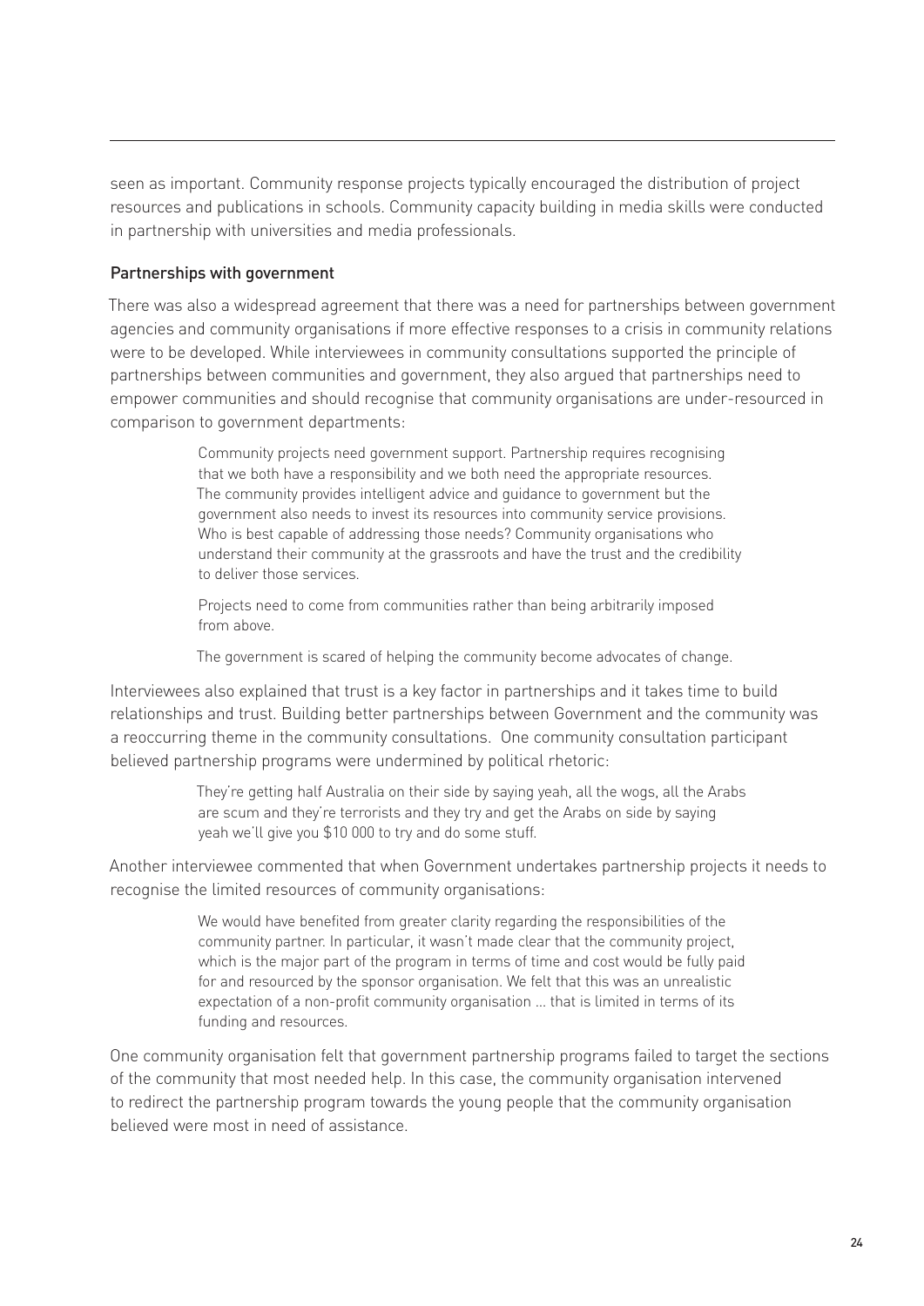seen as important. Community response projects typically encouraged the distribution of project resources and publications in schools. Community capacity building in media skills were conducted in partnership with universities and media professionals.

### Partnerships with government

There was also a widespread agreement that there was a need for partnerships between government agencies and community organisations if more effective responses to a crisis in community relations were to be developed. While interviewees in community consultations supported the principle of partnerships between communities and government, they also argued that partnerships need to empower communities and should recognise that community organisations are under-resourced in comparison to government departments:

> Community projects need government support. Partnership requires recognising that we both have a responsibility and we both need the appropriate resources. The community provides intelligent advice and guidance to government but the government also needs to invest its resources into community service provisions. Who is best capable of addressing those needs? Community organisations who understand their community at the grassroots and have the trust and the credibility to deliver those services.
>
> Projects need to come from communities rather than being arbitrarily imposed from above.
>
> The government is scared of helping the community become advocates of change.

Interviewees also explained that trust is a key factor in partnerships and it takes time to build relationships and trust. Building better partnerships between Government and the community was a reoccurring theme in the community consultations. One community consultation participant believed partnership programs were undermined by political rhetoric:

> They're getting half Australia on their side by saying yeah, all the wogs, all the Arabs are scum and they're terrorists and they try and get the Arabs on side by saying yeah we'll give you $10 000 to try and do some stuff.

Another interviewee commented that when Government undertakes partnership projects it needs to recognise the limited resources of community organisations:

> We would have benefited from greater clarity regarding the responsibilities of the community partner. In particular, it wasn't made clear that the community project, which is the major part of the program in terms of time and cost would be fully paid for and resourced by the sponsor organisation. We felt that this was an unrealistic expectation of a non-profit community organisation … that is limited in terms of its funding and resources.

One community organisation felt that government partnership programs failed to target the sections of the community that most needed help. In this case, the community organisation intervened to redirect the partnership program towards the young people that the community organisation believed were most in need of assistance.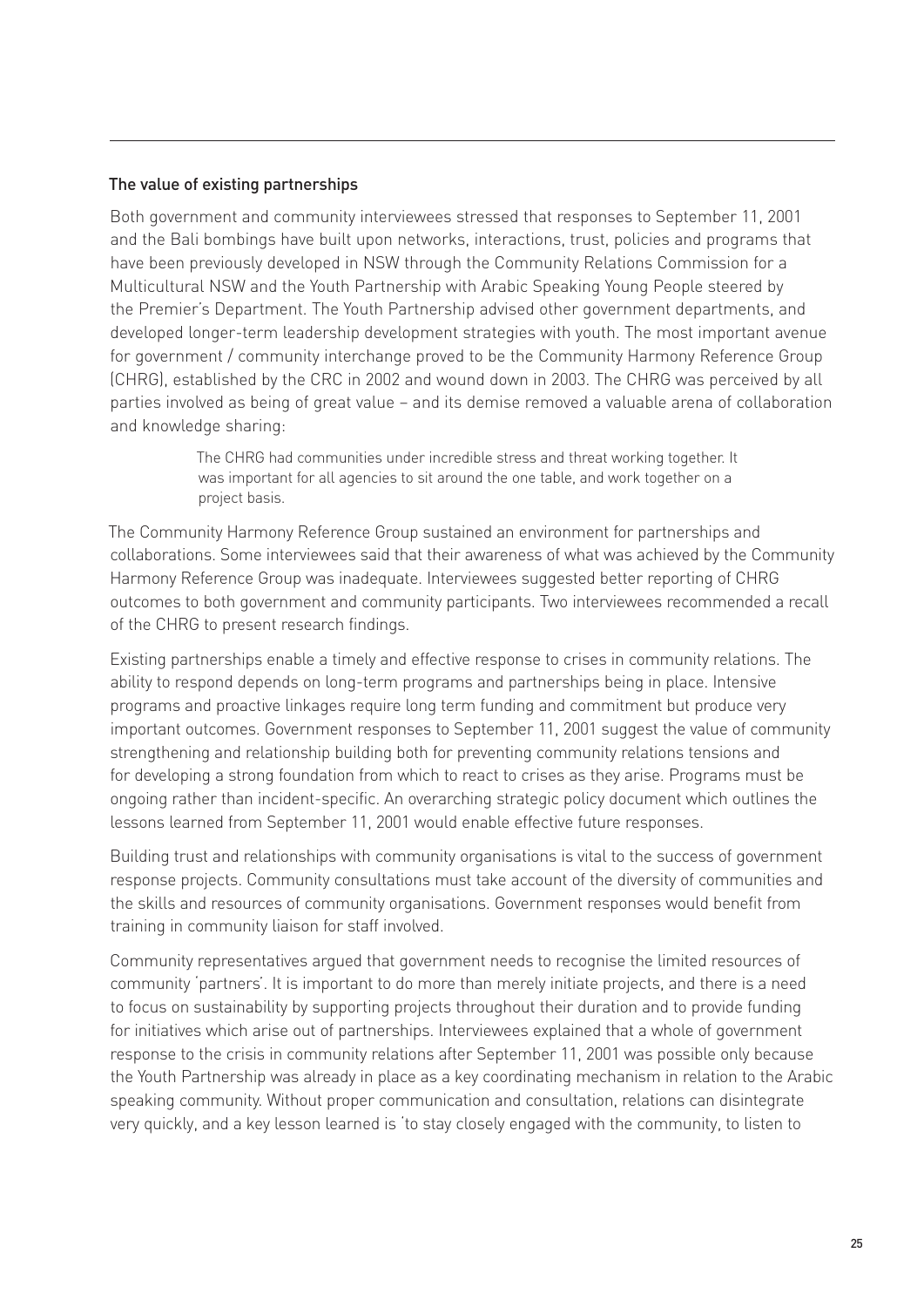## The value of existing partnerships

Both government and community interviewees stressed that responses to September 11, 2001 and the Bali bombings have built upon networks, interactions, trust, policies and programs that have been previously developed in NSW through the Community Relations Commission for a Multicultural NSW and the Youth Partnership with Arabic Speaking Young People steered by the Premier's Department. The Youth Partnership advised other government departments, and developed longer-term leadership development strategies with youth. The most important avenue for government / community interchange proved to be the Community Harmony Reference Group (CHRG), established by the CRC in 2002 and wound down in 2003. The CHRG was perceived by all parties involved as being of great value – and its demise removed a valuable arena of collaboration and knowledge sharing:

> The CHRG had communities under incredible stress and threat working together. It was important for all agencies to sit around the one table, and work together on a project basis.

The Community Harmony Reference Group sustained an environment for partnerships and collaborations. Some interviewees said that their awareness of what was achieved by the Community Harmony Reference Group was inadequate. Interviewees suggested better reporting of CHRG outcomes to both government and community participants. Two interviewees recommended a recall of the CHRG to present research findings.

Existing partnerships enable a timely and effective response to crises in community relations. The ability to respond depends on long-term programs and partnerships being in place. Intensive programs and proactive linkages require long term funding and commitment but produce very important outcomes. Government responses to September 11, 2001 suggest the value of community strengthening and relationship building both for preventing community relations tensions and for developing a strong foundation from which to react to crises as they arise. Programs must be ongoing rather than incident-specific. An overarching strategic policy document which outlines the lessons learned from September 11, 2001 would enable effective future responses.

Building trust and relationships with community organisations is vital to the success of government response projects. Community consultations must take account of the diversity of communities and the skills and resources of community organisations. Government responses would benefit from training in community liaison for staff involved.

Community representatives argued that government needs to recognise the limited resources of community 'partners'. It is important to do more than merely initiate projects, and there is a need to focus on sustainability by supporting projects throughout their duration and to provide funding for initiatives which arise out of partnerships. Interviewees explained that a whole of government response to the crisis in community relations after September 11, 2001 was possible only because the Youth Partnership was already in place as a key coordinating mechanism in relation to the Arabic speaking community. Without proper communication and consultation, relations can disintegrate very quickly, and a key lesson learned is 'to stay closely engaged with the community, to listen to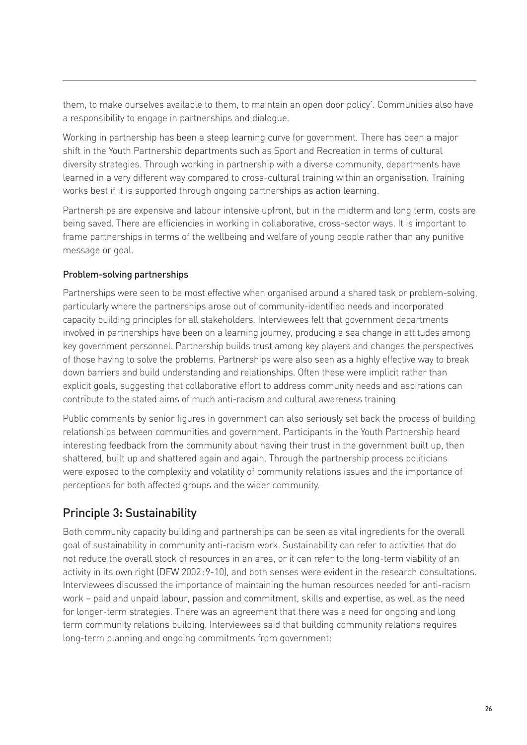them, to make ourselves available to them, to maintain an open door policy'. Communities also have a responsibility to engage in partnerships and dialogue.

Working in partnership has been a steep learning curve for government. There has been a major shift in the Youth Partnership departments such as Sport and Recreation in terms of cultural diversity strategies. Through working in partnership with a diverse community, departments have learned in a very different way compared to cross-cultural training within an organisation. Training works best if it is supported through ongoing partnerships as action learning.

Partnerships are expensive and labour intensive upfront, but in the midterm and long term, costs are being saved. There are efficiencies in working in collaborative, cross-sector ways. It is important to frame partnerships in terms of the wellbeing and welfare of young people rather than any punitive message or goal.

### Problem-solving partnerships

Partnerships were seen to be most effective when organised around a shared task or problem-solving, particularly where the partnerships arose out of community-identified needs and incorporated capacity building principles for all stakeholders. Interviewees felt that government departments involved in partnerships have been on a learning journey, producing a sea change in attitudes among key government personnel. Partnership builds trust among key players and changes the perspectives of those having to solve the problems. Partnerships were also seen as a highly effective way to break down barriers and build understanding and relationships. Often these were implicit rather than explicit goals, suggesting that collaborative effort to address community needs and aspirations can contribute to the stated aims of much anti-racism and cultural awareness training.

Public comments by senior figures in government can also seriously set back the process of building relationships between communities and government. Participants in the Youth Partnership heard interesting feedback from the community about having their trust in the government built up, then shattered, built up and shattered again and again. Through the partnership process politicians were exposed to the complexity and volatility of community relations issues and the importance of perceptions for both affected groups and the wider community.

## Principle 3: Sustainability

Both community capacity building and partnerships can be seen as vital ingredients for the overall goal of sustainability in community anti-racism work. Sustainability can refer to activities that do not reduce the overall stock of resources in an area, or it can refer to the long-term viability of an activity in its own right (DFW 2002: 9-10), and both senses were evident in the research consultations. Interviewees discussed the importance of maintaining the human resources needed for anti-racism work – paid and unpaid labour, passion and commitment, skills and expertise, as well as the need for longer-term strategies. There was an agreement that there was a need for ongoing and long term community relations building. Interviewees said that building community relations requires long-term planning and ongoing commitments from government: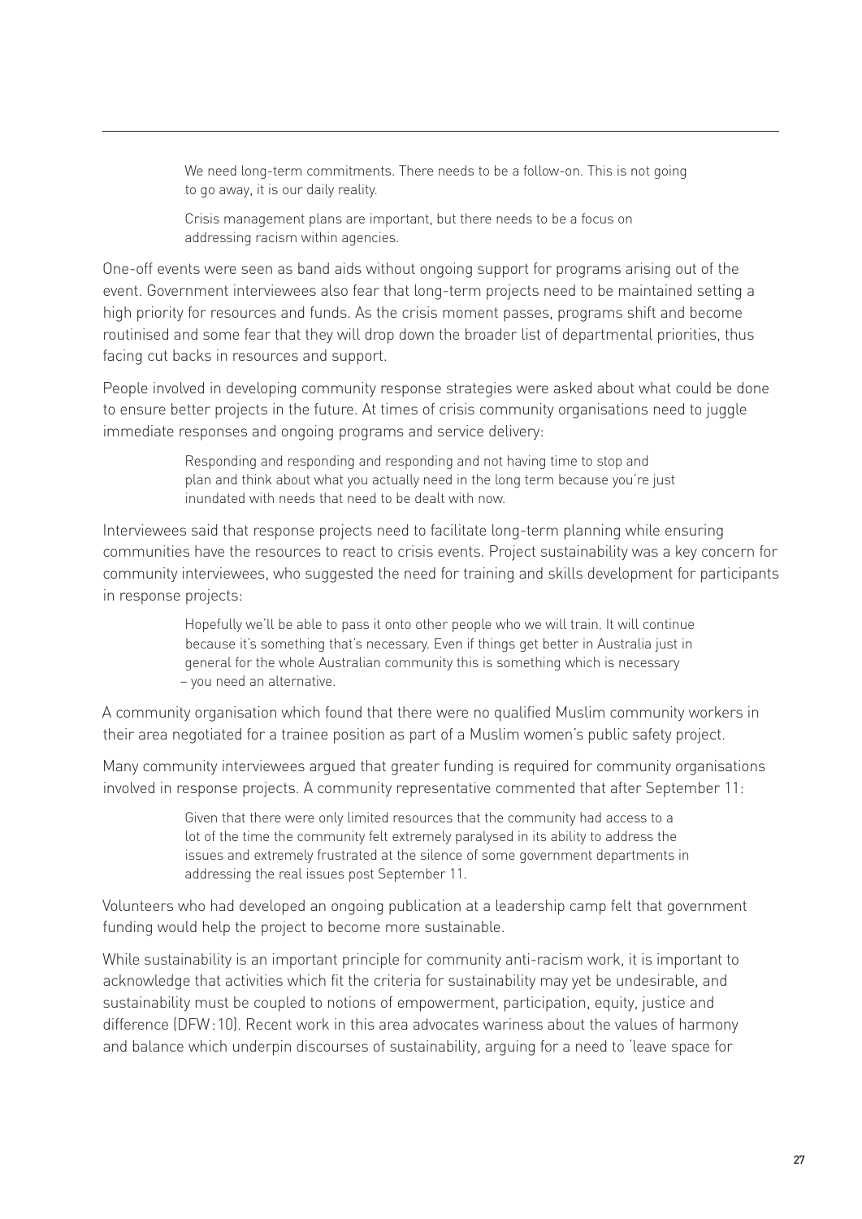> We need long-term commitments. There needs to be a follow-on. This is not going to go away, it is our daily reality.

> Crisis management plans are important, but there needs to be a focus on addressing racism within agencies.

One-off events were seen as band aids without ongoing support for programs arising out of the event. Government interviewees also fear that long-term projects need to be maintained setting a high priority for resources and funds. As the crisis moment passes, programs shift and become routinised and some fear that they will drop down the broader list of departmental priorities, thus facing cut backs in resources and support.

People involved in developing community response strategies were asked about what could be done to ensure better projects in the future. At times of crisis community organisations need to juggle immediate responses and ongoing programs and service delivery:

> Responding and responding and responding and not having time to stop and plan and think about what you actually need in the long term because you're just inundated with needs that need to be dealt with now.

Interviewees said that response projects need to facilitate long-term planning while ensuring communities have the resources to react to crisis events. Project sustainability was a key concern for community interviewees, who suggested the need for training and skills development for participants in response projects:

> Hopefully we'll be able to pass it onto other people who we will train. It will continue because it's something that's necessary. Even if things get better in Australia just in general for the whole Australian community this is something which is necessary – you need an alternative.

A community organisation which found that there were no qualified Muslim community workers in their area negotiated for a trainee position as part of a Muslim women's public safety project.

Many community interviewees argued that greater funding is required for community organisations involved in response projects. A community representative commented that after September 11:

> Given that there were only limited resources that the community had access to a lot of the time the community felt extremely paralysed in its ability to address the issues and extremely frustrated at the silence of some government departments in addressing the real issues post September 11.

Volunteers who had developed an ongoing publication at a leadership camp felt that government funding would help the project to become more sustainable.

While sustainability is an important principle for community anti-racism work, it is important to acknowledge that activities which fit the criteria for sustainability may yet be undesirable, and sustainability must be coupled to notions of empowerment, participation, equity, justice and difference (DFW:10). Recent work in this area advocates wariness about the values of harmony and balance which underpin discourses of sustainability, arguing for a need to 'leave space for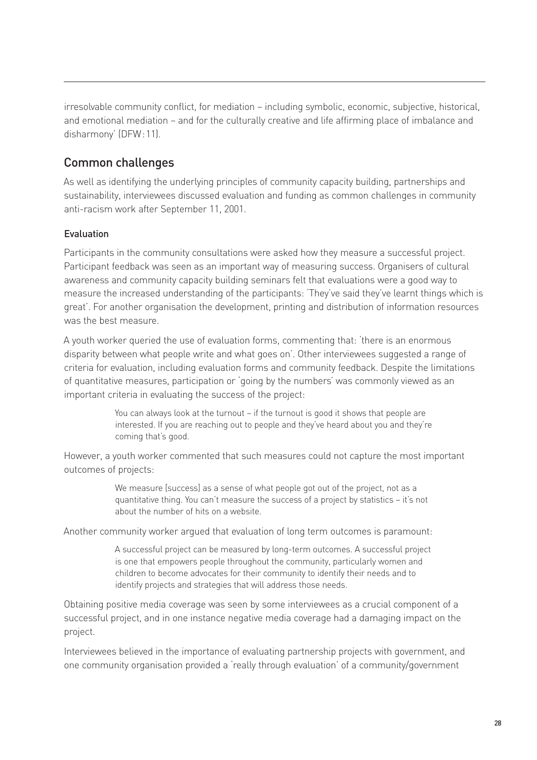irresolvable community conflict, for mediation – including symbolic, economic, subjective, historical, and emotional mediation – and for the culturally creative and life affirming place of imbalance and disharmony' (DFW:11).

## Common challenges

As well as identifying the underlying principles of community capacity building, partnerships and sustainability, interviewees discussed evaluation and funding as common challenges in community anti-racism work after September 11, 2001.

### Evaluation

Participants in the community consultations were asked how they measure a successful project. Participant feedback was seen as an important way of measuring success. Organisers of cultural awareness and community capacity building seminars felt that evaluations were a good way to measure the increased understanding of the participants: 'They've said they've learnt things which is great'. For another organisation the development, printing and distribution of information resources was the best measure.

A youth worker queried the use of evaluation forms, commenting that: 'there is an enormous disparity between what people write and what goes on'. Other interviewees suggested a range of criteria for evaluation, including evaluation forms and community feedback. Despite the limitations of quantitative measures, participation or 'going by the numbers' was commonly viewed as an important criteria in evaluating the success of the project:

> You can always look at the turnout – if the turnout is good it shows that people are interested. If you are reaching out to people and they've heard about you and they're coming that's good.

However, a youth worker commented that such measures could not capture the most important outcomes of projects:

> We measure [success] as a sense of what people got out of the project, not as a quantitative thing. You can't measure the success of a project by statistics – it's not about the number of hits on a website.

Another community worker argued that evaluation of long term outcomes is paramount:

> A successful project can be measured by long-term outcomes. A successful project is one that empowers people throughout the community, particularly women and children to become advocates for their community to identify their needs and to identify projects and strategies that will address those needs.

Obtaining positive media coverage was seen by some interviewees as a crucial component of a successful project, and in one instance negative media coverage had a damaging impact on the project.

Interviewees believed in the importance of evaluating partnership projects with government, and one community organisation provided a 'really through evaluation' of a community/government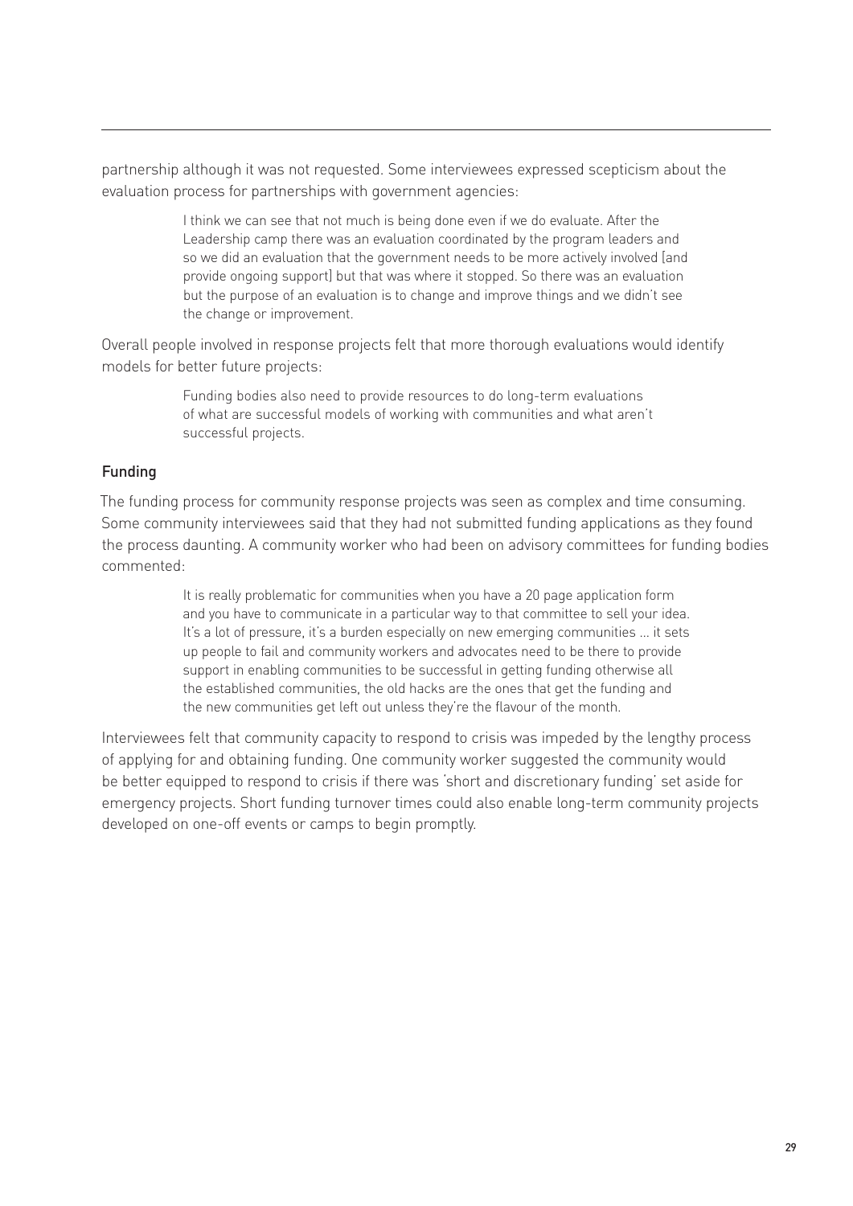partnership although it was not requested. Some interviewees expressed scepticism about the evaluation process for partnerships with government agencies:

> I think we can see that not much is being done even if we do evaluate. After the Leadership camp there was an evaluation coordinated by the program leaders and so we did an evaluation that the government needs to be more actively involved [and provide ongoing support] but that was where it stopped. So there was an evaluation but the purpose of an evaluation is to change and improve things and we didn't see the change or improvement.

Overall people involved in response projects felt that more thorough evaluations would identify models for better future projects:

> Funding bodies also need to provide resources to do long-term evaluations of what are successful models of working with communities and what aren't successful projects.

### Funding

The funding process for community response projects was seen as complex and time consuming. Some community interviewees said that they had not submitted funding applications as they found the process daunting. A community worker who had been on advisory committees for funding bodies commented:

> It is really problematic for communities when you have a 20 page application form and you have to communicate in a particular way to that committee to sell your idea. It's a lot of pressure, it's a burden especially on new emerging communities ... it sets up people to fail and community workers and advocates need to be there to provide support in enabling communities to be successful in getting funding otherwise all the established communities, the old hacks are the ones that get the funding and the new communities get left out unless they're the flavour of the month.

Interviewees felt that community capacity to respond to crisis was impeded by the lengthy process of applying for and obtaining funding. One community worker suggested the community would be better equipped to respond to crisis if there was 'short and discretionary funding' set aside for emergency projects. Short funding turnover times could also enable long-term community projects developed on one-off events or camps to begin promptly.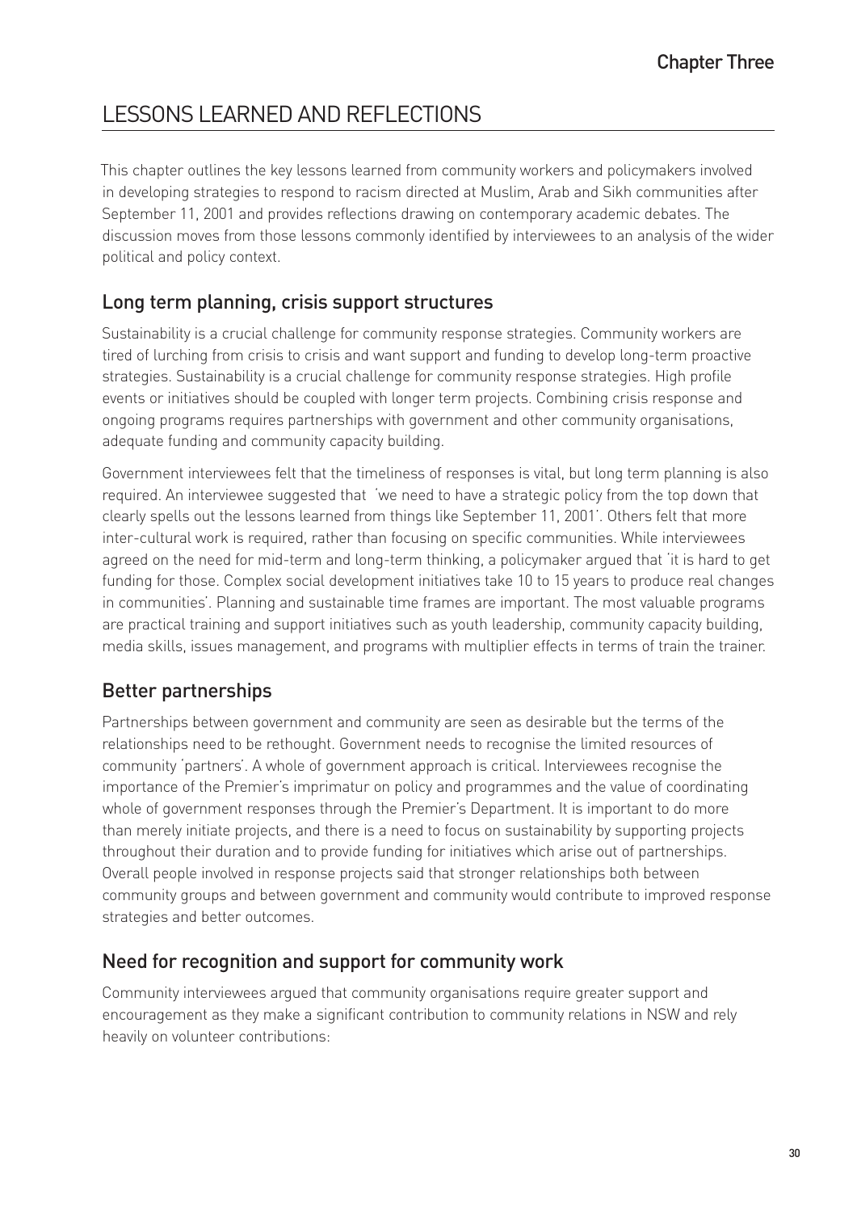# LESSONS LEARNED AND REFLECTIONS

This chapter outlines the key lessons learned from community workers and policymakers involved in developing strategies to respond to racism directed at Muslim, Arab and Sikh communities after September 11, 2001 and provides reflections drawing on contemporary academic debates. The discussion moves from those lessons commonly identified by interviewees to an analysis of the wider political and policy context.

## Long term planning, crisis support structures

Sustainability is a crucial challenge for community response strategies. Community workers are tired of lurching from crisis to crisis and want support and funding to develop long-term proactive strategies. Sustainability is a crucial challenge for community response strategies. High profile events or initiatives should be coupled with longer term projects. Combining crisis response and ongoing programs requires partnerships with government and other community organisations, adequate funding and community capacity building.

Government interviewees felt that the timeliness of responses is vital, but long term planning is also required. An interviewee suggested that 'we need to have a strategic policy from the top down that clearly spells out the lessons learned from things like September 11, 2001'. Others felt that more inter-cultural work is required, rather than focusing on specific communities. While interviewees agreed on the need for mid-term and long-term thinking, a policymaker argued that 'it is hard to get funding for those. Complex social development initiatives take 10 to 15 years to produce real changes in communities'. Planning and sustainable time frames are important. The most valuable programs are practical training and support initiatives such as youth leadership, community capacity building, media skills, issues management, and programs with multiplier effects in terms of train the trainer.

## Better partnerships

Partnerships between government and community are seen as desirable but the terms of the relationships need to be rethought. Government needs to recognise the limited resources of community 'partners'. A whole of government approach is critical. Interviewees recognise the importance of the Premier's imprimatur on policy and programmes and the value of coordinating whole of government responses through the Premier's Department. It is important to do more than merely initiate projects, and there is a need to focus on sustainability by supporting projects throughout their duration and to provide funding for initiatives which arise out of partnerships. Overall people involved in response projects said that stronger relationships both between community groups and between government and community would contribute to improved response strategies and better outcomes.

## Need for recognition and support for community work

Community interviewees argued that community organisations require greater support and encouragement as they make a significant contribution to community relations in NSW and rely heavily on volunteer contributions: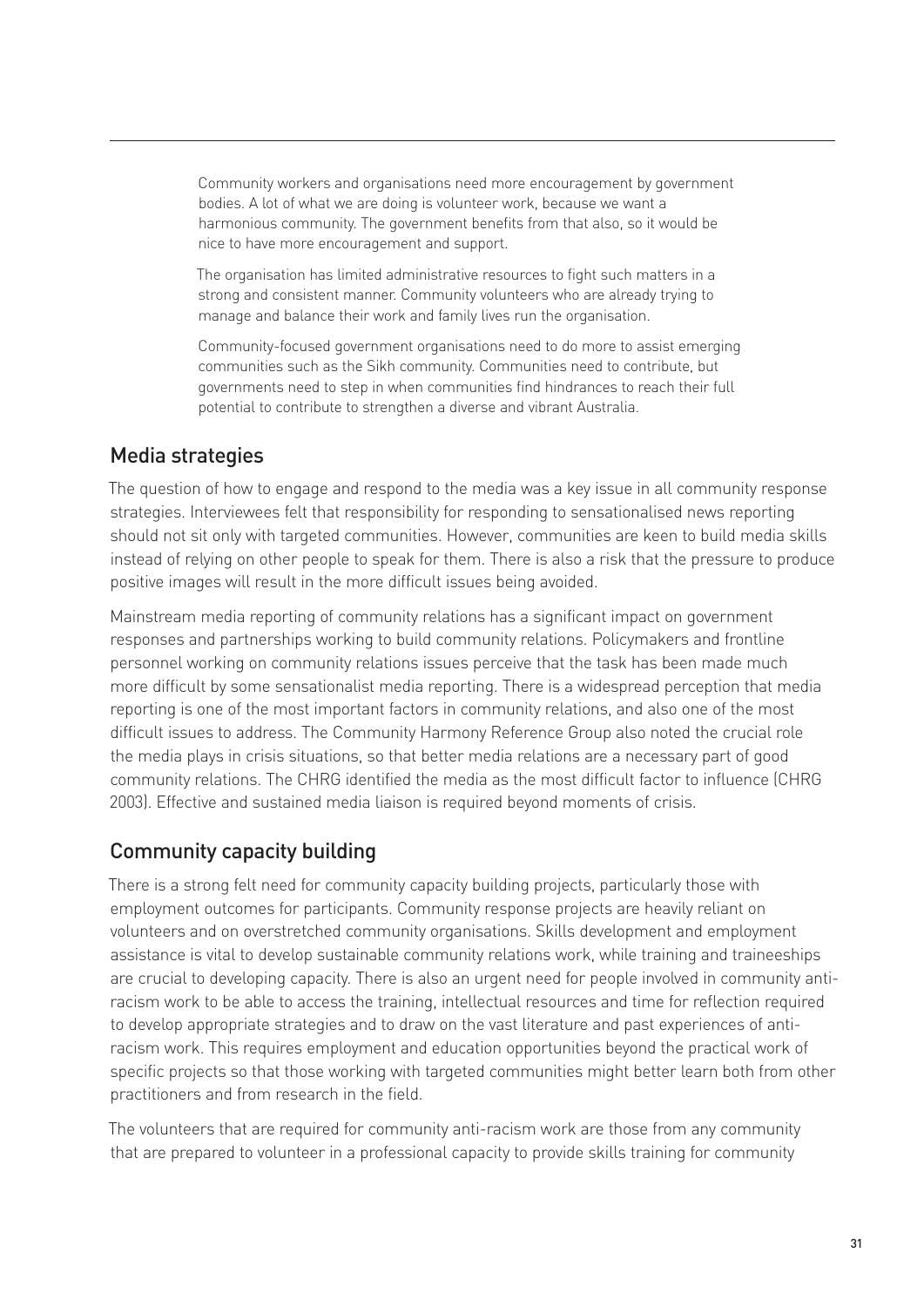> Community workers and organisations need more encouragement by government bodies. A lot of what we are doing is volunteer work, because we want a harmonious community. The government benefits from that also, so it would be nice to have more encouragement and support.
>
> The organisation has limited administrative resources to fight such matters in a strong and consistent manner. Community volunteers who are already trying to manage and balance their work and family lives run the organisation.
>
> Community-focused government organisations need to do more to assist emerging communities such as the Sikh community. Communities need to contribute, but governments need to step in when communities find hindrances to reach their full potential to contribute to strengthen a diverse and vibrant Australia.

## Media strategies

The question of how to engage and respond to the media was a key issue in all community response strategies. Interviewees felt that responsibility for responding to sensationalised news reporting should not sit only with targeted communities. However, communities are keen to build media skills instead of relying on other people to speak for them. There is also a risk that the pressure to produce positive images will result in the more difficult issues being avoided.

Mainstream media reporting of community relations has a significant impact on government responses and partnerships working to build community relations. Policymakers and frontline personnel working on community relations issues perceive that the task has been made much more difficult by some sensationalist media reporting. There is a widespread perception that media reporting is one of the most important factors in community relations, and also one of the most difficult issues to address. The Community Harmony Reference Group also noted the crucial role the media plays in crisis situations, so that better media relations are a necessary part of good community relations. The CHRG identified the media as the most difficult factor to influence (CHRG 2003). Effective and sustained media liaison is required beyond moments of crisis.

## Community capacity building

There is a strong felt need for community capacity building projects, particularly those with employment outcomes for participants. Community response projects are heavily reliant on volunteers and on overstretched community organisations. Skills development and employment assistance is vital to develop sustainable community relations work, while training and traineeships are crucial to developing capacity. There is also an urgent need for people involved in community anti-racism work to be able to access the training, intellectual resources and time for reflection required to develop appropriate strategies and to draw on the vast literature and past experiences of anti-racism work. This requires employment and education opportunities beyond the practical work of specific projects so that those working with targeted communities might better learn both from other practitioners and from research in the field.

The volunteers that are required for community anti-racism work are those from any community that are prepared to volunteer in a professional capacity to provide skills training for community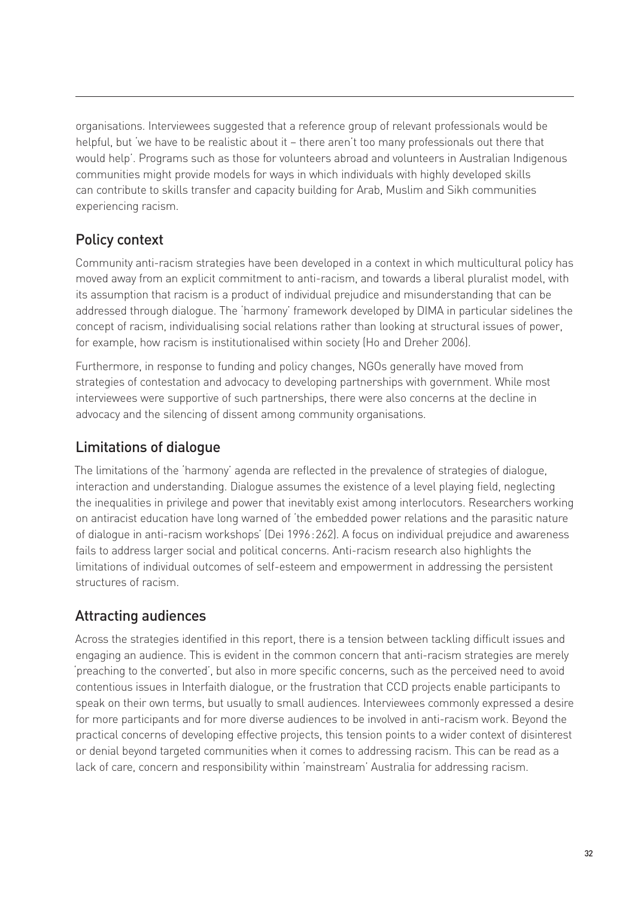organisations. Interviewees suggested that a reference group of relevant professionals would be helpful, but 'we have to be realistic about it – there aren't too many professionals out there that would help'. Programs such as those for volunteers abroad and volunteers in Australian Indigenous communities might provide models for ways in which individuals with highly developed skills can contribute to skills transfer and capacity building for Arab, Muslim and Sikh communities experiencing racism.

## Policy context

Community anti-racism strategies have been developed in a context in which multicultural policy has moved away from an explicit commitment to anti-racism, and towards a liberal pluralist model, with its assumption that racism is a product of individual prejudice and misunderstanding that can be addressed through dialogue. The 'harmony' framework developed by DIMA in particular sidelines the concept of racism, individualising social relations rather than looking at structural issues of power, for example, how racism is institutionalised within society (Ho and Dreher 2006).

Furthermore, in response to funding and policy changes, NGOs generally have moved from strategies of contestation and advocacy to developing partnerships with government. While most interviewees were supportive of such partnerships, there were also concerns at the decline in advocacy and the silencing of dissent among community organisations.

## Limitations of dialogue

The limitations of the 'harmony' agenda are reflected in the prevalence of strategies of dialogue, interaction and understanding. Dialogue assumes the existence of a level playing field, neglecting the inequalities in privilege and power that inevitably exist among interlocutors. Researchers working on antiracist education have long warned of 'the embedded power relations and the parasitic nature of dialogue in anti-racism workshops' (Dei 1996:262). A focus on individual prejudice and awareness fails to address larger social and political concerns. Anti-racism research also highlights the limitations of individual outcomes of self-esteem and empowerment in addressing the persistent structures of racism.

## Attracting audiences

Across the strategies identified in this report, there is a tension between tackling difficult issues and engaging an audience. This is evident in the common concern that anti-racism strategies are merely 'preaching to the converted', but also in more specific concerns, such as the perceived need to avoid contentious issues in Interfaith dialogue, or the frustration that CCD projects enable participants to speak on their own terms, but usually to small audiences. Interviewees commonly expressed a desire for more participants and for more diverse audiences to be involved in anti-racism work. Beyond the practical concerns of developing effective projects, this tension points to a wider context of disinterest or denial beyond targeted communities when it comes to addressing racism. This can be read as a lack of care, concern and responsibility within 'mainstream' Australia for addressing racism.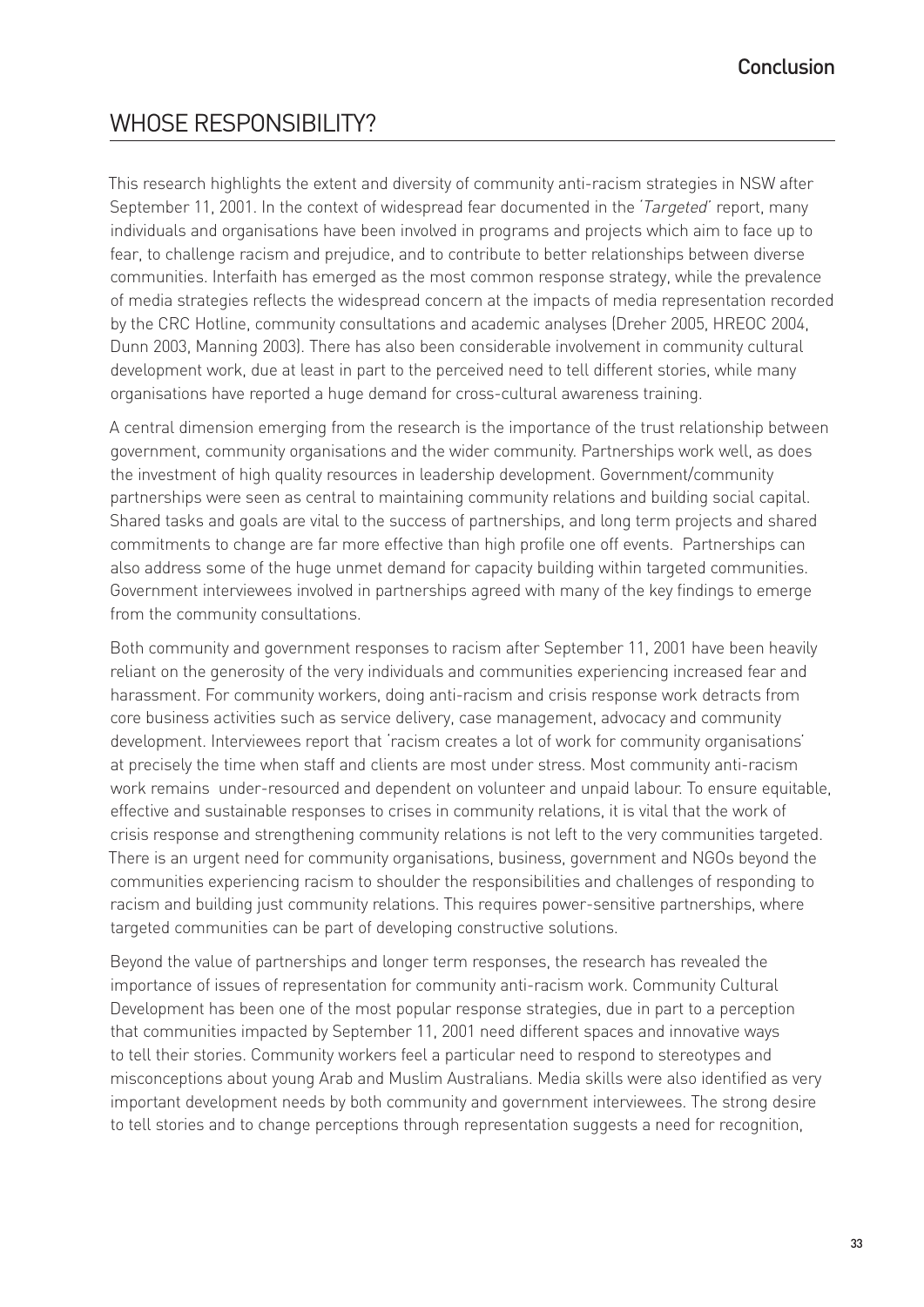## WHOSE RESPONSIBILITY?

This research highlights the extent and diversity of community anti-racism strategies in NSW after September 11, 2001. In the context of widespread fear documented in the '*Targeted*' report, many individuals and organisations have been involved in programs and projects which aim to face up to fear, to challenge racism and prejudice, and to contribute to better relationships between diverse communities. Interfaith has emerged as the most common response strategy, while the prevalence of media strategies reflects the widespread concern at the impacts of media representation recorded by the CRC Hotline, community consultations and academic analyses (Dreher 2005, HREOC 2004, Dunn 2003, Manning 2003). There has also been considerable involvement in community cultural development work, due at least in part to the perceived need to tell different stories, while many organisations have reported a huge demand for cross-cultural awareness training.

A central dimension emerging from the research is the importance of the trust relationship between government, community organisations and the wider community. Partnerships work well, as does the investment of high quality resources in leadership development. Government/community partnerships were seen as central to maintaining community relations and building social capital. Shared tasks and goals are vital to the success of partnerships, and long term projects and shared commitments to change are far more effective than high profile one off events. Partnerships can also address some of the huge unmet demand for capacity building within targeted communities. Government interviewees involved in partnerships agreed with many of the key findings to emerge from the community consultations.

Both community and government responses to racism after September 11, 2001 have been heavily reliant on the generosity of the very individuals and communities experiencing increased fear and harassment. For community workers, doing anti-racism and crisis response work detracts from core business activities such as service delivery, case management, advocacy and community development. Interviewees report that 'racism creates a lot of work for community organisations' at precisely the time when staff and clients are most under stress. Most community anti-racism work remains under-resourced and dependent on volunteer and unpaid labour. To ensure equitable, effective and sustainable responses to crises in community relations, it is vital that the work of crisis response and strengthening community relations is not left to the very communities targeted. There is an urgent need for community organisations, business, government and NGOs beyond the communities experiencing racism to shoulder the responsibilities and challenges of responding to racism and building just community relations. This requires power-sensitive partnerships, where targeted communities can be part of developing constructive solutions.

Beyond the value of partnerships and longer term responses, the research has revealed the importance of issues of representation for community anti-racism work. Community Cultural Development has been one of the most popular response strategies, due in part to a perception that communities impacted by September 11, 2001 need different spaces and innovative ways to tell their stories. Community workers feel a particular need to respond to stereotypes and misconceptions about young Arab and Muslim Australians. Media skills were also identified as very important development needs by both community and government interviewees. The strong desire to tell stories and to change perceptions through representation suggests a need for recognition,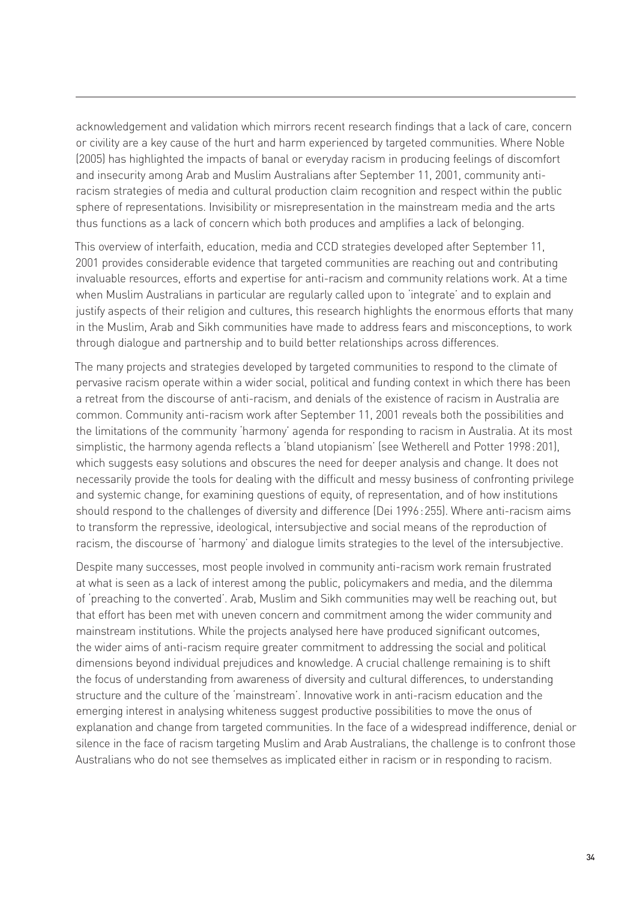acknowledgement and validation which mirrors recent research findings that a lack of care, concern or civility are a key cause of the hurt and harm experienced by targeted communities. Where Noble (2005) has highlighted the impacts of banal or everyday racism in producing feelings of discomfort and insecurity among Arab and Muslim Australians after September 11, 2001, community anti-racism strategies of media and cultural production claim recognition and respect within the public sphere of representations. Invisibility or misrepresentation in the mainstream media and the arts thus functions as a lack of concern which both produces and amplifies a lack of belonging.

This overview of interfaith, education, media and CCD strategies developed after September 11, 2001 provides considerable evidence that targeted communities are reaching out and contributing invaluable resources, efforts and expertise for anti-racism and community relations work. At a time when Muslim Australians in particular are regularly called upon to 'integrate' and to explain and justify aspects of their religion and cultures, this research highlights the enormous efforts that many in the Muslim, Arab and Sikh communities have made to address fears and misconceptions, to work through dialogue and partnership and to build better relationships across differences.

The many projects and strategies developed by targeted communities to respond to the climate of pervasive racism operate within a wider social, political and funding context in which there has been a retreat from the discourse of anti-racism, and denials of the existence of racism in Australia are common. Community anti-racism work after September 11, 2001 reveals both the possibilities and the limitations of the community 'harmony' agenda for responding to racism in Australia. At its most simplistic, the harmony agenda reflects a 'bland utopianism' (see Wetherell and Potter 1998: 201), which suggests easy solutions and obscures the need for deeper analysis and change. It does not necessarily provide the tools for dealing with the difficult and messy business of confronting privilege and systemic change, for examining questions of equity, of representation, and of how institutions should respond to the challenges of diversity and difference (Dei 1996: 255). Where anti-racism aims to transform the repressive, ideological, intersubjective and social means of the reproduction of racism, the discourse of 'harmony' and dialogue limits strategies to the level of the intersubjective.

Despite many successes, most people involved in community anti-racism work remain frustrated at what is seen as a lack of interest among the public, policymakers and media, and the dilemma of 'preaching to the converted'. Arab, Muslim and Sikh communities may well be reaching out, but that effort has been met with uneven concern and commitment among the wider community and mainstream institutions. While the projects analysed here have produced significant outcomes, the wider aims of anti-racism require greater commitment to addressing the social and political dimensions beyond individual prejudices and knowledge. A crucial challenge remaining is to shift the focus of understanding from awareness of diversity and cultural differences, to understanding structure and the culture of the 'mainstream'. Innovative work in anti-racism education and the emerging interest in analysing whiteness suggest productive possibilities to move the onus of explanation and change from targeted communities. In the face of a widespread indifference, denial or silence in the face of racism targeting Muslim and Arab Australians, the challenge is to confront those Australians who do not see themselves as implicated either in racism or in responding to racism.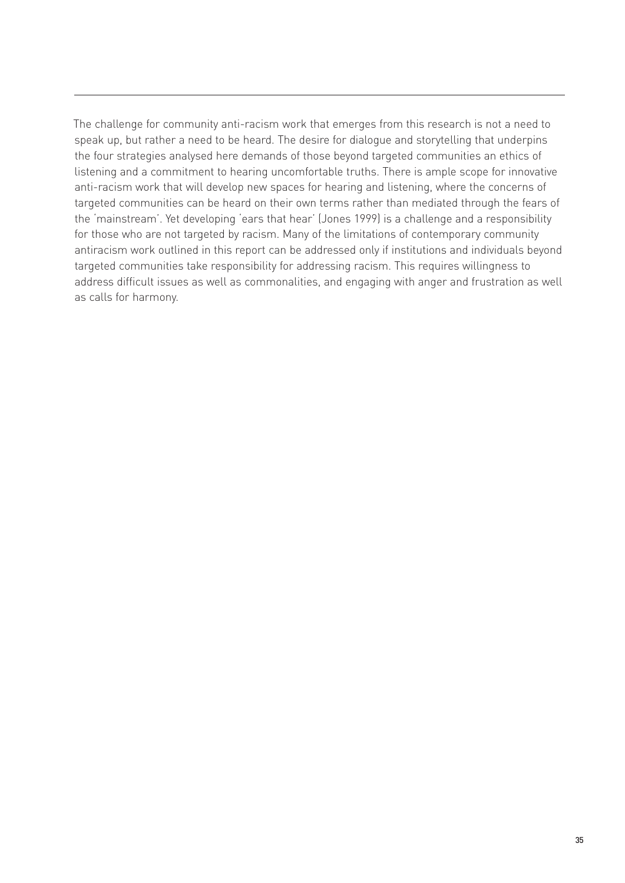The challenge for community anti-racism work that emerges from this research is not a need to speak up, but rather a need to be heard. The desire for dialogue and storytelling that underpins the four strategies analysed here demands of those beyond targeted communities an ethics of listening and a commitment to hearing uncomfortable truths. There is ample scope for innovative anti-racism work that will develop new spaces for hearing and listening, where the concerns of targeted communities can be heard on their own terms rather than mediated through the fears of the 'mainstream'. Yet developing 'ears that hear' (Jones 1999) is a challenge and a responsibility for those who are not targeted by racism. Many of the limitations of contemporary community antiracism work outlined in this report can be addressed only if institutions and individuals beyond targeted communities take responsibility for addressing racism. This requires willingness to address difficult issues as well as commonalities, and engaging with anger and frustration as well as calls for harmony.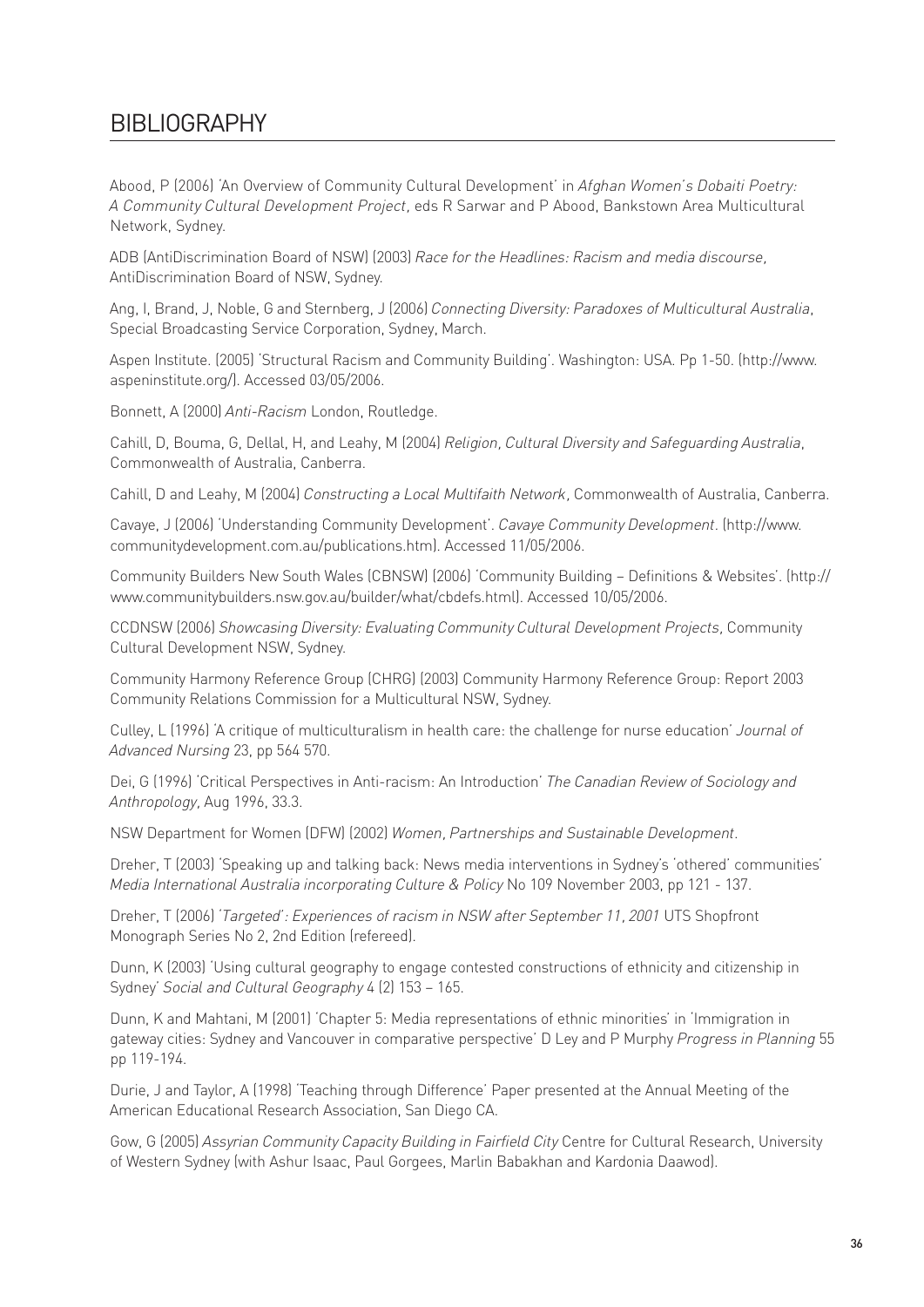# BIBLIOGRAPHY

Abood, P (2006) 'An Overview of Community Cultural Development' in *Afghan Women's Dobaiti Poetry: A Community Cultural Development Project*, eds R Sarwar and P Abood, Bankstown Area Multicultural Network, Sydney.

ADB (AntiDiscrimination Board of NSW) (2003) *Race for the Headlines: Racism and media discourse*, AntiDiscrimination Board of NSW, Sydney.

Ang, I, Brand, J, Noble, G and Sternberg, J (2006) *Connecting Diversity: Paradoxes of Multicultural Australia*, Special Broadcasting Service Corporation, Sydney, March.

Aspen Institute. (2005) 'Structural Racism and Community Building'. Washington: USA. Pp 1-50. (http://www.aspeninstitute.org/). Accessed 03/05/2006.

Bonnett, A (2000) *Anti-Racism* London, Routledge.

Cahill, D, Bouma, G, Dellal, H, and Leahy, M (2004) *Religion, Cultural Diversity and Safeguarding Australia*, Commonwealth of Australia, Canberra.

Cahill, D and Leahy, M (2004) *Constructing a Local Multifaith Network*, Commonwealth of Australia, Canberra.

Cavaye, J (2006) 'Understanding Community Development'. *Cavaye Community Development*. (http://www.communitydevelopment.com.au/publications.htm). Accessed 11/05/2006.

Community Builders New South Wales (CBNSW) (2006) 'Community Building – Definitions & Websites'. (http://www.communitybuilders.nsw.gov.au/builder/what/cbdefs.html). Accessed 10/05/2006.

CCDNSW (2006) *Showcasing Diversity: Evaluating Community Cultural Development Projects*, Community Cultural Development NSW, Sydney.

Community Harmony Reference Group (CHRG) (2003) Community Harmony Reference Group: Report 2003 Community Relations Commission for a Multicultural NSW, Sydney.

Culley, L (1996) 'A critique of multiculturalism in health care: the challenge for nurse education' *Journal of Advanced Nursing* 23, pp 564 570.

Dei, G (1996) 'Critical Perspectives in Anti-racism: An Introduction' *The Canadian Review of Sociology and Anthropology*, Aug 1996, 33.3.

NSW Department for Women (DFW) (2002) *Women, Partnerships and Sustainable Development*.

Dreher, T (2003) 'Speaking up and talking back: News media interventions in Sydney's 'othered' communities' *Media International Australia incorporating Culture & Policy* No 109 November 2003, pp 121 - 137.

Dreher, T (2006) *'Targeted': Experiences of racism in NSW after September 11, 2001* UTS Shopfront Monograph Series No 2, 2nd Edition (refereed).

Dunn, K (2003) 'Using cultural geography to engage contested constructions of ethnicity and citizenship in Sydney' *Social and Cultural Geography* 4 (2) 153 – 165.

Dunn, K and Mahtani, M (2001) 'Chapter 5: Media representations of ethnic minorities' in 'Immigration in gateway cities: Sydney and Vancouver in comparative perspective' D Ley and P Murphy *Progress in Planning* 55 pp 119-194.

Durie, J and Taylor, A (1998) 'Teaching through Difference' Paper presented at the Annual Meeting of the American Educational Research Association, San Diego CA.

Gow, G (2005) *Assyrian Community Capacity Building in Fairfield City* Centre for Cultural Research, University of Western Sydney (with Ashur Isaac, Paul Gorgees, Marlin Babakhan and Kardonia Daawod).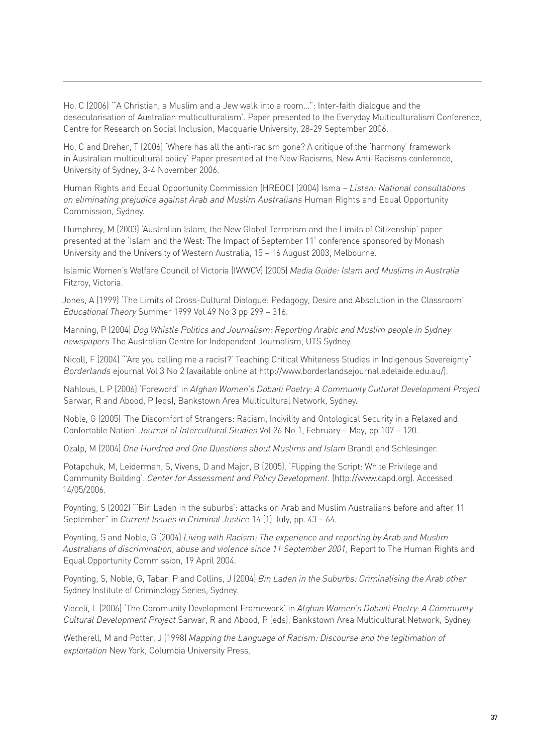Ho, C (2006) '"A Christian, a Muslim and a Jew walk into a room…": Inter-faith dialogue and the desecularisation of Australian multiculturalism'. Paper presented to the Everyday Multiculturalism Conference, Centre for Research on Social Inclusion, Macquarie University, 28-29 September 2006.

Ho, C and Dreher, T (2006) 'Where has all the anti-racism gone? A critique of the 'harmony' framework in Australian multicultural policy' Paper presented at the New Racisms, New Anti-Racisms conference, University of Sydney, 3-4 November 2006.

Human Rights and Equal Opportunity Commission (HREOC) (2004) Isma – *Listen: National consultations on eliminating prejudice against Arab and Muslim Australians* Human Rights and Equal Opportunity Commission, Sydney.

Humphrey, M (2003) 'Australian Islam, the New Global Terrorism and the Limits of Citizenship' paper presented at the 'Islam and the West: The Impact of September 11' conference sponsored by Monash University and the University of Western Australia, 15 – 16 August 2003, Melbourne.

Islamic Women's Welfare Council of Victoria (IWWCV) (2005) *Media Guide: Islam and Muslims in Australia* Fitzroy, Victoria.

Jones, A (1999) 'The Limits of Cross-Cultural Dialogue: Pedagogy, Desire and Absolution in the Classroom' *Educational Theory* Summer 1999 Vol 49 No 3 pp 299 – 316.

Manning, P (2004) *Dog Whistle Politics and Journalism: Reporting Arabic and Muslim people in Sydney newspapers* The Australian Centre for Independent Journalism, UTS Sydney.

Nicoll, F (2004) "'Are you calling me a racist?' Teaching Critical Whiteness Studies in Indigenous Sovereignty" *Borderlands* ejournal Vol 3 No 2 (available online at http://www.borderlandsejournal.adelaide.edu.au/).

Nahlous, L P (2006) 'Foreword' in *Afghan Women's Dobaiti Poetry: A Community Cultural Development Project* Sarwar, R and Abood, P (eds), Bankstown Area Multicultural Network, Sydney.

Noble, G (2005) 'The Discomfort of Strangers: Racism, Incivility and Ontological Security in a Relaxed and Confortable Nation' *Journal of Intercultural Studies* Vol 26 No 1, February – May, pp 107 – 120.

Ozalp, M (2004) *One Hundred and One Questions about Muslims and Islam* Brandl and Schlesinger.

Potapchuk, M, Leiderman, S, Vivens, D and Major, B (2005). 'Flipping the Script: White Privilege and Community Building'. *Center for Assessment and Policy Development*. (http://www.capd.org). Accessed 14/05/2006.

Poynting, S (2002) "'Bin Laden in the suburbs': attacks on Arab and Muslim Australians before and after 11 September" in *Current Issues in Criminal Justice* 14 (1) July, pp. 43 – 64.

Poynting, S and Noble, G (2004) *Living with Racism: The experience and reporting by Arab and Muslim Australians of discrimination, abuse and violence since 11 September 2001*, Report to The Human Rights and Equal Opportunity Commission, 19 April 2004.

Poynting, S, Noble, G, Tabar, P and Collins, J (2004) *Bin Laden in the Suburbs: Criminalising the Arab other* Sydney Institute of Criminology Series, Sydney.

Vieceli, L (2006) 'The Community Development Framework' in *Afghan Women's Dobaiti Poetry: A Community Cultural Development Project* Sarwar, R and Abood, P (eds), Bankstown Area Multicultural Network, Sydney.

Wetherell, M and Potter, J (1998) *Mapping the Language of Racism: Discourse and the legitimation of exploitation* New York, Columbia University Press.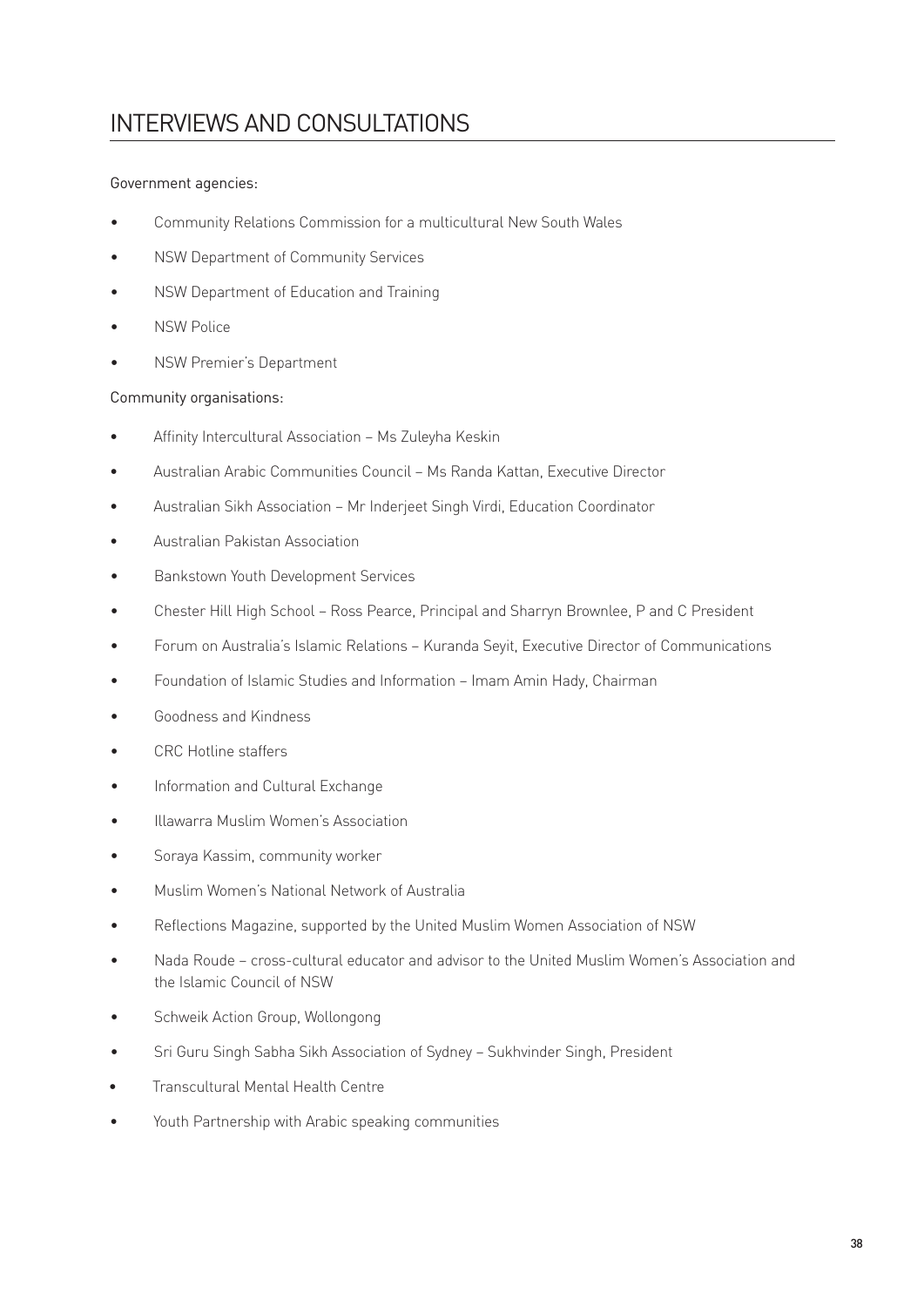# INTERVIEWS AND CONSULTATIONS

Government agencies:

- Community Relations Commission for a multicultural New South Wales
- NSW Department of Community Services
- NSW Department of Education and Training
- NSW Police
- NSW Premier's Department

Community organisations:

- Affinity Intercultural Association – Ms Zuleyha Keskin
- Australian Arabic Communities Council – Ms Randa Kattan, Executive Director
- Australian Sikh Association – Mr Inderjeet Singh Virdi, Education Coordinator
- Australian Pakistan Association
- Bankstown Youth Development Services
- Chester Hill High School – Ross Pearce, Principal and Sharryn Brownlee, P and C President
- Forum on Australia's Islamic Relations – Kuranda Seyit, Executive Director of Communications
- Foundation of Islamic Studies and Information – Imam Amin Hady, Chairman
- Goodness and Kindness
- CRC Hotline staffers
- Information and Cultural Exchange
- Illawarra Muslim Women's Association
- Soraya Kassim, community worker
- Muslim Women's National Network of Australia
- Reflections Magazine, supported by the United Muslim Women Association of NSW
- Nada Roude – cross-cultural educator and advisor to the United Muslim Women's Association and the Islamic Council of NSW
- Schweik Action Group, Wollongong
- Sri Guru Singh Sabha Sikh Association of Sydney – Sukhvinder Singh, President
- Transcultural Mental Health Centre
- Youth Partnership with Arabic speaking communities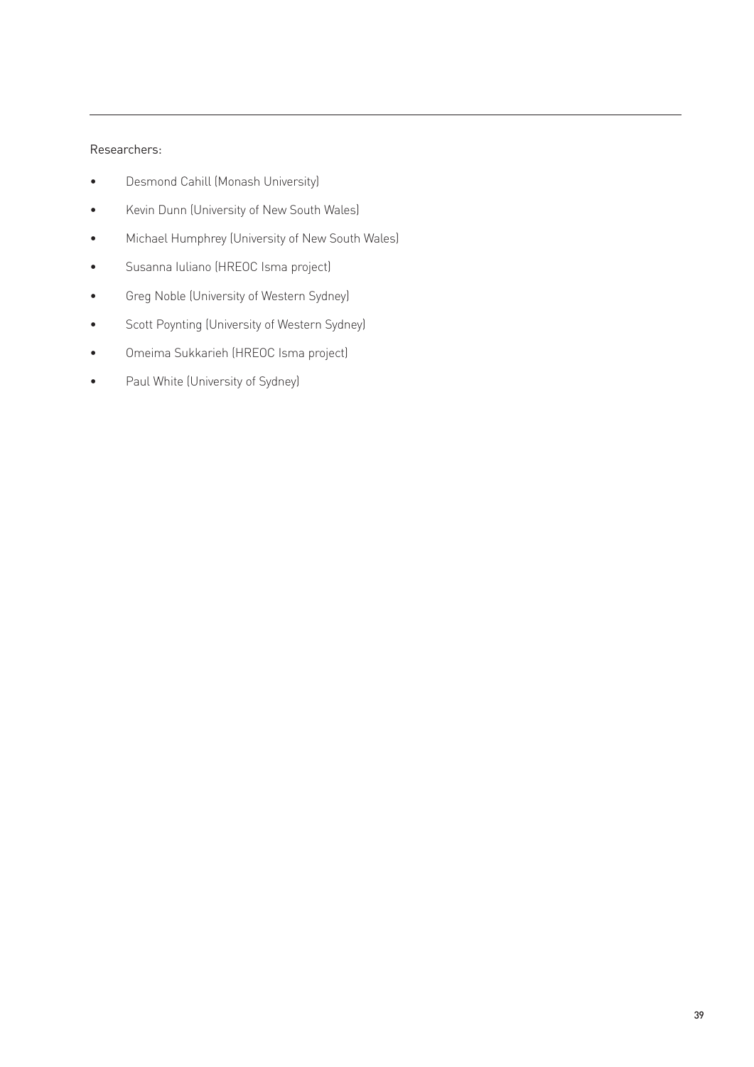Researchers:

- Desmond Cahill (Monash University)
- Kevin Dunn (University of New South Wales)
- Michael Humphrey (University of New South Wales)
- Susanna Iuliano (HREOC Isma project)
- Greg Noble (University of Western Sydney)
- Scott Poynting (University of Western Sydney)
- Omeima Sukkarieh (HREOC Isma project)
- Paul White (University of Sydney)